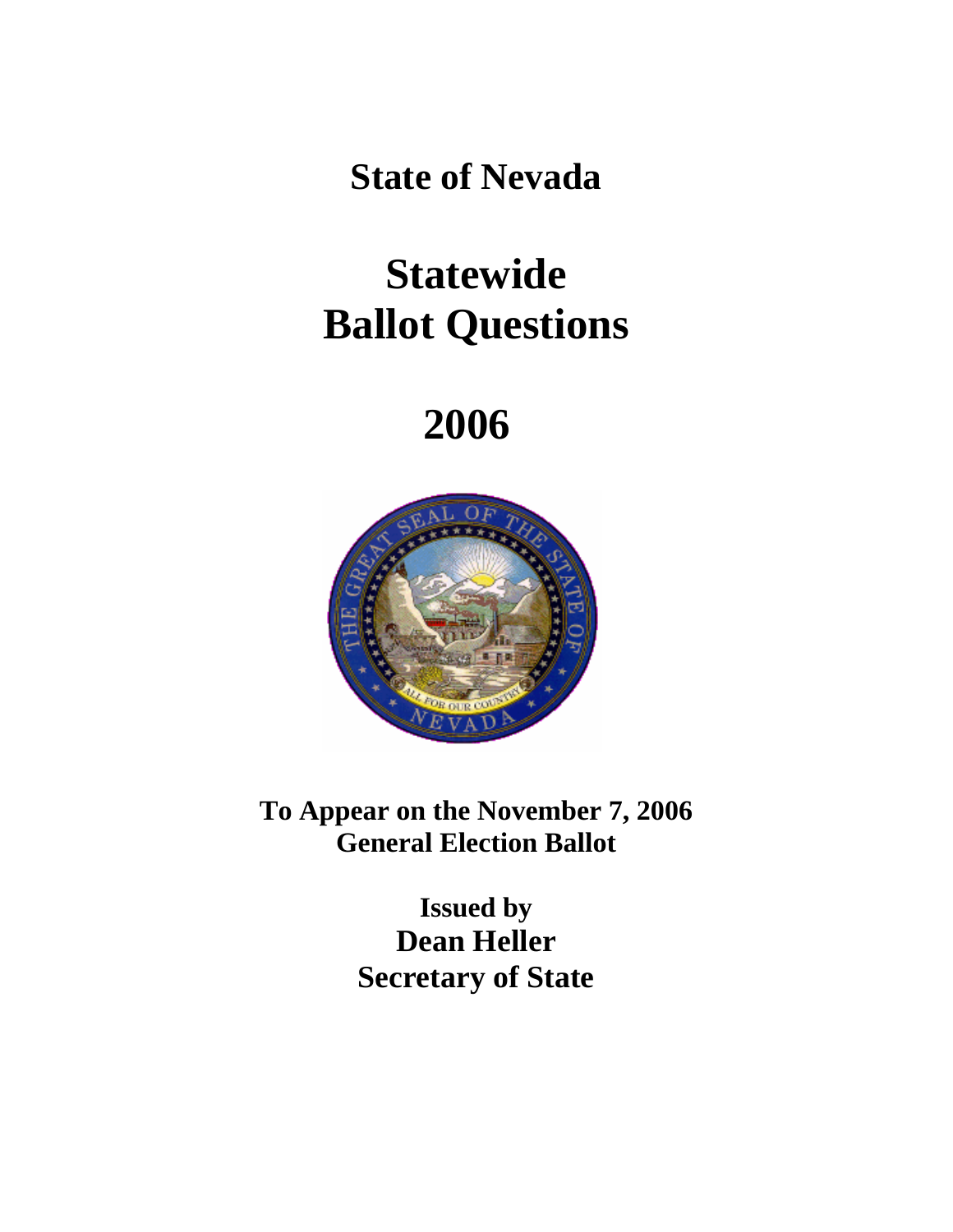# State of Nevada

# Statewide Ballot Questions

# 2006

**To Appear on the November 7, 2006 General Election Ballot**

**Issued by**
**Dean Heller**
**Secretary of State**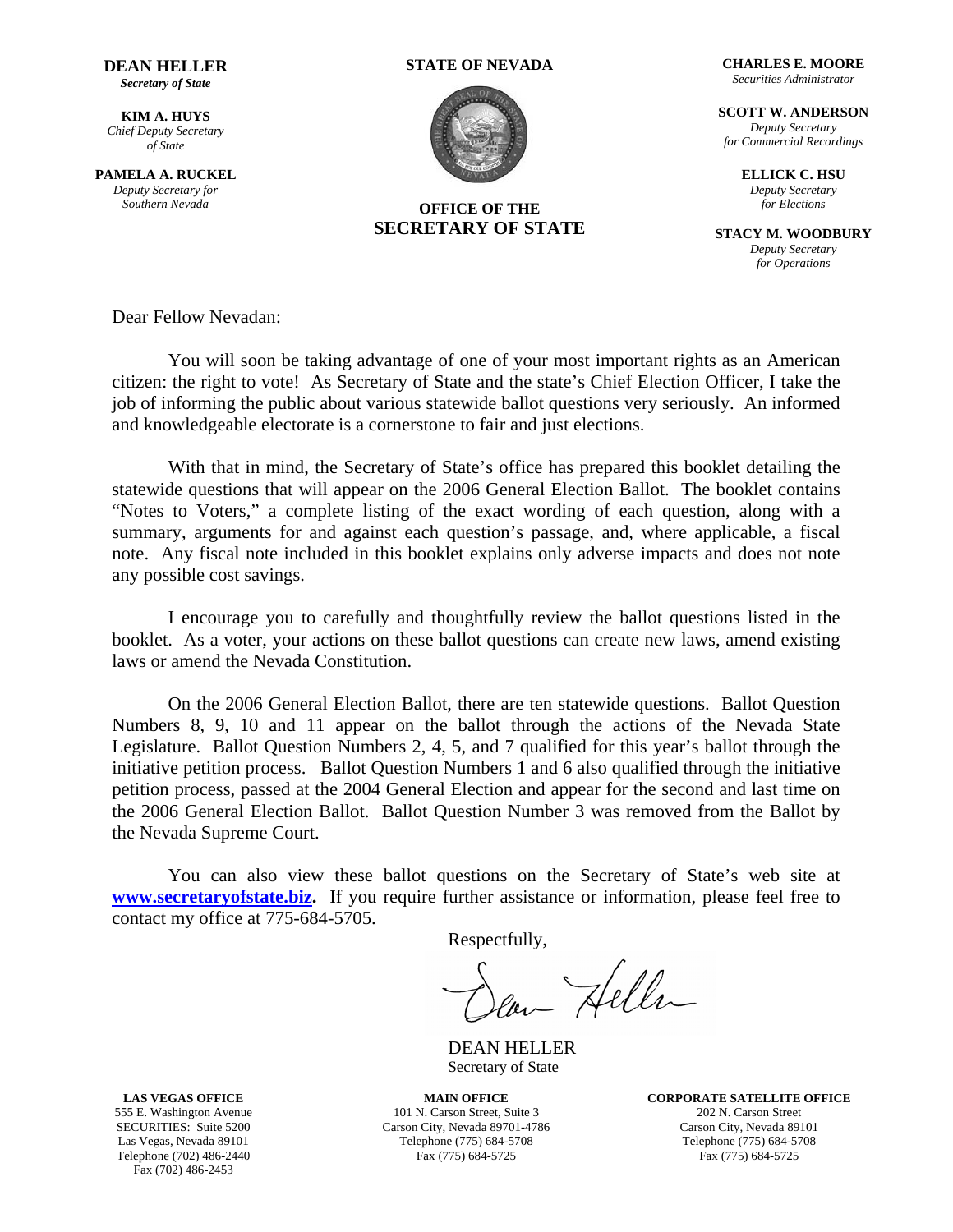**DEAN HELLER**
*Secretary of State*

**KIM A. HUYS**
*Chief Deputy Secretary of State*

**PAMELA A. RUCKEL**
*Deputy Secretary for Southern Nevada*

**STATE OF NEVADA**

**OFFICE OF THE**
**SECRETARY OF STATE**

**CHARLES E. MOORE**
*Securities Administrator*

**SCOTT W. ANDERSON**
*Deputy Secretary for Commercial Recordings*

**ELLICK C. HSU**
*Deputy Secretary for Elections*

**STACY M. WOODBURY**
*Deputy Secretary for Operations*

Dear Fellow Nevadan:

You will soon be taking advantage of one of your most important rights as an American citizen: the right to vote! As Secretary of State and the state's Chief Election Officer, I take the job of informing the public about various statewide ballot questions very seriously. An informed and knowledgeable electorate is a cornerstone to fair and just elections.

With that in mind, the Secretary of State's office has prepared this booklet detailing the statewide questions that will appear on the 2006 General Election Ballot. The booklet contains "Notes to Voters," a complete listing of the exact wording of each question, along with a summary, arguments for and against each question's passage, and, where applicable, a fiscal note. Any fiscal note included in this booklet explains only adverse impacts and does not note any possible cost savings.

I encourage you to carefully and thoughtfully review the ballot questions listed in the booklet. As a voter, your actions on these ballot questions can create new laws, amend existing laws or amend the Nevada Constitution.

On the 2006 General Election Ballot, there are ten statewide questions. Ballot Question Numbers 8, 9, 10 and 11 appear on the ballot through the actions of the Nevada State Legislature. Ballot Question Numbers 2, 4, 5, and 7 qualified for this year's ballot through the initiative petition process. Ballot Question Numbers 1 and 6 also qualified through the initiative petition process, passed at the 2004 General Election and appear for the second and last time on the 2006 General Election Ballot. Ballot Question Number 3 was removed from the Ballot by the Nevada Supreme Court.

You can also view these ballot questions on the Secretary of State's web site at **www.secretaryofstate.biz.** If you require further assistance or information, please feel free to contact my office at 775-684-5705.

Respectfully,

DEAN HELLER
Secretary of State

**LAS VEGAS OFFICE**
555 E. Washington Avenue
SECURITIES: Suite 5200
Las Vegas, Nevada 89101
Telephone (702) 486-2440
Fax (702) 486-2453

**MAIN OFFICE**
101 N. Carson Street, Suite 3
Carson City, Nevada 89701-4786
Telephone (775) 684-5708
Fax (775) 684-5725

**CORPORATE SATELLITE OFFICE**
202 N. Carson Street
Carson City, Nevada 89101
Telephone (775) 684-5708
Fax (775) 684-5725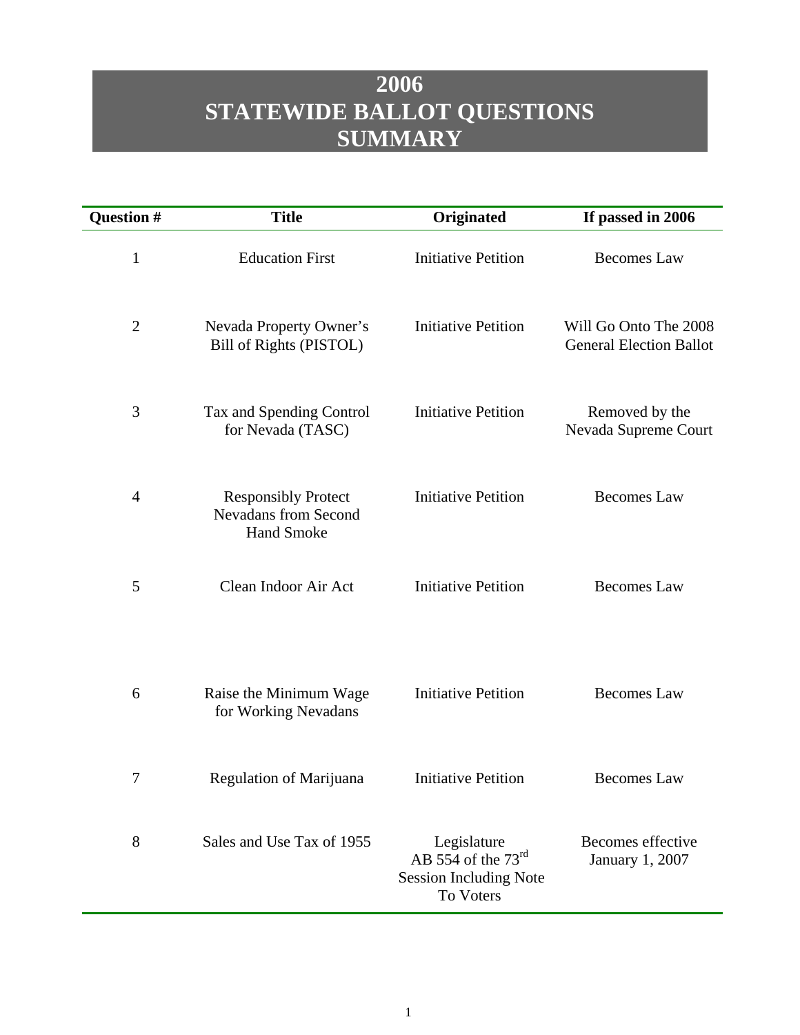# 2006 STATEWIDE BALLOT QUESTIONS SUMMARY

| Question # | Title | Originated | If passed in 2006 |
|---|---|---|---|
| 1 | Education First | Initiative Petition | Becomes Law |
| 2 | Nevada Property Owner's Bill of Rights (PISTOL) | Initiative Petition | Will Go Onto The 2008 General Election Ballot |
| 3 | Tax and Spending Control for Nevada (TASC) | Initiative Petition | Removed by the Nevada Supreme Court |
| 4 | Responsibly Protect Nevadans from Second Hand Smoke | Initiative Petition | Becomes Law |
| 5 | Clean Indoor Air Act | Initiative Petition | Becomes Law |
| 6 | Raise the Minimum Wage for Working Nevadans | Initiative Petition | Becomes Law |
| 7 | Regulation of Marijuana | Initiative Petition | Becomes Law |
| 8 | Sales and Use Tax of 1955 | Legislature AB 554 of the 73rd Session Including Note To Voters | Becomes effective January 1, 2007 |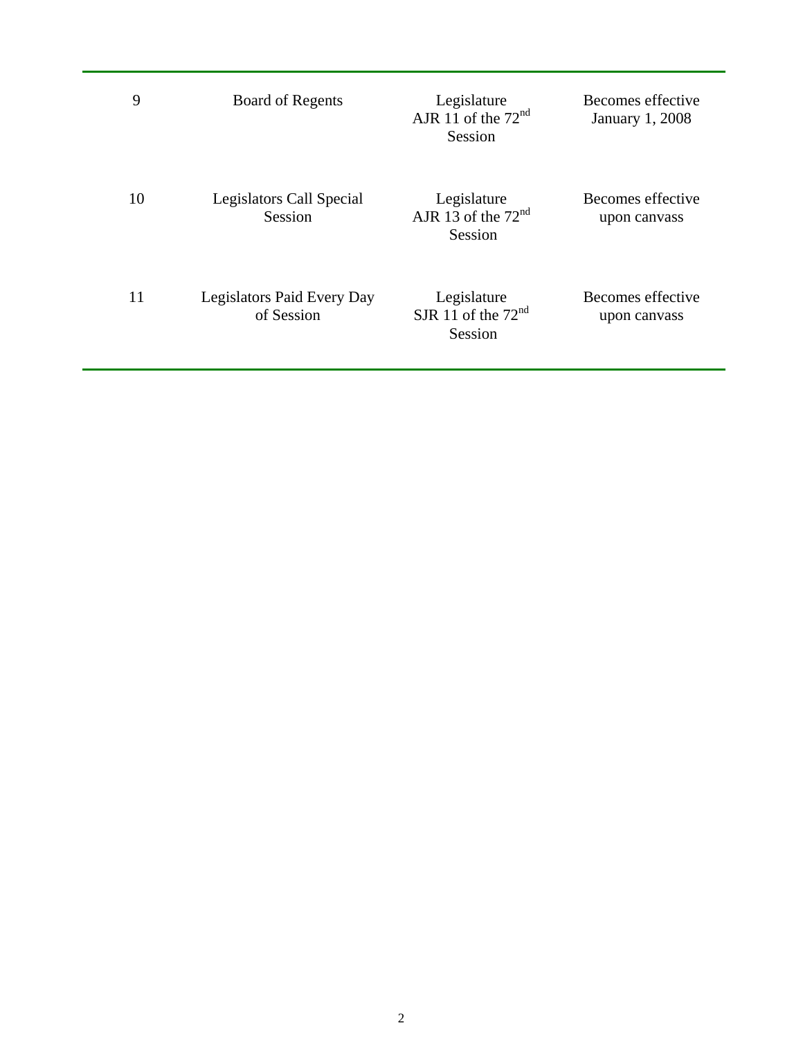| | | | |
|---|---|---|---|
| 9 | Board of Regents | Legislature AJR 11 of the 72nd Session | Becomes effective January 1, 2008 |
| 10 | Legislators Call Special Session | Legislature AJR 13 of the 72nd Session | Becomes effective upon canvass |
| 11 | Legislators Paid Every Day of Session | Legislature SJR 11 of the 72nd Session | Becomes effective upon canvass |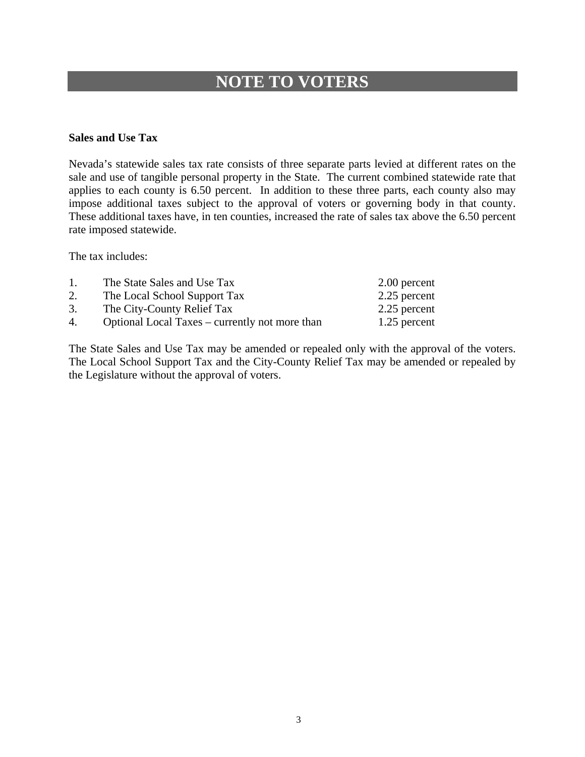# NOTE TO VOTERS

**Sales and Use Tax**

Nevada's statewide sales tax rate consists of three separate parts levied at different rates on the sale and use of tangible personal property in the State. The current combined statewide rate that applies to each county is 6.50 percent. In addition to these three parts, each county also may impose additional taxes subject to the approval of voters or governing body in that county. These additional taxes have, in ten counties, increased the rate of sales tax above the 6.50 percent rate imposed statewide.

The tax includes:

| | | |
|---|---|---|
| 1. | The State Sales and Use Tax | 2.00 percent |
| 2. | The Local School Support Tax | 2.25 percent |
| 3. | The City-County Relief Tax | 2.25 percent |
| 4. | Optional Local Taxes – currently not more than | 1.25 percent |

The State Sales and Use Tax may be amended or repealed only with the approval of the voters. The Local School Support Tax and the City-County Relief Tax may be amended or repealed by the Legislature without the approval of voters.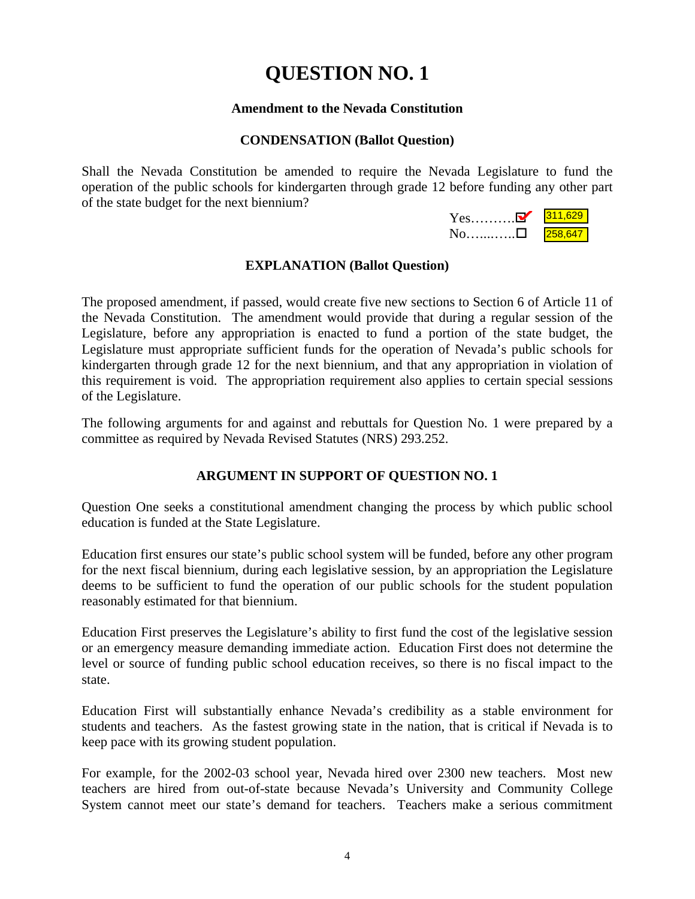# QUESTION NO. 1

**Amendment to the Nevada Constitution**

**CONDENSATION (Ballot Question)**

Shall the Nevada Constitution be amended to require the Nevada Legislature to fund the operation of the public schools for kindergarten through grade 12 before funding any other part of the state budget for the next biennium?

Yes……….☑ 311,629
No…....…..☐ 258,647

**EXPLANATION (Ballot Question)**

The proposed amendment, if passed, would create five new sections to Section 6 of Article 11 of the Nevada Constitution. The amendment would provide that during a regular session of the Legislature, before any appropriation is enacted to fund a portion of the state budget, the Legislature must appropriate sufficient funds for the operation of Nevada's public schools for kindergarten through grade 12 for the next biennium, and that any appropriation in violation of this requirement is void. The appropriation requirement also applies to certain special sessions of the Legislature.

The following arguments for and against and rebuttals for Question No. 1 were prepared by a committee as required by Nevada Revised Statutes (NRS) 293.252.

**ARGUMENT IN SUPPORT OF QUESTION NO. 1**

Question One seeks a constitutional amendment changing the process by which public school education is funded at the State Legislature.

Education first ensures our state's public school system will be funded, before any other program for the next fiscal biennium, during each legislative session, by an appropriation the Legislature deems to be sufficient to fund the operation of our public schools for the student population reasonably estimated for that biennium.

Education First preserves the Legislature's ability to first fund the cost of the legislative session or an emergency measure demanding immediate action. Education First does not determine the level or source of funding public school education receives, so there is no fiscal impact to the state.

Education First will substantially enhance Nevada's credibility as a stable environment for students and teachers. As the fastest growing state in the nation, that is critical if Nevada is to keep pace with its growing student population.

For example, for the 2002-03 school year, Nevada hired over 2300 new teachers. Most new teachers are hired from out-of-state because Nevada's University and Community College System cannot meet our state's demand for teachers. Teachers make a serious commitment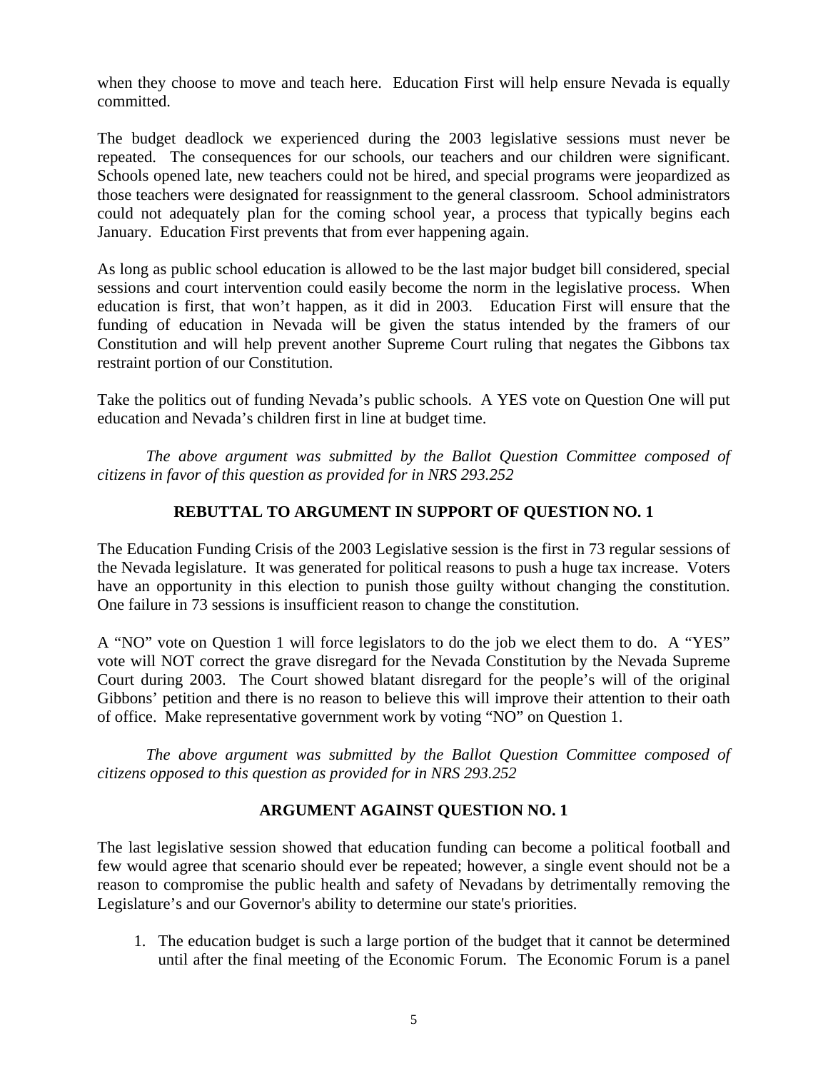when they choose to move and teach here. Education First will help ensure Nevada is equally committed.

The budget deadlock we experienced during the 2003 legislative sessions must never be repeated. The consequences for our schools, our teachers and our children were significant. Schools opened late, new teachers could not be hired, and special programs were jeopardized as those teachers were designated for reassignment to the general classroom. School administrators could not adequately plan for the coming school year, a process that typically begins each January. Education First prevents that from ever happening again.

As long as public school education is allowed to be the last major budget bill considered, special sessions and court intervention could easily become the norm in the legislative process. When education is first, that won't happen, as it did in 2003. Education First will ensure that the funding of education in Nevada will be given the status intended by the framers of our Constitution and will help prevent another Supreme Court ruling that negates the Gibbons tax restraint portion of our Constitution.

Take the politics out of funding Nevada's public schools. A YES vote on Question One will put education and Nevada's children first in line at budget time.

*The above argument was submitted by the Ballot Question Committee composed of citizens in favor of this question as provided for in NRS 293.252*

## REBUTTAL TO ARGUMENT IN SUPPORT OF QUESTION NO. 1

The Education Funding Crisis of the 2003 Legislative session is the first in 73 regular sessions of the Nevada legislature. It was generated for political reasons to push a huge tax increase. Voters have an opportunity in this election to punish those guilty without changing the constitution. One failure in 73 sessions is insufficient reason to change the constitution.

A "NO" vote on Question 1 will force legislators to do the job we elect them to do. A "YES" vote will NOT correct the grave disregard for the Nevada Constitution by the Nevada Supreme Court during 2003. The Court showed blatant disregard for the people's will of the original Gibbons' petition and there is no reason to believe this will improve their attention to their oath of office. Make representative government work by voting "NO" on Question 1.

*The above argument was submitted by the Ballot Question Committee composed of citizens opposed to this question as provided for in NRS 293.252*

## ARGUMENT AGAINST QUESTION NO. 1

The last legislative session showed that education funding can become a political football and few would agree that scenario should ever be repeated; however, a single event should not be a reason to compromise the public health and safety of Nevadans by detrimentally removing the Legislature's and our Governor's ability to determine our state's priorities.

1. The education budget is such a large portion of the budget that it cannot be determined until after the final meeting of the Economic Forum. The Economic Forum is a panel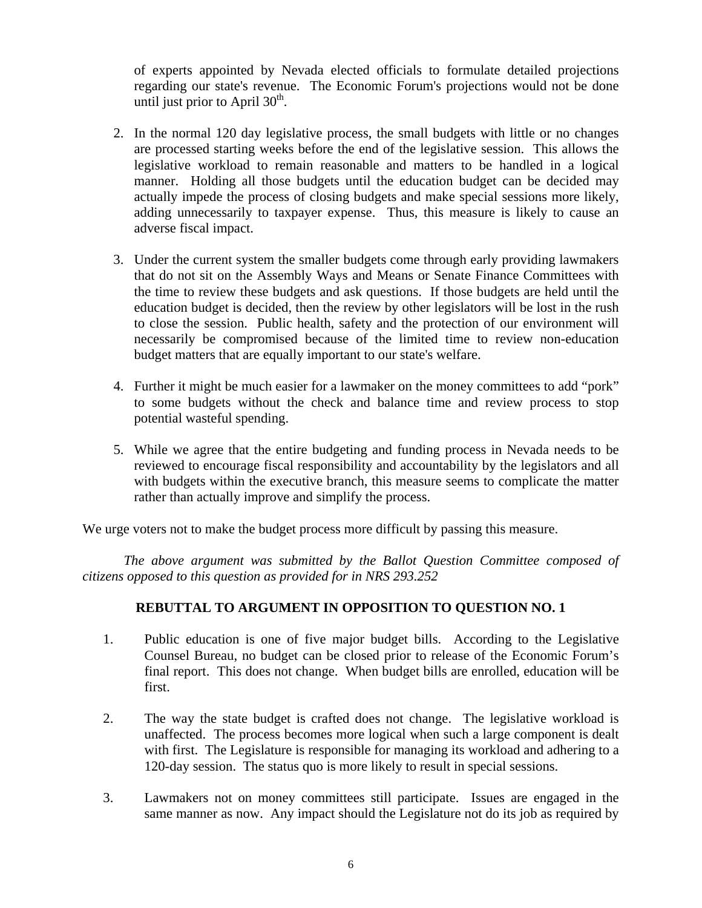of experts appointed by Nevada elected officials to formulate detailed projections regarding our state's revenue. The Economic Forum's projections would not be done until just prior to April 30th.

2. In the normal 120 day legislative process, the small budgets with little or no changes are processed starting weeks before the end of the legislative session. This allows the legislative workload to remain reasonable and matters to be handled in a logical manner. Holding all those budgets until the education budget can be decided may actually impede the process of closing budgets and make special sessions more likely, adding unnecessarily to taxpayer expense. Thus, this measure is likely to cause an adverse fiscal impact.

3. Under the current system the smaller budgets come through early providing lawmakers that do not sit on the Assembly Ways and Means or Senate Finance Committees with the time to review these budgets and ask questions. If those budgets are held until the education budget is decided, then the review by other legislators will be lost in the rush to close the session. Public health, safety and the protection of our environment will necessarily be compromised because of the limited time to review non-education budget matters that are equally important to our state's welfare.

4. Further it might be much easier for a lawmaker on the money committees to add "pork" to some budgets without the check and balance time and review process to stop potential wasteful spending.

5. While we agree that the entire budgeting and funding process in Nevada needs to be reviewed to encourage fiscal responsibility and accountability by the legislators and all with budgets within the executive branch, this measure seems to complicate the matter rather than actually improve and simplify the process.

We urge voters not to make the budget process more difficult by passing this measure.

*The above argument was submitted by the Ballot Question Committee composed of citizens opposed to this question as provided for in NRS 293.252*

**REBUTTAL TO ARGUMENT IN OPPOSITION TO QUESTION NO. 1**

1. Public education is one of five major budget bills. According to the Legislative Counsel Bureau, no budget can be closed prior to release of the Economic Forum's final report. This does not change. When budget bills are enrolled, education will be first.

2. The way the state budget is crafted does not change. The legislative workload is unaffected. The process becomes more logical when such a large component is dealt with first. The Legislature is responsible for managing its workload and adhering to a 120-day session. The status quo is more likely to result in special sessions.

3. Lawmakers not on money committees still participate. Issues are engaged in the same manner as now. Any impact should the Legislature not do its job as required by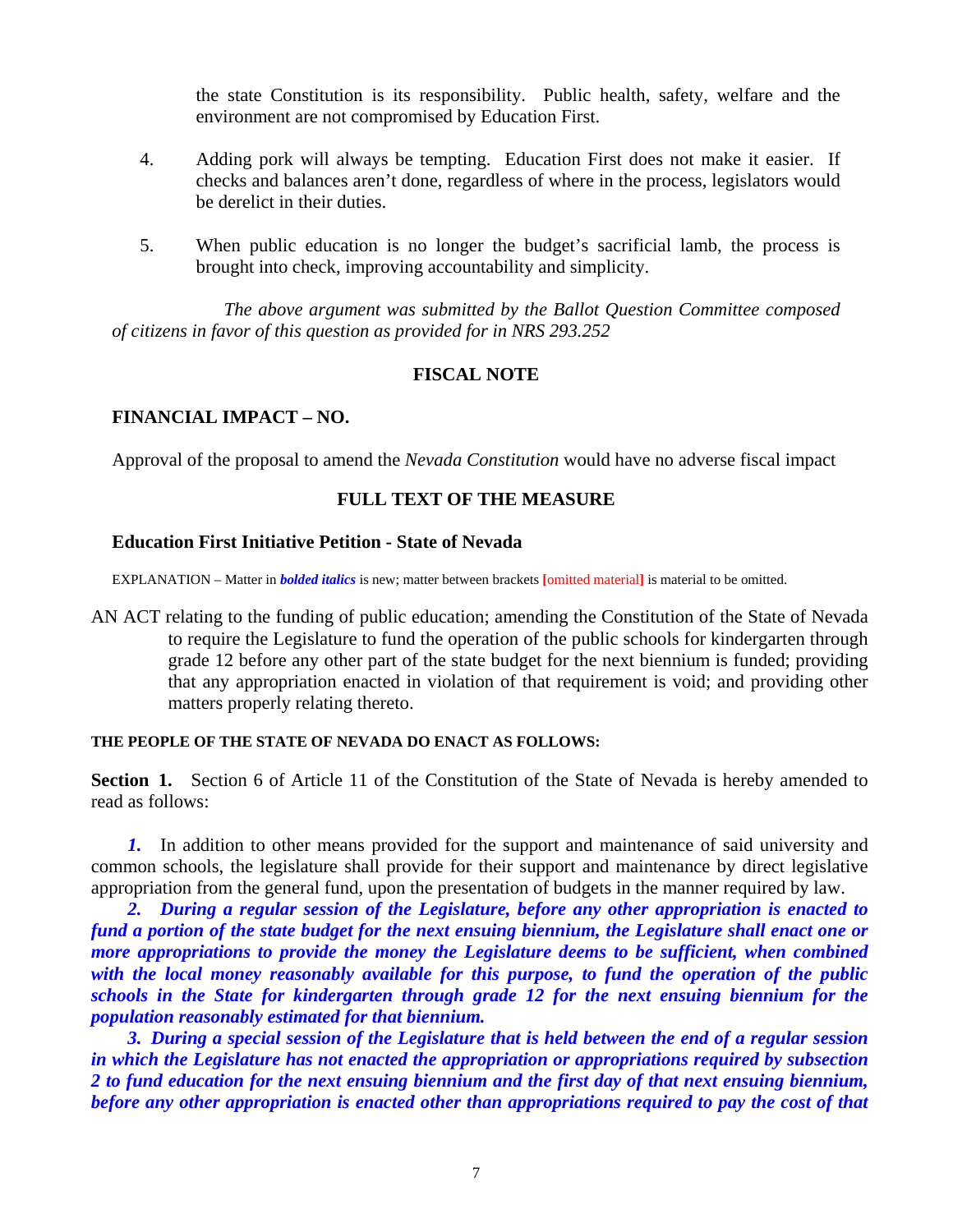the state Constitution is its responsibility. Public health, safety, welfare and the environment are not compromised by Education First.

4. Adding pork will always be tempting. Education First does not make it easier. If checks and balances aren't done, regardless of where in the process, legislators would be derelict in their duties.

5. When public education is no longer the budget's sacrificial lamb, the process is brought into check, improving accountability and simplicity.

*The above argument was submitted by the Ballot Question Committee composed of citizens in favor of this question as provided for in NRS 293.252*

## FISCAL NOTE

### FINANCIAL IMPACT – NO.

Approval of the proposal to amend the *Nevada Constitution* would have no adverse fiscal impact

## FULL TEXT OF THE MEASURE

### Education First Initiative Petition - State of Nevada

EXPLANATION – Matter in ***bolded italics*** is new; matter between brackets [omitted material] is material to be omitted.

AN ACT relating to the funding of public education; amending the Constitution of the State of Nevada to require the Legislature to fund the operation of the public schools for kindergarten through grade 12 before any other part of the state budget for the next biennium is funded; providing that any appropriation enacted in violation of that requirement is void; and providing other matters properly relating thereto.

**THE PEOPLE OF THE STATE OF NEVADA DO ENACT AS FOLLOWS:**

**Section 1.** Section 6 of Article 11 of the Constitution of the State of Nevada is hereby amended to read as follows:

***1.*** In addition to other means provided for the support and maintenance of said university and common schools, the legislature shall provide for their support and maintenance by direct legislative appropriation from the general fund, upon the presentation of budgets in the manner required by law.

***2. During a regular session of the Legislature, before any other appropriation is enacted to fund a portion of the state budget for the next ensuing biennium, the Legislature shall enact one or more appropriations to provide the money the Legislature deems to be sufficient, when combined with the local money reasonably available for this purpose, to fund the operation of the public schools in the State for kindergarten through grade 12 for the next ensuing biennium for the population reasonably estimated for that biennium.***

***3. During a special session of the Legislature that is held between the end of a regular session in which the Legislature has not enacted the appropriation or appropriations required by subsection 2 to fund education for the next ensuing biennium and the first day of that next ensuing biennium, before any other appropriation is enacted other than appropriations required to pay the cost of that***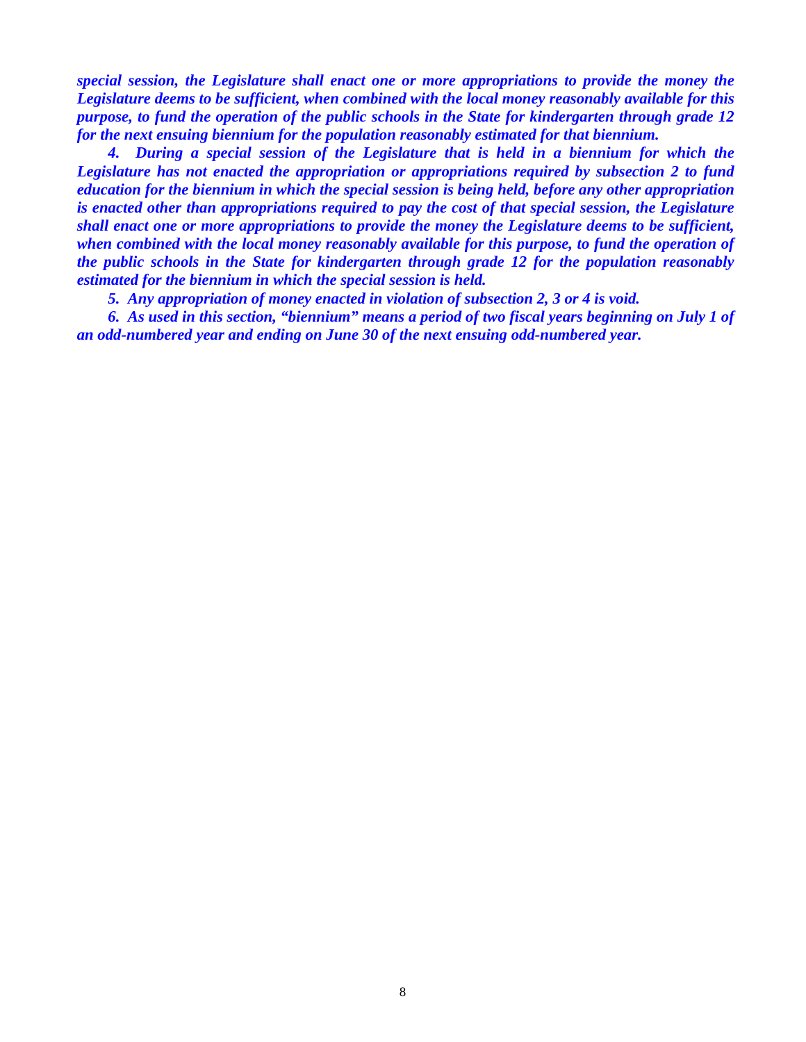***special session, the Legislature shall enact one or more appropriations to provide the money the Legislature deems to be sufficient, when combined with the local money reasonably available for this purpose, to fund the operation of the public schools in the State for kindergarten through grade 12 for the next ensuing biennium for the population reasonably estimated for that biennium.***

***4. During a special session of the Legislature that is held in a biennium for which the Legislature has not enacted the appropriation or appropriations required by subsection 2 to fund education for the biennium in which the special session is being held, before any other appropriation is enacted other than appropriations required to pay the cost of that special session, the Legislature shall enact one or more appropriations to provide the money the Legislature deems to be sufficient, when combined with the local money reasonably available for this purpose, to fund the operation of the public schools in the State for kindergarten through grade 12 for the population reasonably estimated for the biennium in which the special session is held.***

***5. Any appropriation of money enacted in violation of subsection 2, 3 or 4 is void.***

***6. As used in this section, "biennium" means a period of two fiscal years beginning on July 1 of an odd-numbered year and ending on June 30 of the next ensuing odd-numbered year.***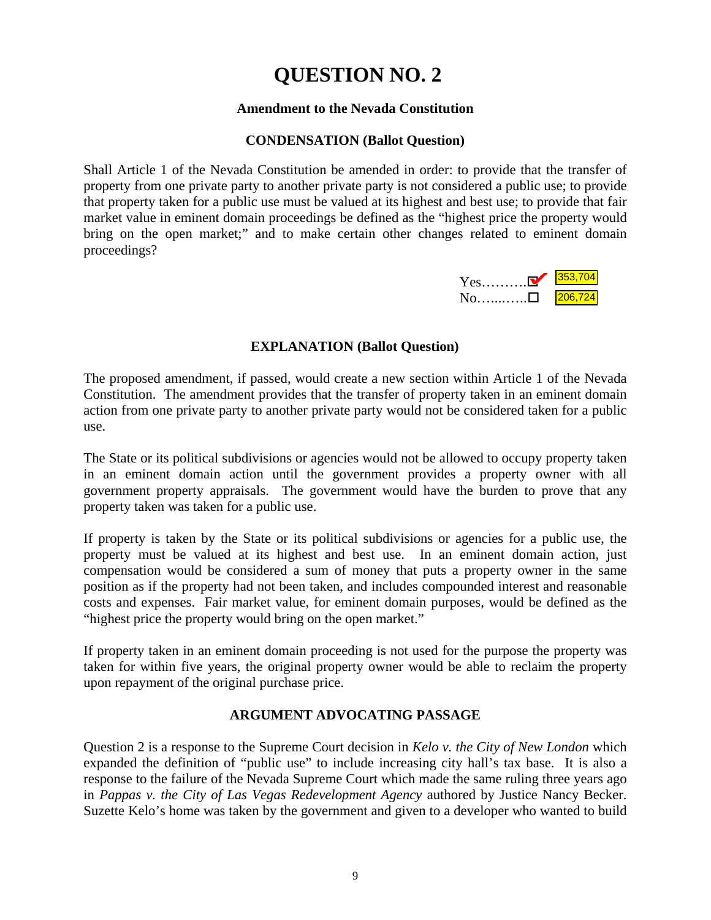# QUESTION NO. 2

### Amendment to the Nevada Constitution

### CONDENSATION (Ballot Question)

Shall Article 1 of the Nevada Constitution be amended in order: to provide that the transfer of property from one private party to another private party is not considered a public use; to provide that property taken for a public use must be valued at its highest and best use; to provide that fair market value in eminent domain proceedings be defined as the "highest price the property would bring on the open market;" and to make certain other changes related to eminent domain proceedings?

Yes……….☑ 353,704
No…....…..☐ 206,724

### EXPLANATION (Ballot Question)

The proposed amendment, if passed, would create a new section within Article 1 of the Nevada Constitution. The amendment provides that the transfer of property taken in an eminent domain action from one private party to another private party would not be considered taken for a public use.

The State or its political subdivisions or agencies would not be allowed to occupy property taken in an eminent domain action until the government provides a property owner with all government property appraisals. The government would have the burden to prove that any property taken was taken for a public use.

If property is taken by the State or its political subdivisions or agencies for a public use, the property must be valued at its highest and best use. In an eminent domain action, just compensation would be considered a sum of money that puts a property owner in the same position as if the property had not been taken, and includes compounded interest and reasonable costs and expenses. Fair market value, for eminent domain purposes, would be defined as the "highest price the property would bring on the open market."

If property taken in an eminent domain proceeding is not used for the purpose the property was taken for within five years, the original property owner would be able to reclaim the property upon repayment of the original purchase price.

### ARGUMENT ADVOCATING PASSAGE

Question 2 is a response to the Supreme Court decision in *Kelo v. the City of New London* which expanded the definition of "public use" to include increasing city hall's tax base. It is also a response to the failure of the Nevada Supreme Court which made the same ruling three years ago in *Pappas v. the City of Las Vegas Redevelopment Agency* authored by Justice Nancy Becker. Suzette Kelo's home was taken by the government and given to a developer who wanted to build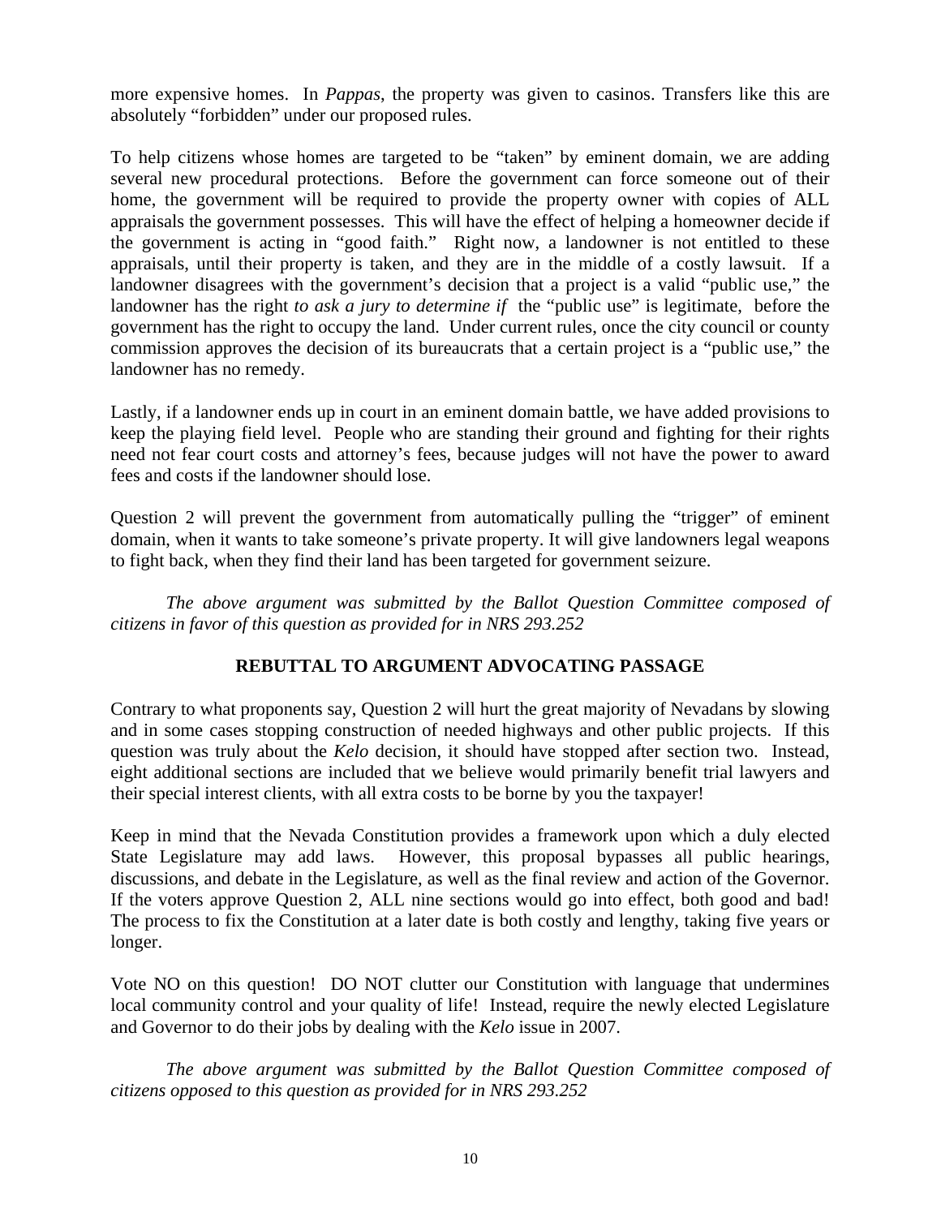more expensive homes. In *Pappas*, the property was given to casinos. Transfers like this are absolutely "forbidden" under our proposed rules.

To help citizens whose homes are targeted to be "taken" by eminent domain, we are adding several new procedural protections. Before the government can force someone out of their home, the government will be required to provide the property owner with copies of ALL appraisals the government possesses. This will have the effect of helping a homeowner decide if the government is acting in "good faith." Right now, a landowner is not entitled to these appraisals, until their property is taken, and they are in the middle of a costly lawsuit. If a landowner disagrees with the government's decision that a project is a valid "public use," the landowner has the right *to ask a jury to determine if* the "public use" is legitimate, before the government has the right to occupy the land. Under current rules, once the city council or county commission approves the decision of its bureaucrats that a certain project is a "public use," the landowner has no remedy.

Lastly, if a landowner ends up in court in an eminent domain battle, we have added provisions to keep the playing field level. People who are standing their ground and fighting for their rights need not fear court costs and attorney's fees, because judges will not have the power to award fees and costs if the landowner should lose.

Question 2 will prevent the government from automatically pulling the "trigger" of eminent domain, when it wants to take someone's private property. It will give landowners legal weapons to fight back, when they find their land has been targeted for government seizure.

*The above argument was submitted by the Ballot Question Committee composed of citizens in favor of this question as provided for in NRS 293.252*

**REBUTTAL TO ARGUMENT ADVOCATING PASSAGE**

Contrary to what proponents say, Question 2 will hurt the great majority of Nevadans by slowing and in some cases stopping construction of needed highways and other public projects. If this question was truly about the *Kelo* decision, it should have stopped after section two. Instead, eight additional sections are included that we believe would primarily benefit trial lawyers and their special interest clients, with all extra costs to be borne by you the taxpayer!

Keep in mind that the Nevada Constitution provides a framework upon which a duly elected State Legislature may add laws. However, this proposal bypasses all public hearings, discussions, and debate in the Legislature, as well as the final review and action of the Governor. If the voters approve Question 2, ALL nine sections would go into effect, both good and bad! The process to fix the Constitution at a later date is both costly and lengthy, taking five years or longer.

Vote NO on this question! DO NOT clutter our Constitution with language that undermines local community control and your quality of life! Instead, require the newly elected Legislature and Governor to do their jobs by dealing with the *Kelo* issue in 2007.

*The above argument was submitted by the Ballot Question Committee composed of citizens opposed to this question as provided for in NRS 293.252*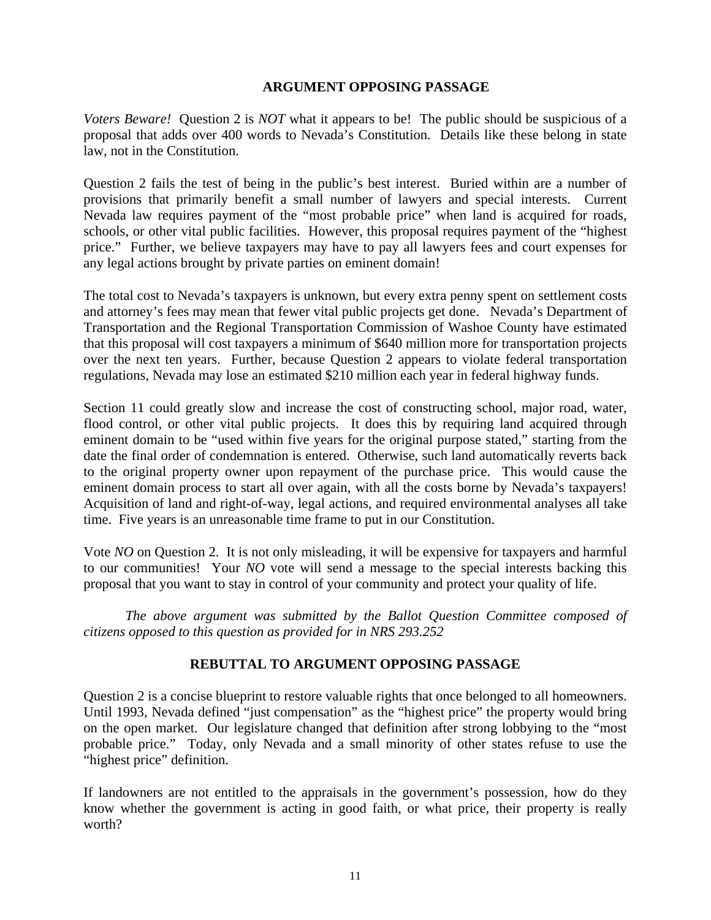## ARGUMENT OPPOSING PASSAGE

*Voters Beware!* Question 2 is *NOT* what it appears to be! The public should be suspicious of a proposal that adds over 400 words to Nevada's Constitution. Details like these belong in state law, not in the Constitution.

Question 2 fails the test of being in the public's best interest. Buried within are a number of provisions that primarily benefit a small number of lawyers and special interests. Current Nevada law requires payment of the "most probable price" when land is acquired for roads, schools, or other vital public facilities. However, this proposal requires payment of the "highest price." Further, we believe taxpayers may have to pay all lawyers fees and court expenses for any legal actions brought by private parties on eminent domain!

The total cost to Nevada's taxpayers is unknown, but every extra penny spent on settlement costs and attorney's fees may mean that fewer vital public projects get done. Nevada's Department of Transportation and the Regional Transportation Commission of Washoe County have estimated that this proposal will cost taxpayers a minimum of $640 million more for transportation projects over the next ten years. Further, because Question 2 appears to violate federal transportation regulations, Nevada may lose an estimated $210 million each year in federal highway funds.

Section 11 could greatly slow and increase the cost of constructing school, major road, water, flood control, or other vital public projects. It does this by requiring land acquired through eminent domain to be "used within five years for the original purpose stated," starting from the date the final order of condemnation is entered. Otherwise, such land automatically reverts back to the original property owner upon repayment of the purchase price. This would cause the eminent domain process to start all over again, with all the costs borne by Nevada's taxpayers! Acquisition of land and right-of-way, legal actions, and required environmental analyses all take time. Five years is an unreasonable time frame to put in our Constitution.

Vote *NO* on Question 2. It is not only misleading, it will be expensive for taxpayers and harmful to our communities! Your *NO* vote will send a message to the special interests backing this proposal that you want to stay in control of your community and protect your quality of life.

*The above argument was submitted by the Ballot Question Committee composed of citizens opposed to this question as provided for in NRS 293.252*

## REBUTTAL TO ARGUMENT OPPOSING PASSAGE

Question 2 is a concise blueprint to restore valuable rights that once belonged to all homeowners. Until 1993, Nevada defined "just compensation" as the "highest price" the property would bring on the open market. Our legislature changed that definition after strong lobbying to the "most probable price." Today, only Nevada and a small minority of other states refuse to use the "highest price" definition.

If landowners are not entitled to the appraisals in the government's possession, how do they know whether the government is acting in good faith, or what price, their property is really worth?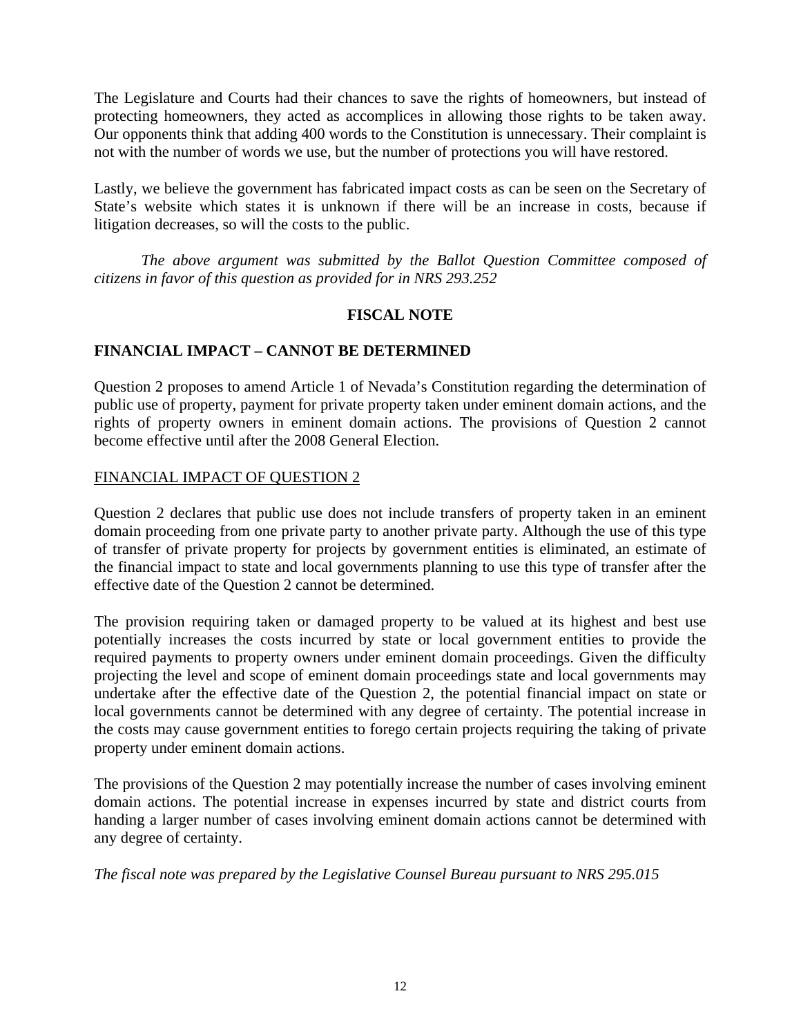The Legislature and Courts had their chances to save the rights of homeowners, but instead of protecting homeowners, they acted as accomplices in allowing those rights to be taken away. Our opponents think that adding 400 words to the Constitution is unnecessary. Their complaint is not with the number of words we use, but the number of protections you will have restored.

Lastly, we believe the government has fabricated impact costs as can be seen on the Secretary of State's website which states it is unknown if there will be an increase in costs, because if litigation decreases, so will the costs to the public.

*The above argument was submitted by the Ballot Question Committee composed of citizens in favor of this question as provided for in NRS 293.252*

**FISCAL NOTE**

**FINANCIAL IMPACT – CANNOT BE DETERMINED**

Question 2 proposes to amend Article 1 of Nevada's Constitution regarding the determination of public use of property, payment for private property taken under eminent domain actions, and the rights of property owners in eminent domain actions. The provisions of Question 2 cannot become effective until after the 2008 General Election.

FINANCIAL IMPACT OF QUESTION 2

Question 2 declares that public use does not include transfers of property taken in an eminent domain proceeding from one private party to another private party. Although the use of this type of transfer of private property for projects by government entities is eliminated, an estimate of the financial impact to state and local governments planning to use this type of transfer after the effective date of the Question 2 cannot be determined.

The provision requiring taken or damaged property to be valued at its highest and best use potentially increases the costs incurred by state or local government entities to provide the required payments to property owners under eminent domain proceedings. Given the difficulty projecting the level and scope of eminent domain proceedings state and local governments may undertake after the effective date of the Question 2, the potential financial impact on state or local governments cannot be determined with any degree of certainty. The potential increase in the costs may cause government entities to forego certain projects requiring the taking of private property under eminent domain actions.

The provisions of the Question 2 may potentially increase the number of cases involving eminent domain actions. The potential increase in expenses incurred by state and district courts from handing a larger number of cases involving eminent domain actions cannot be determined with any degree of certainty.

*The fiscal note was prepared by the Legislative Counsel Bureau pursuant to NRS 295.015*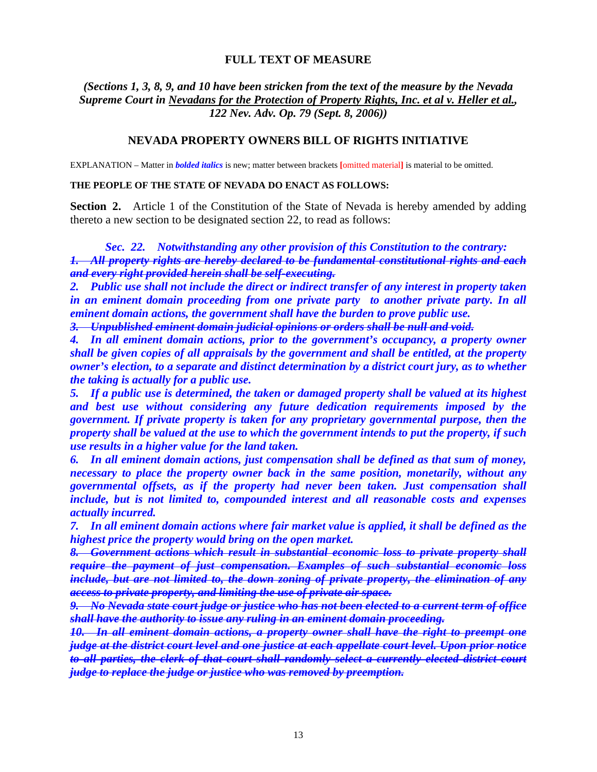## FULL TEXT OF MEASURE

***(Sections 1, 3, 8, 9, and 10 have been stricken from the text of the measure by the Nevada Supreme Court in <u>Nevadans for the Protection of Property Rights, Inc. et al v. Heller et al.</u>, 122 Nev. Adv. Op. 79 (Sept. 8, 2006))***

## NEVADA PROPERTY OWNERS BILL OF RIGHTS INITIATIVE

EXPLANATION – Matter in ***bolded italics*** is new; matter between brackets **[**omitted material**]** is material to be omitted.

**THE PEOPLE OF THE STATE OF NEVADA DO ENACT AS FOLLOWS:**

**Section 2.** Article 1 of the Constitution of the State of Nevada is hereby amended by adding thereto a new section to be designated section 22, to read as follows:

***Sec. 22. Notwithstanding any other provision of this Constitution to the contrary:***

~~***1. All property rights are hereby declared to be fundamental constitutional rights and each and every right provided herein shall be self-executing.***~~

***2. Public use shall not include the direct or indirect transfer of any interest in property taken in an eminent domain proceeding from one private party to another private party. In all eminent domain actions, the government shall have the burden to prove public use.***

~~***3. Unpublished eminent domain judicial opinions or orders shall be null and void.***~~

***4. In all eminent domain actions, prior to the government's occupancy, a property owner shall be given copies of all appraisals by the government and shall be entitled, at the property owner's election, to a separate and distinct determination by a district court jury, as to whether the taking is actually for a public use.***

***5. If a public use is determined, the taken or damaged property shall be valued at its highest and best use without considering any future dedication requirements imposed by the government. If private property is taken for any proprietary governmental purpose, then the property shall be valued at the use to which the government intends to put the property, if such use results in a higher value for the land taken.***

***6. In all eminent domain actions, just compensation shall be defined as that sum of money, necessary to place the property owner back in the same position, monetarily, without any governmental offsets, as if the property had never been taken. Just compensation shall include, but is not limited to, compounded interest and all reasonable costs and expenses actually incurred.***

***7. In all eminent domain actions where fair market value is applied, it shall be defined as the highest price the property would bring on the open market.***

~~***8. Government actions which result in substantial economic loss to private property shall require the payment of just compensation. Examples of such substantial economic loss include, but are not limited to, the down zoning of private property, the elimination of any access to private property, and limiting the use of private air space.***~~

~~***9. No Nevada state court judge or justice who has not been elected to a current term of office shall have the authority to issue any ruling in an eminent domain proceeding.***~~

~~***10. In all eminent domain actions, a property owner shall have the right to preempt one judge at the district court level and one justice at each appellate court level. Upon prior notice to all parties, the clerk of that court shall randomly select a currently elected district court judge to replace the judge or justice who was removed by preemption.***~~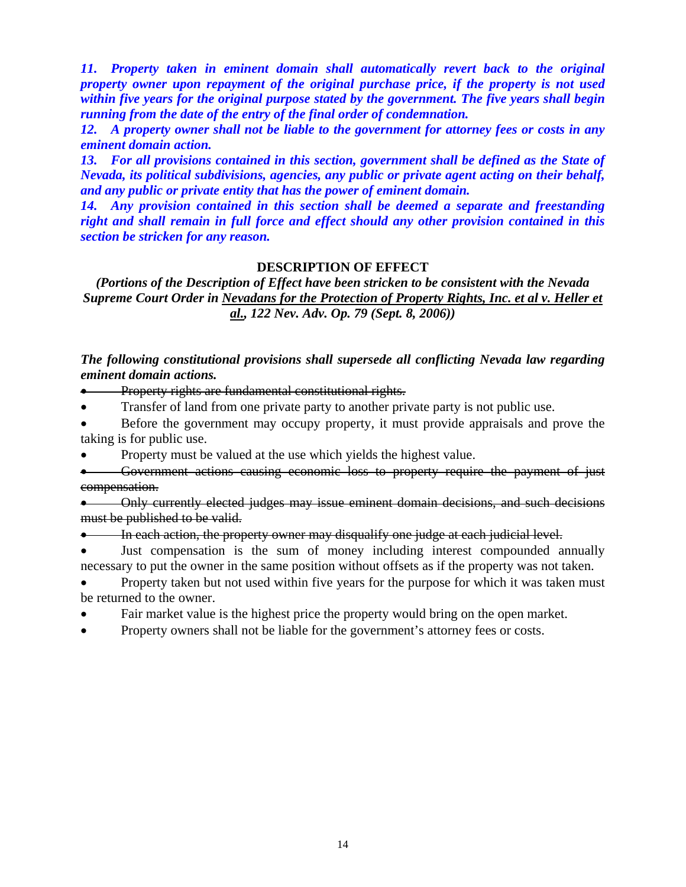***11. Property taken in eminent domain shall automatically revert back to the original property owner upon repayment of the original purchase price, if the property is not used within five years for the original purpose stated by the government. The five years shall begin running from the date of the entry of the final order of condemnation.***

***12. A property owner shall not be liable to the government for attorney fees or costs in any eminent domain action.***

***13. For all provisions contained in this section, government shall be defined as the State of Nevada, its political subdivisions, agencies, any public or private agent acting on their behalf, and any public or private entity that has the power of eminent domain.***

***14. Any provision contained in this section shall be deemed a separate and freestanding right and shall remain in full force and effect should any other provision contained in this section be stricken for any reason.***

**DESCRIPTION OF EFFECT**

***(Portions of the Description of Effect have been stricken to be consistent with the Nevada Supreme Court Order in Nevadans for the Protection of Property Rights, Inc. et al v. Heller et al., 122 Nev. Adv. Op. 79 (Sept. 8, 2006))***

***The following constitutional provisions shall supersede all conflicting Nevada law regarding eminent domain actions.***

- ~~Property rights are fundamental constitutional rights.~~
- Transfer of land from one private party to another private party is not public use.
- Before the government may occupy property, it must provide appraisals and prove the taking is for public use.
- Property must be valued at the use which yields the highest value.
- ~~Government actions causing economic loss to property require the payment of just compensation.~~
- ~~Only currently elected judges may issue eminent domain decisions, and such decisions must be published to be valid.~~
- ~~In each action, the property owner may disqualify one judge at each judicial level.~~
- Just compensation is the sum of money including interest compounded annually necessary to put the owner in the same position without offsets as if the property was not taken.
- Property taken but not used within five years for the purpose for which it was taken must be returned to the owner.
- Fair market value is the highest price the property would bring on the open market.
- Property owners shall not be liable for the government's attorney fees or costs.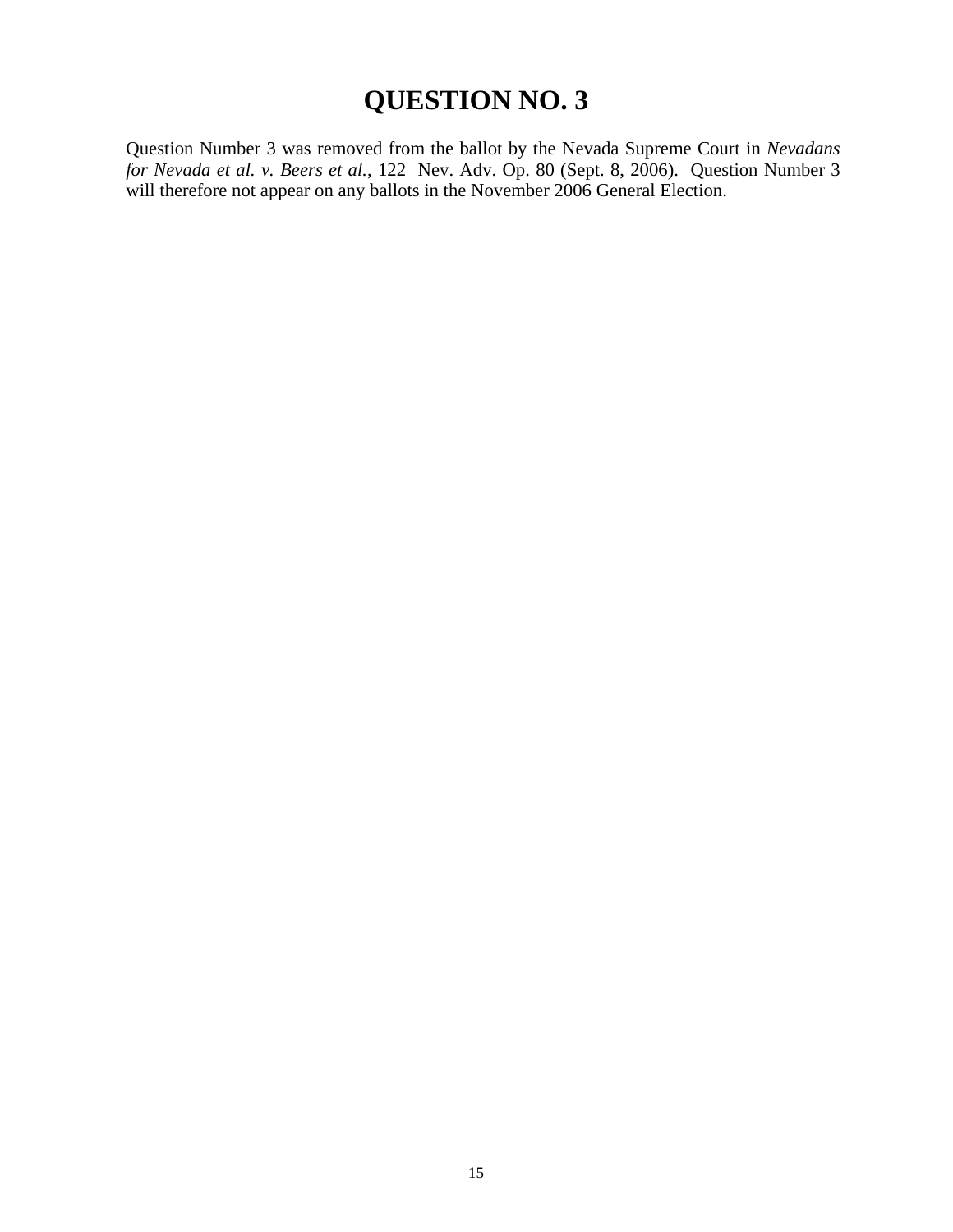# QUESTION NO. 3

Question Number 3 was removed from the ballot by the Nevada Supreme Court in *Nevadans for Nevada et al. v. Beers et al.*, 122 Nev. Adv. Op. 80 (Sept. 8, 2006). Question Number 3 will therefore not appear on any ballots in the November 2006 General Election.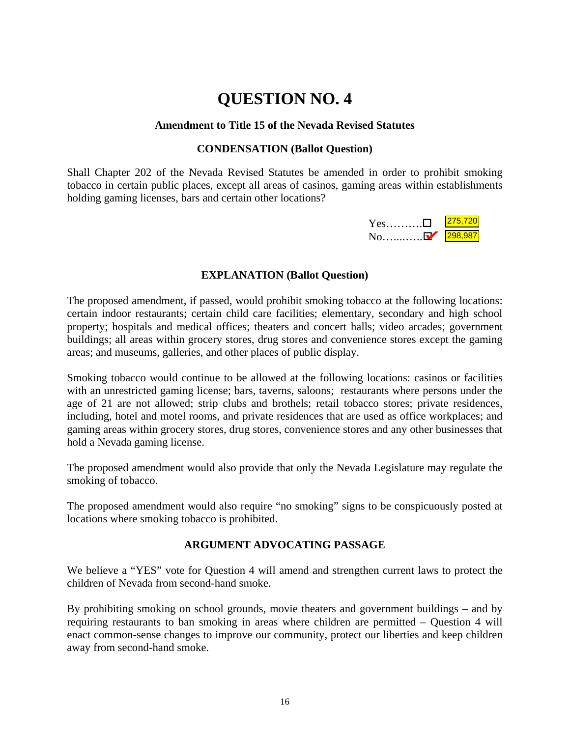# QUESTION NO. 4

### Amendment to Title 15 of the Nevada Revised Statutes

### CONDENSATION (Ballot Question)

Shall Chapter 202 of the Nevada Revised Statutes be amended in order to prohibit smoking tobacco in certain public places, except all areas of casinos, gaming areas within establishments holding gaming licenses, bars and certain other locations?

Yes………. ☐ 275,720
No…….…. ☑ 298,987

### EXPLANATION (Ballot Question)

The proposed amendment, if passed, would prohibit smoking tobacco at the following locations: certain indoor restaurants; certain child care facilities; elementary, secondary and high school property; hospitals and medical offices; theaters and concert halls; video arcades; government buildings; all areas within grocery stores, drug stores and convenience stores except the gaming areas; and museums, galleries, and other places of public display.

Smoking tobacco would continue to be allowed at the following locations: casinos or facilities with an unrestricted gaming license; bars, taverns, saloons; restaurants where persons under the age of 21 are not allowed; strip clubs and brothels; retail tobacco stores; private residences, including, hotel and motel rooms, and private residences that are used as office workplaces; and gaming areas within grocery stores, drug stores, convenience stores and any other businesses that hold a Nevada gaming license.

The proposed amendment would also provide that only the Nevada Legislature may regulate the smoking of tobacco.

The proposed amendment would also require "no smoking" signs to be conspicuously posted at locations where smoking tobacco is prohibited.

### ARGUMENT ADVOCATING PASSAGE

We believe a "YES" vote for Question 4 will amend and strengthen current laws to protect the children of Nevada from second-hand smoke.

By prohibiting smoking on school grounds, movie theaters and government buildings – and by requiring restaurants to ban smoking in areas where children are permitted – Question 4 will enact common-sense changes to improve our community, protect our liberties and keep children away from second-hand smoke.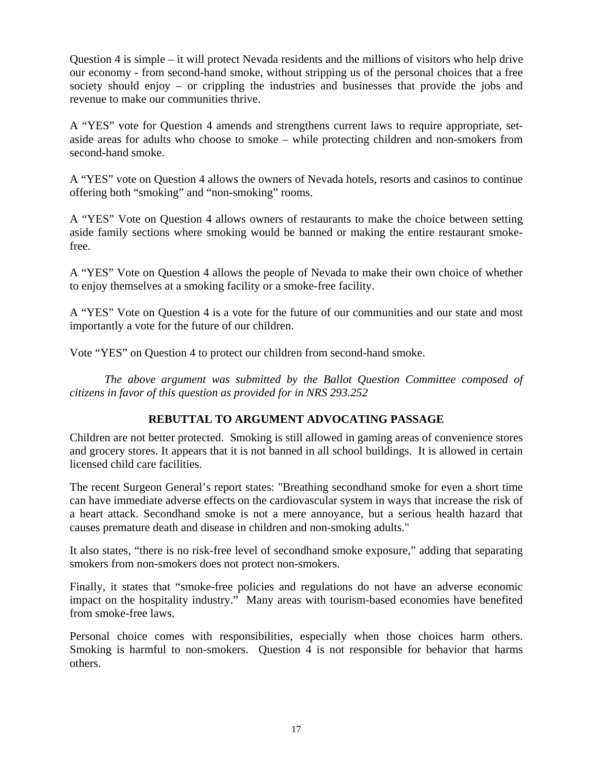Question 4 is simple – it will protect Nevada residents and the millions of visitors who help drive our economy - from second-hand smoke, without stripping us of the personal choices that a free society should enjoy – or crippling the industries and businesses that provide the jobs and revenue to make our communities thrive.

A "YES" vote for Question 4 amends and strengthens current laws to require appropriate, set-aside areas for adults who choose to smoke – while protecting children and non-smokers from second-hand smoke.

A "YES" vote on Question 4 allows the owners of Nevada hotels, resorts and casinos to continue offering both "smoking" and "non-smoking" rooms.

A "YES" Vote on Question 4 allows owners of restaurants to make the choice between setting aside family sections where smoking would be banned or making the entire restaurant smoke-free.

A "YES" Vote on Question 4 allows the people of Nevada to make their own choice of whether to enjoy themselves at a smoking facility or a smoke-free facility.

A "YES" Vote on Question 4 is a vote for the future of our communities and our state and most importantly a vote for the future of our children.

Vote "YES" on Question 4 to protect our children from second-hand smoke.

*The above argument was submitted by the Ballot Question Committee composed of citizens in favor of this question as provided for in NRS 293.252*

## REBUTTAL TO ARGUMENT ADVOCATING PASSAGE

Children are not better protected. Smoking is still allowed in gaming areas of convenience stores and grocery stores. It appears that it is not banned in all school buildings. It is allowed in certain licensed child care facilities.

The recent Surgeon General's report states: "Breathing secondhand smoke for even a short time can have immediate adverse effects on the cardiovascular system in ways that increase the risk of a heart attack. Secondhand smoke is not a mere annoyance, but a serious health hazard that causes premature death and disease in children and non-smoking adults."

It also states, "there is no risk-free level of secondhand smoke exposure," adding that separating smokers from non-smokers does not protect non-smokers.

Finally, it states that "smoke-free policies and regulations do not have an adverse economic impact on the hospitality industry." Many areas with tourism-based economies have benefited from smoke-free laws.

Personal choice comes with responsibilities, especially when those choices harm others. Smoking is harmful to non-smokers. Question 4 is not responsible for behavior that harms others.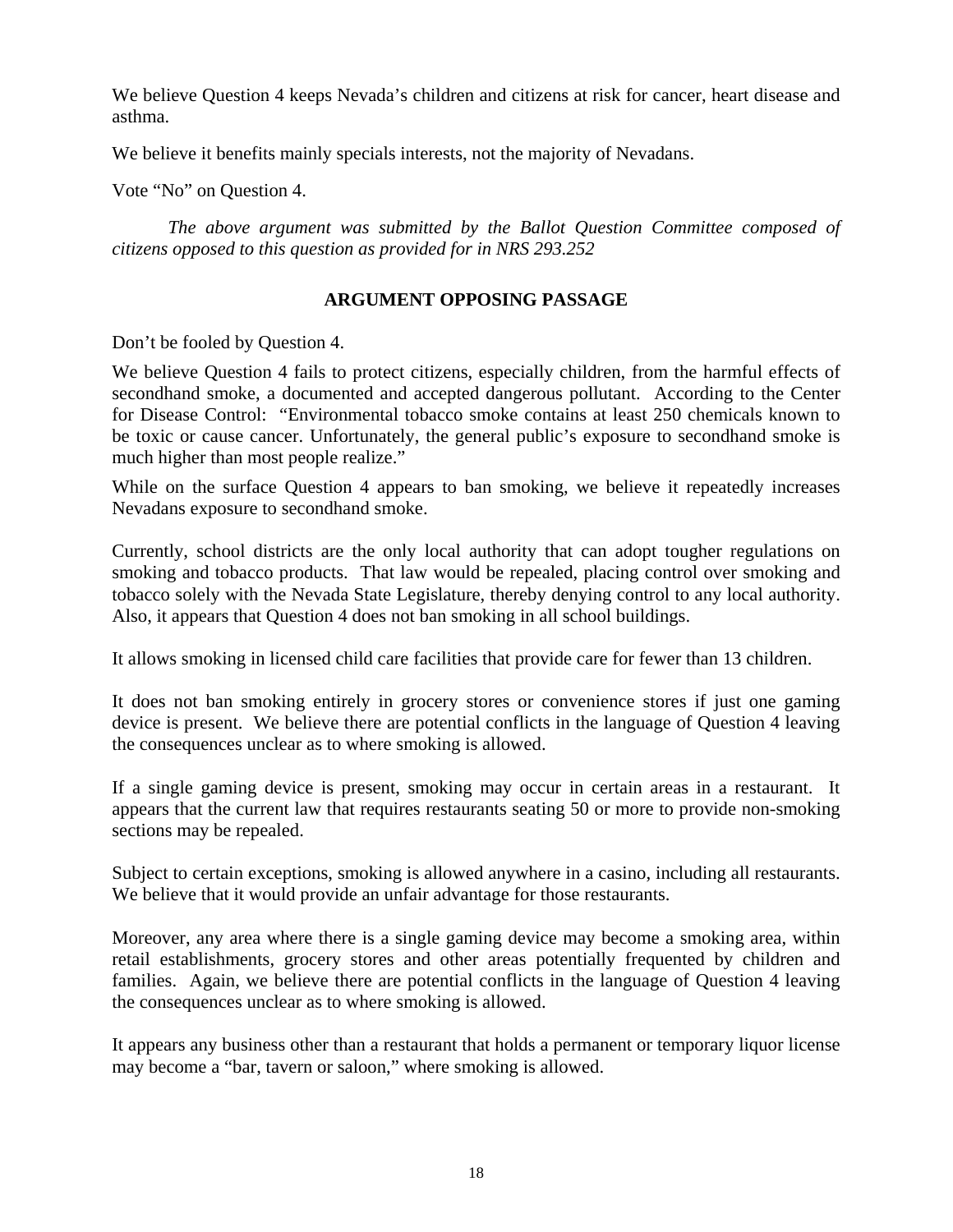We believe Question 4 keeps Nevada's children and citizens at risk for cancer, heart disease and asthma.

We believe it benefits mainly specials interests, not the majority of Nevadans.

Vote "No" on Question 4.

*The above argument was submitted by the Ballot Question Committee composed of citizens opposed to this question as provided for in NRS 293.252*

## ARGUMENT OPPOSING PASSAGE

Don't be fooled by Question 4.

We believe Question 4 fails to protect citizens, especially children, from the harmful effects of secondhand smoke, a documented and accepted dangerous pollutant. According to the Center for Disease Control: "Environmental tobacco smoke contains at least 250 chemicals known to be toxic or cause cancer. Unfortunately, the general public's exposure to secondhand smoke is much higher than most people realize."

While on the surface Question 4 appears to ban smoking, we believe it repeatedly increases Nevadans exposure to secondhand smoke.

Currently, school districts are the only local authority that can adopt tougher regulations on smoking and tobacco products. That law would be repealed, placing control over smoking and tobacco solely with the Nevada State Legislature, thereby denying control to any local authority. Also, it appears that Question 4 does not ban smoking in all school buildings.

It allows smoking in licensed child care facilities that provide care for fewer than 13 children.

It does not ban smoking entirely in grocery stores or convenience stores if just one gaming device is present. We believe there are potential conflicts in the language of Question 4 leaving the consequences unclear as to where smoking is allowed.

If a single gaming device is present, smoking may occur in certain areas in a restaurant. It appears that the current law that requires restaurants seating 50 or more to provide non-smoking sections may be repealed.

Subject to certain exceptions, smoking is allowed anywhere in a casino, including all restaurants. We believe that it would provide an unfair advantage for those restaurants.

Moreover, any area where there is a single gaming device may become a smoking area, within retail establishments, grocery stores and other areas potentially frequented by children and families. Again, we believe there are potential conflicts in the language of Question 4 leaving the consequences unclear as to where smoking is allowed.

It appears any business other than a restaurant that holds a permanent or temporary liquor license may become a "bar, tavern or saloon," where smoking is allowed.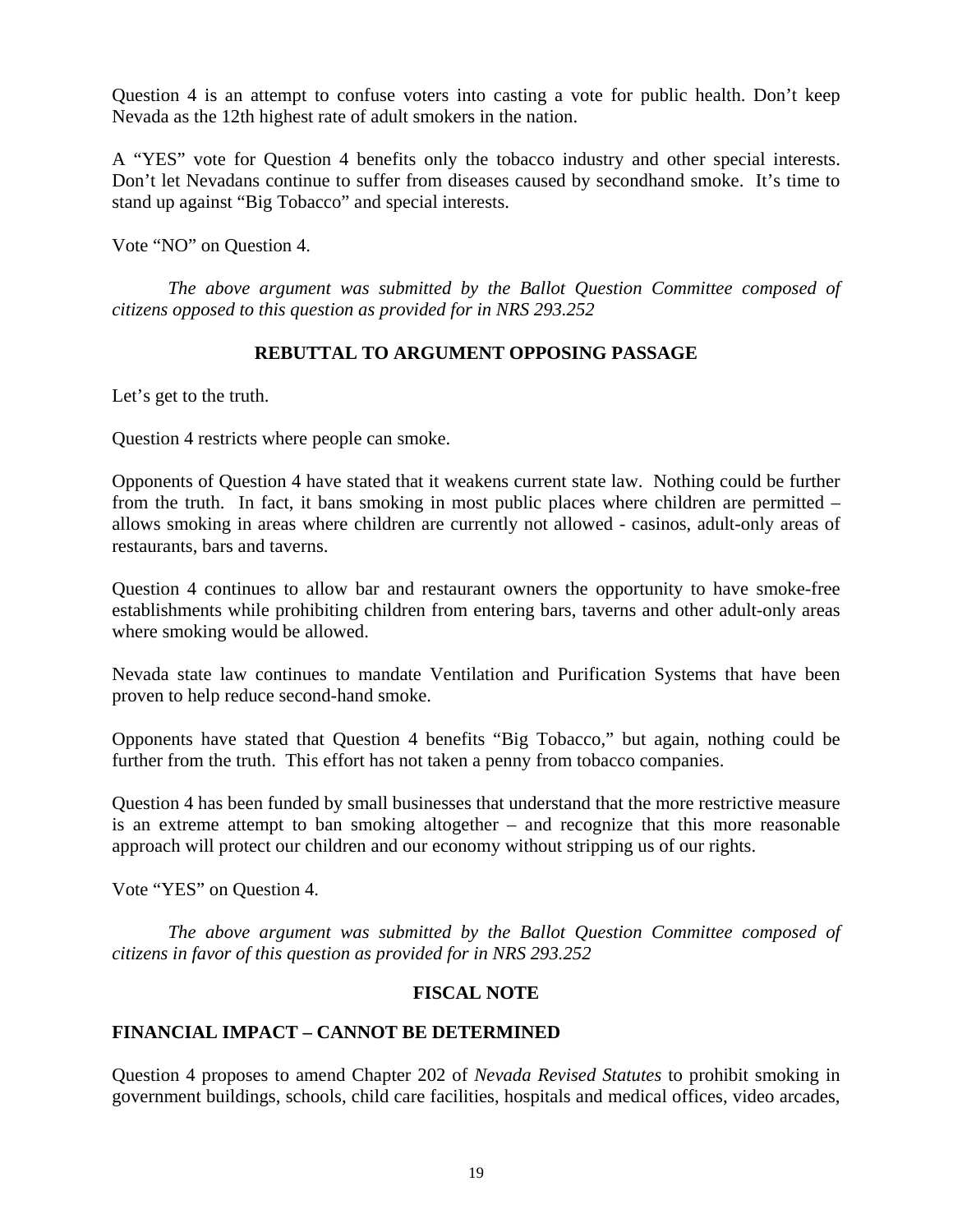Question 4 is an attempt to confuse voters into casting a vote for public health. Don't keep Nevada as the 12th highest rate of adult smokers in the nation.

A "YES" vote for Question 4 benefits only the tobacco industry and other special interests. Don't let Nevadans continue to suffer from diseases caused by secondhand smoke. It's time to stand up against "Big Tobacco" and special interests.

Vote "NO" on Question 4.

*The above argument was submitted by the Ballot Question Committee composed of citizens opposed to this question as provided for in NRS 293.252*

**REBUTTAL TO ARGUMENT OPPOSING PASSAGE**

Let's get to the truth.

Question 4 restricts where people can smoke.

Opponents of Question 4 have stated that it weakens current state law. Nothing could be further from the truth. In fact, it bans smoking in most public places where children are permitted – allows smoking in areas where children are currently not allowed - casinos, adult-only areas of restaurants, bars and taverns.

Question 4 continues to allow bar and restaurant owners the opportunity to have smoke-free establishments while prohibiting children from entering bars, taverns and other adult-only areas where smoking would be allowed.

Nevada state law continues to mandate Ventilation and Purification Systems that have been proven to help reduce second-hand smoke.

Opponents have stated that Question 4 benefits "Big Tobacco," but again, nothing could be further from the truth. This effort has not taken a penny from tobacco companies.

Question 4 has been funded by small businesses that understand that the more restrictive measure is an extreme attempt to ban smoking altogether – and recognize that this more reasonable approach will protect our children and our economy without stripping us of our rights.

Vote "YES" on Question 4.

*The above argument was submitted by the Ballot Question Committee composed of citizens in favor of this question as provided for in NRS 293.252*

**FISCAL NOTE**

**FINANCIAL IMPACT – CANNOT BE DETERMINED**

Question 4 proposes to amend Chapter 202 of *Nevada Revised Statutes* to prohibit smoking in government buildings, schools, child care facilities, hospitals and medical offices, video arcades,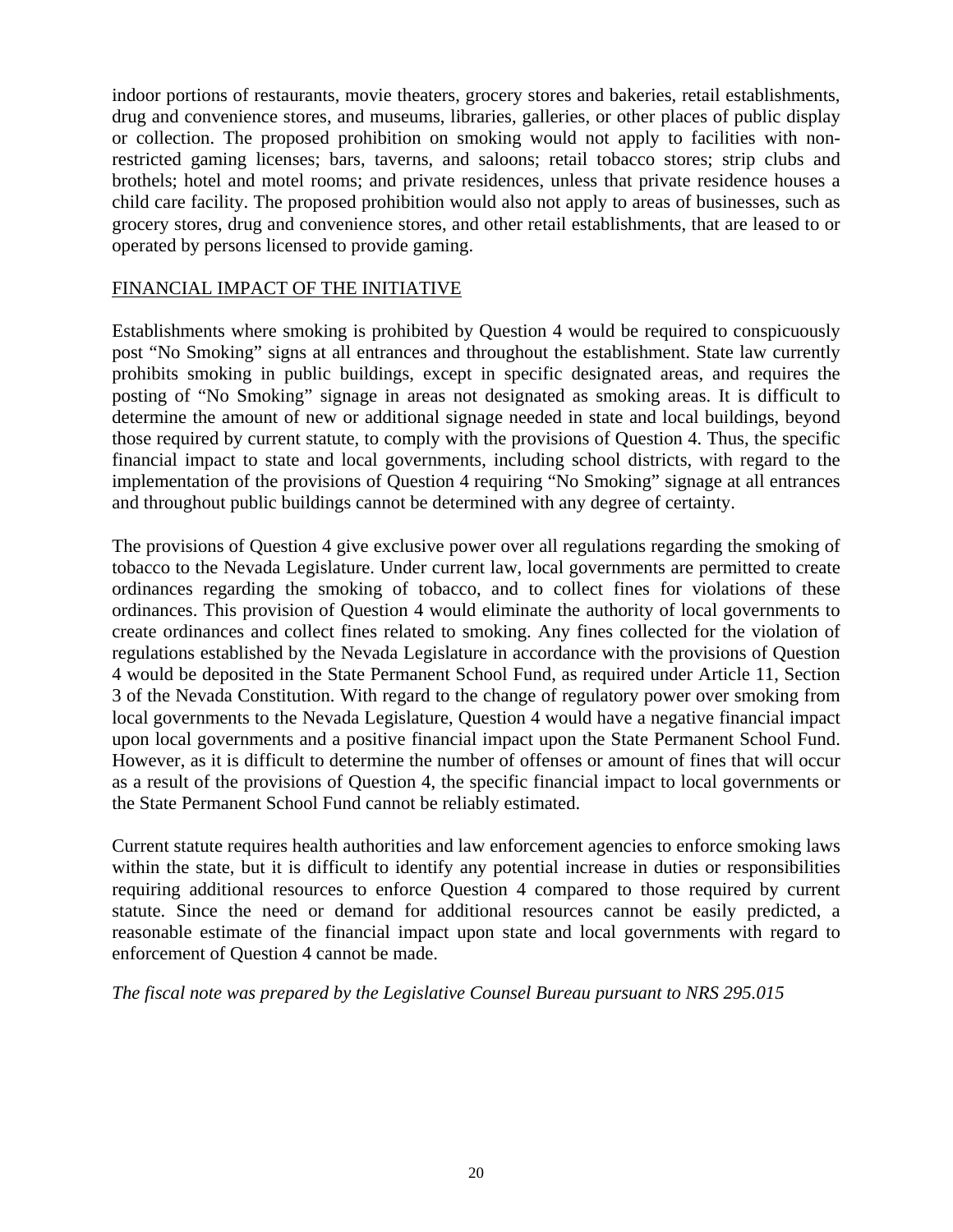indoor portions of restaurants, movie theaters, grocery stores and bakeries, retail establishments, drug and convenience stores, and museums, libraries, galleries, or other places of public display or collection. The proposed prohibition on smoking would not apply to facilities with non-restricted gaming licenses; bars, taverns, and saloons; retail tobacco stores; strip clubs and brothels; hotel and motel rooms; and private residences, unless that private residence houses a child care facility. The proposed prohibition would also not apply to areas of businesses, such as grocery stores, drug and convenience stores, and other retail establishments, that are leased to or operated by persons licensed to provide gaming.

## FINANCIAL IMPACT OF THE INITIATIVE

Establishments where smoking is prohibited by Question 4 would be required to conspicuously post "No Smoking" signs at all entrances and throughout the establishment. State law currently prohibits smoking in public buildings, except in specific designated areas, and requires the posting of "No Smoking" signage in areas not designated as smoking areas. It is difficult to determine the amount of new or additional signage needed in state and local buildings, beyond those required by current statute, to comply with the provisions of Question 4. Thus, the specific financial impact to state and local governments, including school districts, with regard to the implementation of the provisions of Question 4 requiring "No Smoking" signage at all entrances and throughout public buildings cannot be determined with any degree of certainty.

The provisions of Question 4 give exclusive power over all regulations regarding the smoking of tobacco to the Nevada Legislature. Under current law, local governments are permitted to create ordinances regarding the smoking of tobacco, and to collect fines for violations of these ordinances. This provision of Question 4 would eliminate the authority of local governments to create ordinances and collect fines related to smoking. Any fines collected for the violation of regulations established by the Nevada Legislature in accordance with the provisions of Question 4 would be deposited in the State Permanent School Fund, as required under Article 11, Section 3 of the Nevada Constitution. With regard to the change of regulatory power over smoking from local governments to the Nevada Legislature, Question 4 would have a negative financial impact upon local governments and a positive financial impact upon the State Permanent School Fund. However, as it is difficult to determine the number of offenses or amount of fines that will occur as a result of the provisions of Question 4, the specific financial impact to local governments or the State Permanent School Fund cannot be reliably estimated.

Current statute requires health authorities and law enforcement agencies to enforce smoking laws within the state, but it is difficult to identify any potential increase in duties or responsibilities requiring additional resources to enforce Question 4 compared to those required by current statute. Since the need or demand for additional resources cannot be easily predicted, a reasonable estimate of the financial impact upon state and local governments with regard to enforcement of Question 4 cannot be made.

*The fiscal note was prepared by the Legislative Counsel Bureau pursuant to NRS 295.015*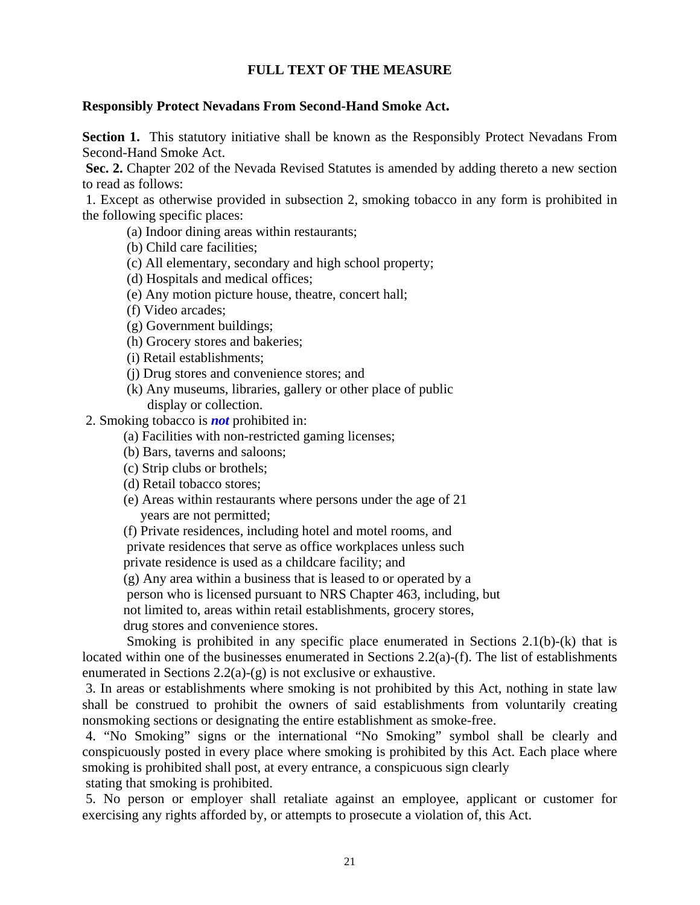## FULL TEXT OF THE MEASURE

**Responsibly Protect Nevadans From Second-Hand Smoke Act.**

**Section 1.** This statutory initiative shall be known as the Responsibly Protect Nevadans From Second-Hand Smoke Act.

**Sec. 2.** Chapter 202 of the Nevada Revised Statutes is amended by adding thereto a new section to read as follows:

1. Except as otherwise provided in subsection 2, smoking tobacco in any form is prohibited in the following specific places:
   - (a) Indoor dining areas within restaurants;
   - (b) Child care facilities;
   - (c) All elementary, secondary and high school property;
   - (d) Hospitals and medical offices;
   - (e) Any motion picture house, theatre, concert hall;
   - (f) Video arcades;
   - (g) Government buildings;
   - (h) Grocery stores and bakeries;
   - (i) Retail establishments;
   - (j) Drug stores and convenience stores; and
   - (k) Any museums, libraries, gallery or other place of public display or collection.

2. Smoking tobacco is ***not*** prohibited in:
   - (a) Facilities with non-restricted gaming licenses;
   - (b) Bars, taverns and saloons;
   - (c) Strip clubs or brothels;
   - (d) Retail tobacco stores;
   - (e) Areas within restaurants where persons under the age of 21 years are not permitted;
   - (f) Private residences, including hotel and motel rooms, and private residences that serve as office workplaces unless such private residence is used as a childcare facility; and
   - (g) Any area within a business that is leased to or operated by a person who is licensed pursuant to NRS Chapter 463, including, but not limited to, areas within retail establishments, grocery stores, drug stores and convenience stores.

   Smoking is prohibited in any specific place enumerated in Sections 2.1(b)-(k) that is located within one of the businesses enumerated in Sections 2.2(a)-(f). The list of establishments enumerated in Sections 2.2(a)-(g) is not exclusive or exhaustive.

3. In areas or establishments where smoking is not prohibited by this Act, nothing in state law shall be construed to prohibit the owners of said establishments from voluntarily creating nonsmoking sections or designating the entire establishment as smoke-free.

4. "No Smoking" signs or the international "No Smoking" symbol shall be clearly and conspicuously posted in every place where smoking is prohibited by this Act. Each place where smoking is prohibited shall post, at every entrance, a conspicuous sign clearly stating that smoking is prohibited.

5. No person or employer shall retaliate against an employee, applicant or customer for exercising any rights afforded by, or attempts to prosecute a violation of, this Act.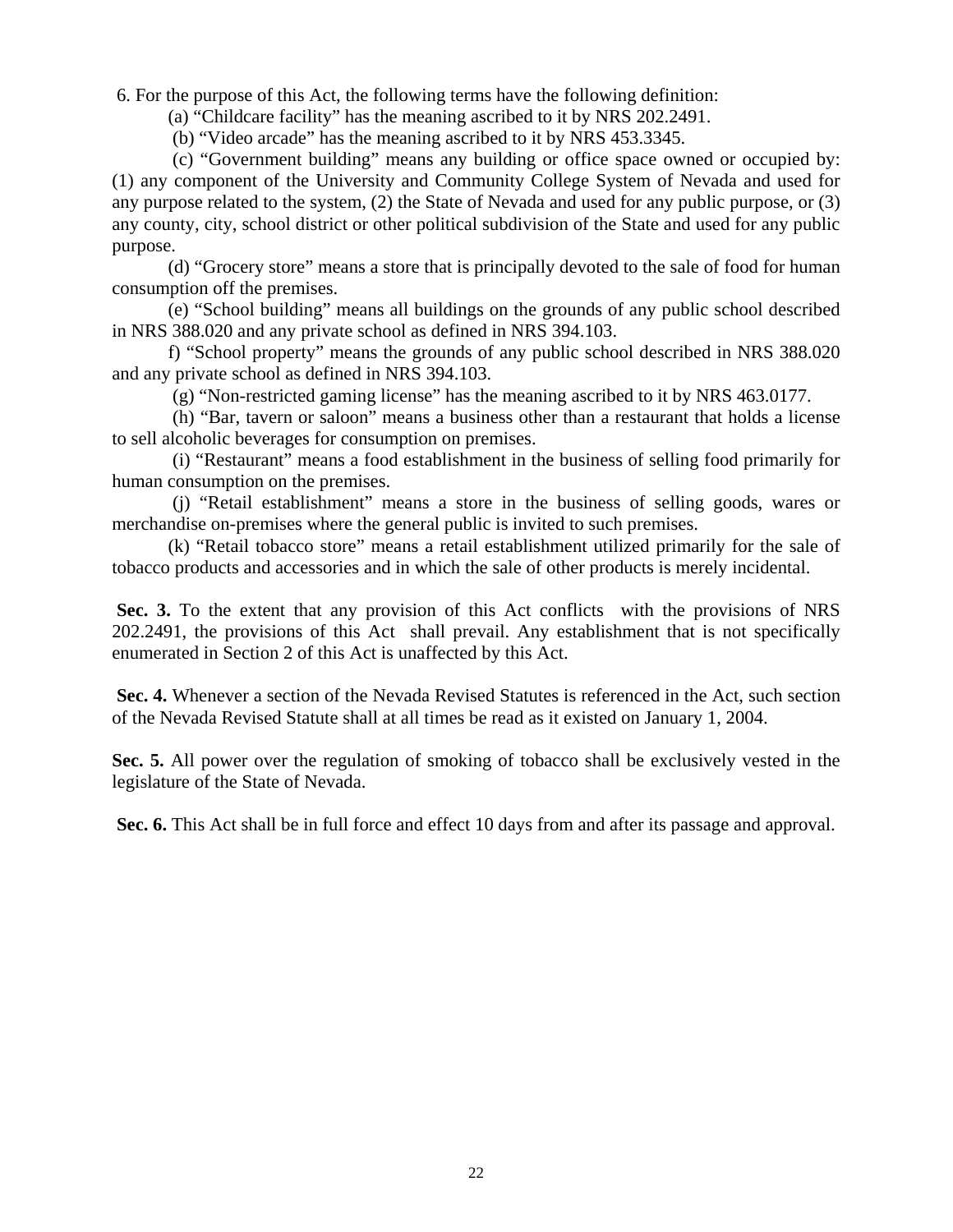6. For the purpose of this Act, the following terms have the following definition:

(a) “Childcare facility” has the meaning ascribed to it by NRS 202.2491.

(b) “Video arcade” has the meaning ascribed to it by NRS 453.3345.

(c) “Government building” means any building or office space owned or occupied by: (1) any component of the University and Community College System of Nevada and used for any purpose related to the system, (2) the State of Nevada and used for any public purpose, or (3) any county, city, school district or other political subdivision of the State and used for any public purpose.

(d) “Grocery store” means a store that is principally devoted to the sale of food for human consumption off the premises.

(e) “School building” means all buildings on the grounds of any public school described in NRS 388.020 and any private school as defined in NRS 394.103.

f) “School property” means the grounds of any public school described in NRS 388.020 and any private school as defined in NRS 394.103.

(g) “Non-restricted gaming license” has the meaning ascribed to it by NRS 463.0177.

(h) “Bar, tavern or saloon” means a business other than a restaurant that holds a license to sell alcoholic beverages for consumption on premises.

(i) “Restaurant” means a food establishment in the business of selling food primarily for human consumption on the premises.

(j) “Retail establishment” means a store in the business of selling goods, wares or merchandise on-premises where the general public is invited to such premises.

(k) “Retail tobacco store” means a retail establishment utilized primarily for the sale of tobacco products and accessories and in which the sale of other products is merely incidental.

**Sec. 3.** To the extent that any provision of this Act conflicts with the provisions of NRS 202.2491, the provisions of this Act shall prevail. Any establishment that is not specifically enumerated in Section 2 of this Act is unaffected by this Act.

**Sec. 4.** Whenever a section of the Nevada Revised Statutes is referenced in the Act, such section of the Nevada Revised Statute shall at all times be read as it existed on January 1, 2004.

**Sec. 5.** All power over the regulation of smoking of tobacco shall be exclusively vested in the legislature of the State of Nevada.

**Sec. 6.** This Act shall be in full force and effect 10 days from and after its passage and approval.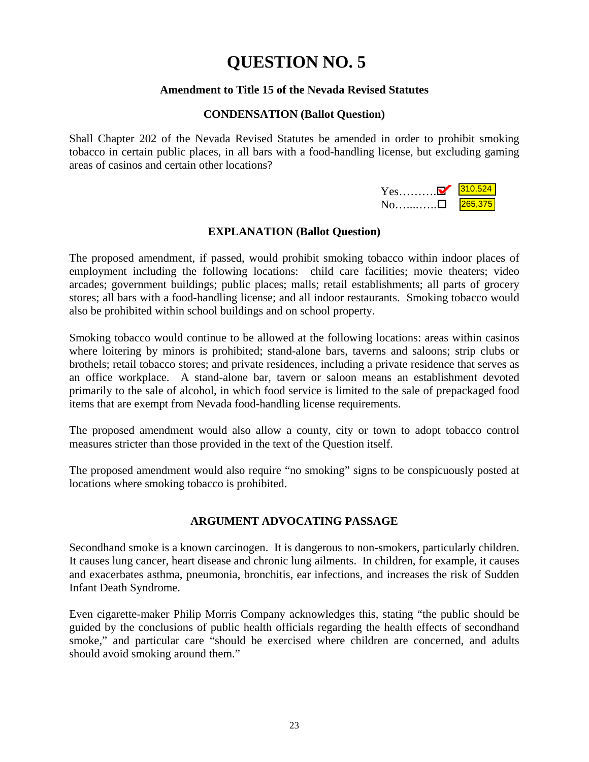# QUESTION NO. 5

### Amendment to Title 15 of the Nevada Revised Statutes

### CONDENSATION (Ballot Question)

Shall Chapter 202 of the Nevada Revised Statutes be amended in order to prohibit smoking tobacco in certain public places, in all bars with a food-handling license, but excluding gaming areas of casinos and certain other locations?

Yes……….☑ 310,524
No…..…….☐ 265,375

### EXPLANATION (Ballot Question)

The proposed amendment, if passed, would prohibit smoking tobacco within indoor places of employment including the following locations: child care facilities; movie theaters; video arcades; government buildings; public places; malls; retail establishments; all parts of grocery stores; all bars with a food-handling license; and all indoor restaurants. Smoking tobacco would also be prohibited within school buildings and on school property.

Smoking tobacco would continue to be allowed at the following locations: areas within casinos where loitering by minors is prohibited; stand-alone bars, taverns and saloons; strip clubs or brothels; retail tobacco stores; and private residences, including a private residence that serves as an office workplace. A stand-alone bar, tavern or saloon means an establishment devoted primarily to the sale of alcohol, in which food service is limited to the sale of prepackaged food items that are exempt from Nevada food-handling license requirements.

The proposed amendment would also allow a county, city or town to adopt tobacco control measures stricter than those provided in the text of the Question itself.

The proposed amendment would also require "no smoking" signs to be conspicuously posted at locations where smoking tobacco is prohibited.

### ARGUMENT ADVOCATING PASSAGE

Secondhand smoke is a known carcinogen. It is dangerous to non-smokers, particularly children. It causes lung cancer, heart disease and chronic lung ailments. In children, for example, it causes and exacerbates asthma, pneumonia, bronchitis, ear infections, and increases the risk of Sudden Infant Death Syndrome.

Even cigarette-maker Philip Morris Company acknowledges this, stating "the public should be guided by the conclusions of public health officials regarding the health effects of secondhand smoke," and particular care "should be exercised where children are concerned, and adults should avoid smoking around them."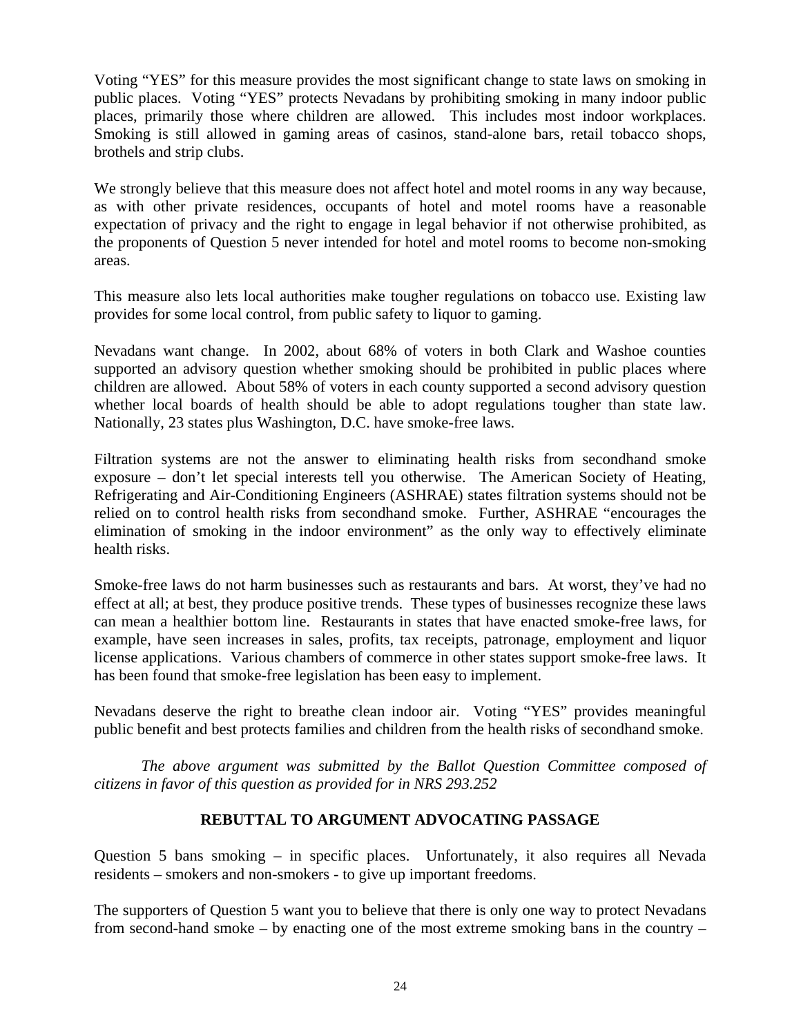Voting "YES" for this measure provides the most significant change to state laws on smoking in public places. Voting "YES" protects Nevadans by prohibiting smoking in many indoor public places, primarily those where children are allowed. This includes most indoor workplaces. Smoking is still allowed in gaming areas of casinos, stand-alone bars, retail tobacco shops, brothels and strip clubs.

We strongly believe that this measure does not affect hotel and motel rooms in any way because, as with other private residences, occupants of hotel and motel rooms have a reasonable expectation of privacy and the right to engage in legal behavior if not otherwise prohibited, as the proponents of Question 5 never intended for hotel and motel rooms to become non-smoking areas.

This measure also lets local authorities make tougher regulations on tobacco use. Existing law provides for some local control, from public safety to liquor to gaming.

Nevadans want change. In 2002, about 68% of voters in both Clark and Washoe counties supported an advisory question whether smoking should be prohibited in public places where children are allowed. About 58% of voters in each county supported a second advisory question whether local boards of health should be able to adopt regulations tougher than state law. Nationally, 23 states plus Washington, D.C. have smoke-free laws.

Filtration systems are not the answer to eliminating health risks from secondhand smoke exposure – don't let special interests tell you otherwise. The American Society of Heating, Refrigerating and Air-Conditioning Engineers (ASHRAE) states filtration systems should not be relied on to control health risks from secondhand smoke. Further, ASHRAE "encourages the elimination of smoking in the indoor environment" as the only way to effectively eliminate health risks.

Smoke-free laws do not harm businesses such as restaurants and bars. At worst, they've had no effect at all; at best, they produce positive trends. These types of businesses recognize these laws can mean a healthier bottom line. Restaurants in states that have enacted smoke-free laws, for example, have seen increases in sales, profits, tax receipts, patronage, employment and liquor license applications. Various chambers of commerce in other states support smoke-free laws. It has been found that smoke-free legislation has been easy to implement.

Nevadans deserve the right to breathe clean indoor air. Voting "YES" provides meaningful public benefit and best protects families and children from the health risks of secondhand smoke.

*The above argument was submitted by the Ballot Question Committee composed of citizens in favor of this question as provided for in NRS 293.252*

**REBUTTAL TO ARGUMENT ADVOCATING PASSAGE**

Question 5 bans smoking – in specific places. Unfortunately, it also requires all Nevada residents – smokers and non-smokers - to give up important freedoms.

The supporters of Question 5 want you to believe that there is only one way to protect Nevadans from second-hand smoke – by enacting one of the most extreme smoking bans in the country –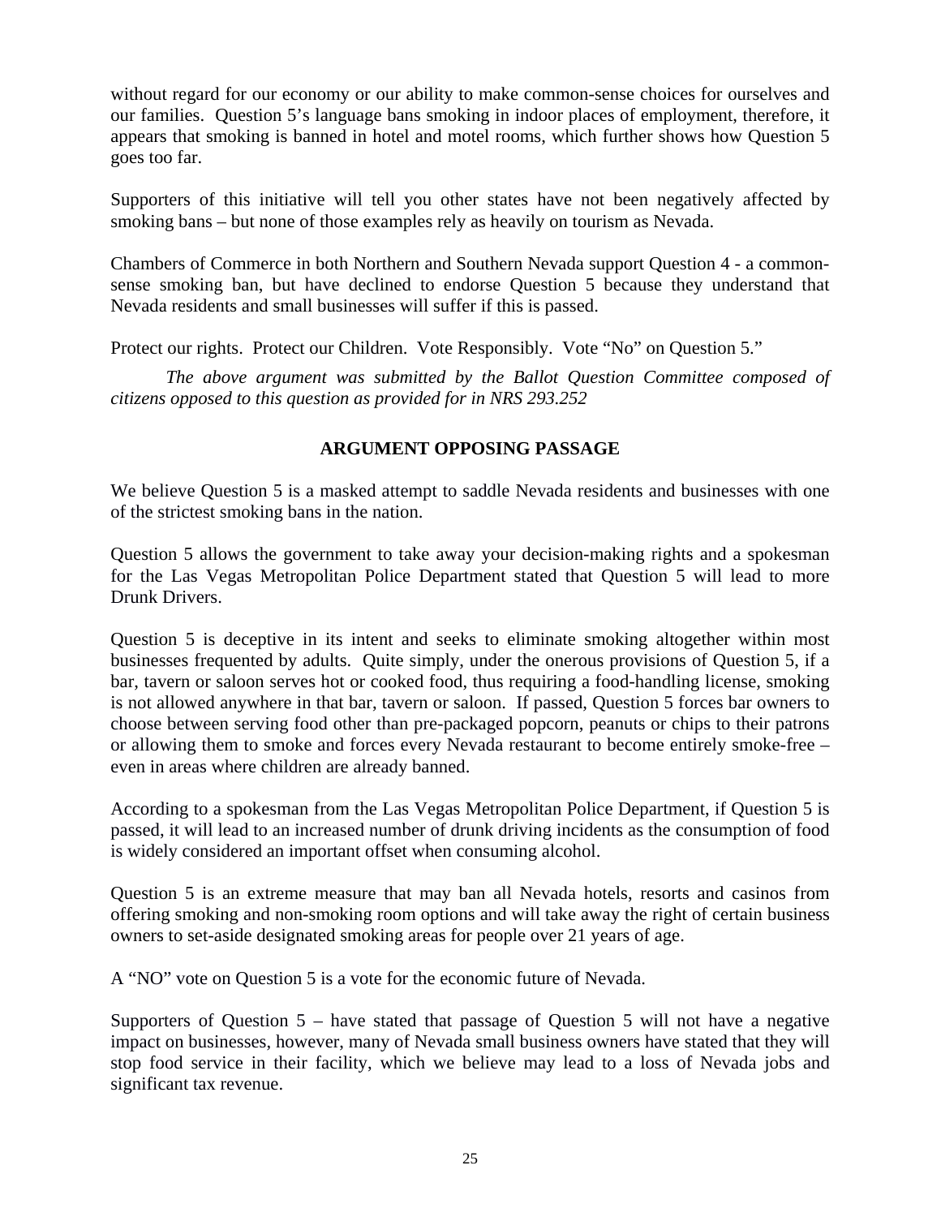without regard for our economy or our ability to make common-sense choices for ourselves and our families. Question 5's language bans smoking in indoor places of employment, therefore, it appears that smoking is banned in hotel and motel rooms, which further shows how Question 5 goes too far.

Supporters of this initiative will tell you other states have not been negatively affected by smoking bans – but none of those examples rely as heavily on tourism as Nevada.

Chambers of Commerce in both Northern and Southern Nevada support Question 4 - a common-sense smoking ban, but have declined to endorse Question 5 because they understand that Nevada residents and small businesses will suffer if this is passed.

Protect our rights. Protect our Children. Vote Responsibly. Vote "No" on Question 5."

*The above argument was submitted by the Ballot Question Committee composed of citizens opposed to this question as provided for in NRS 293.252*

**ARGUMENT OPPOSING PASSAGE**

We believe Question 5 is a masked attempt to saddle Nevada residents and businesses with one of the strictest smoking bans in the nation.

Question 5 allows the government to take away your decision-making rights and a spokesman for the Las Vegas Metropolitan Police Department stated that Question 5 will lead to more Drunk Drivers.

Question 5 is deceptive in its intent and seeks to eliminate smoking altogether within most businesses frequented by adults. Quite simply, under the onerous provisions of Question 5, if a bar, tavern or saloon serves hot or cooked food, thus requiring a food-handling license, smoking is not allowed anywhere in that bar, tavern or saloon. If passed, Question 5 forces bar owners to choose between serving food other than pre-packaged popcorn, peanuts or chips to their patrons or allowing them to smoke and forces every Nevada restaurant to become entirely smoke-free – even in areas where children are already banned.

According to a spokesman from the Las Vegas Metropolitan Police Department, if Question 5 is passed, it will lead to an increased number of drunk driving incidents as the consumption of food is widely considered an important offset when consuming alcohol.

Question 5 is an extreme measure that may ban all Nevada hotels, resorts and casinos from offering smoking and non-smoking room options and will take away the right of certain business owners to set-aside designated smoking areas for people over 21 years of age.

A "NO" vote on Question 5 is a vote for the economic future of Nevada.

Supporters of Question 5 – have stated that passage of Question 5 will not have a negative impact on businesses, however, many of Nevada small business owners have stated that they will stop food service in their facility, which we believe may lead to a loss of Nevada jobs and significant tax revenue.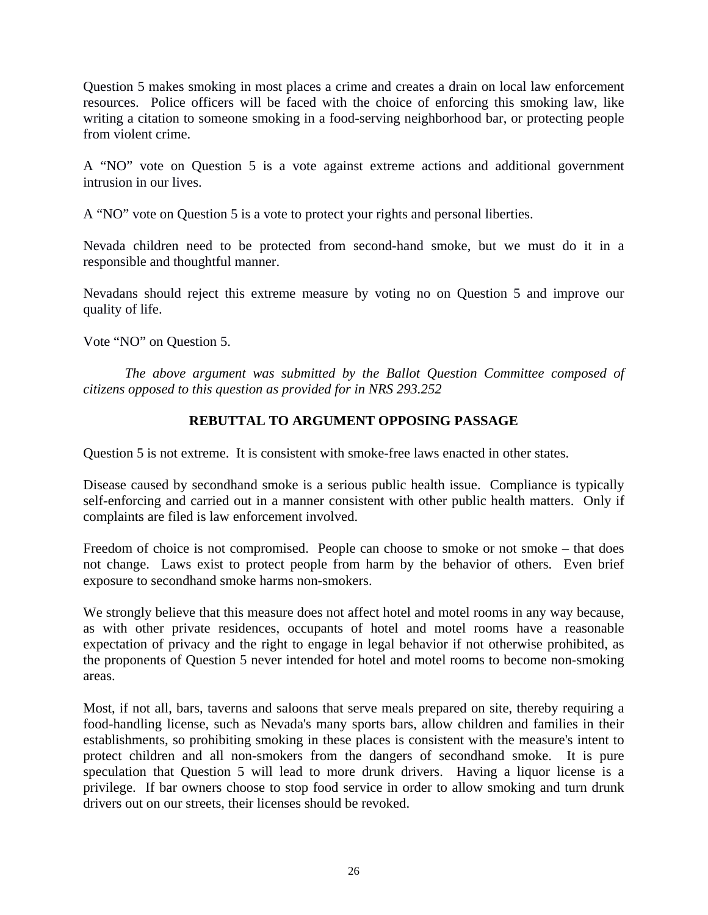Question 5 makes smoking in most places a crime and creates a drain on local law enforcement resources. Police officers will be faced with the choice of enforcing this smoking law, like writing a citation to someone smoking in a food-serving neighborhood bar, or protecting people from violent crime.

A "NO" vote on Question 5 is a vote against extreme actions and additional government intrusion in our lives.

A "NO" vote on Question 5 is a vote to protect your rights and personal liberties.

Nevada children need to be protected from second-hand smoke, but we must do it in a responsible and thoughtful manner.

Nevadans should reject this extreme measure by voting no on Question 5 and improve our quality of life.

Vote "NO" on Question 5.

*The above argument was submitted by the Ballot Question Committee composed of citizens opposed to this question as provided for in NRS 293.252*

## REBUTTAL TO ARGUMENT OPPOSING PASSAGE

Question 5 is not extreme. It is consistent with smoke-free laws enacted in other states.

Disease caused by secondhand smoke is a serious public health issue. Compliance is typically self-enforcing and carried out in a manner consistent with other public health matters. Only if complaints are filed is law enforcement involved.

Freedom of choice is not compromised. People can choose to smoke or not smoke – that does not change. Laws exist to protect people from harm by the behavior of others. Even brief exposure to secondhand smoke harms non-smokers.

We strongly believe that this measure does not affect hotel and motel rooms in any way because, as with other private residences, occupants of hotel and motel rooms have a reasonable expectation of privacy and the right to engage in legal behavior if not otherwise prohibited, as the proponents of Question 5 never intended for hotel and motel rooms to become non-smoking areas.

Most, if not all, bars, taverns and saloons that serve meals prepared on site, thereby requiring a food-handling license, such as Nevada's many sports bars, allow children and families in their establishments, so prohibiting smoking in these places is consistent with the measure's intent to protect children and all non-smokers from the dangers of secondhand smoke. It is pure speculation that Question 5 will lead to more drunk drivers. Having a liquor license is a privilege. If bar owners choose to stop food service in order to allow smoking and turn drunk drivers out on our streets, their licenses should be revoked.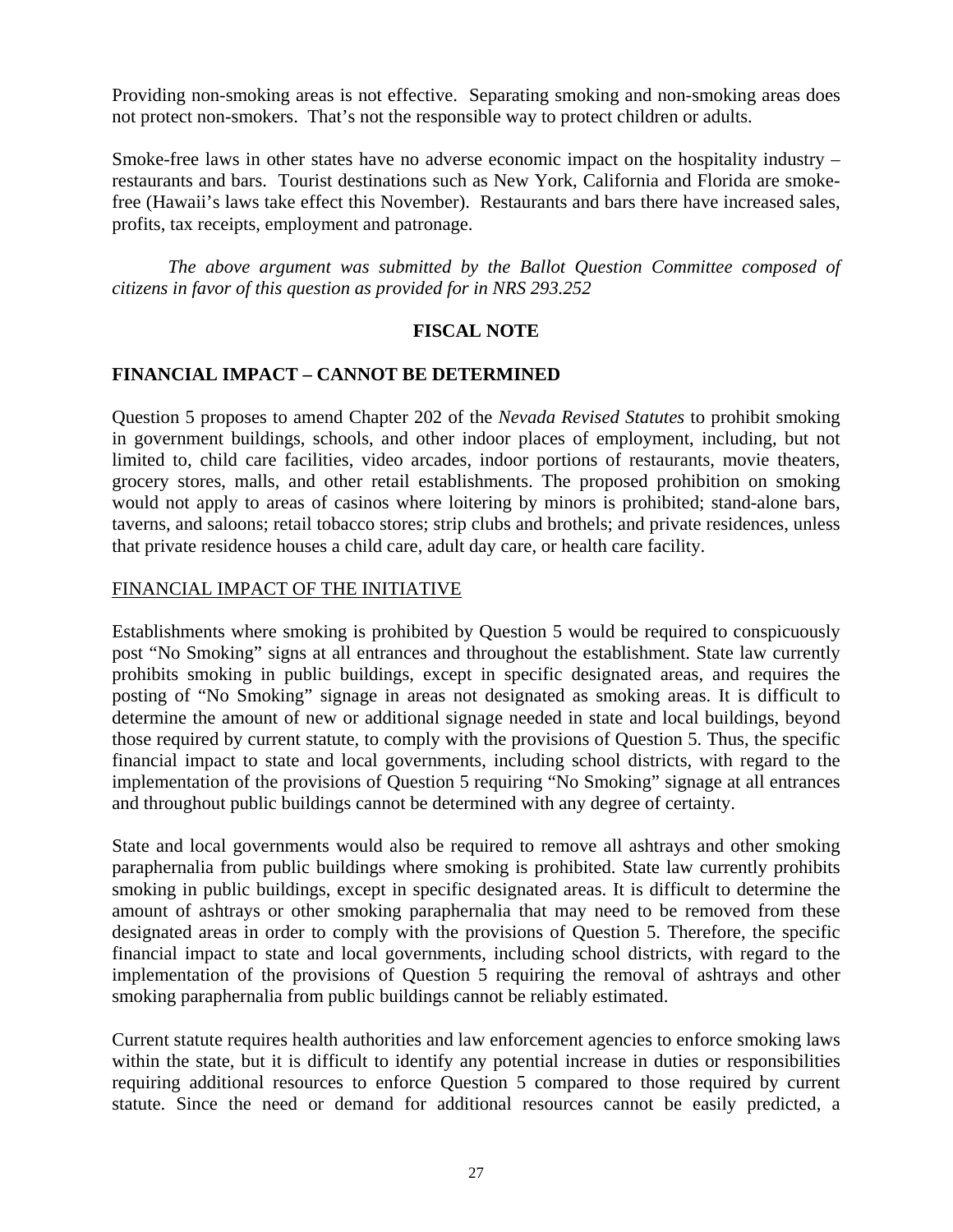Providing non-smoking areas is not effective. Separating smoking and non-smoking areas does not protect non-smokers. That's not the responsible way to protect children or adults.

Smoke-free laws in other states have no adverse economic impact on the hospitality industry – restaurants and bars. Tourist destinations such as New York, California and Florida are smoke-free (Hawaii's laws take effect this November). Restaurants and bars there have increased sales, profits, tax receipts, employment and patronage.

*The above argument was submitted by the Ballot Question Committee composed of citizens in favor of this question as provided for in NRS 293.252*

## FISCAL NOTE

### FINANCIAL IMPACT – CANNOT BE DETERMINED

Question 5 proposes to amend Chapter 202 of the *Nevada Revised Statutes* to prohibit smoking in government buildings, schools, and other indoor places of employment, including, but not limited to, child care facilities, video arcades, indoor portions of restaurants, movie theaters, grocery stores, malls, and other retail establishments. The proposed prohibition on smoking would not apply to areas of casinos where loitering by minors is prohibited; stand-alone bars, taverns, and saloons; retail tobacco stores; strip clubs and brothels; and private residences, unless that private residence houses a child care, adult day care, or health care facility.

<u>FINANCIAL IMPACT OF THE INITIATIVE</u>

Establishments where smoking is prohibited by Question 5 would be required to conspicuously post "No Smoking" signs at all entrances and throughout the establishment. State law currently prohibits smoking in public buildings, except in specific designated areas, and requires the posting of "No Smoking" signage in areas not designated as smoking areas. It is difficult to determine the amount of new or additional signage needed in state and local buildings, beyond those required by current statute, to comply with the provisions of Question 5. Thus, the specific financial impact to state and local governments, including school districts, with regard to the implementation of the provisions of Question 5 requiring "No Smoking" signage at all entrances and throughout public buildings cannot be determined with any degree of certainty.

State and local governments would also be required to remove all ashtrays and other smoking paraphernalia from public buildings where smoking is prohibited. State law currently prohibits smoking in public buildings, except in specific designated areas. It is difficult to determine the amount of ashtrays or other smoking paraphernalia that may need to be removed from these designated areas in order to comply with the provisions of Question 5. Therefore, the specific financial impact to state and local governments, including school districts, with regard to the implementation of the provisions of Question 5 requiring the removal of ashtrays and other smoking paraphernalia from public buildings cannot be reliably estimated.

Current statute requires health authorities and law enforcement agencies to enforce smoking laws within the state, but it is difficult to identify any potential increase in duties or responsibilities requiring additional resources to enforce Question 5 compared to those required by current statute. Since the need or demand for additional resources cannot be easily predicted, a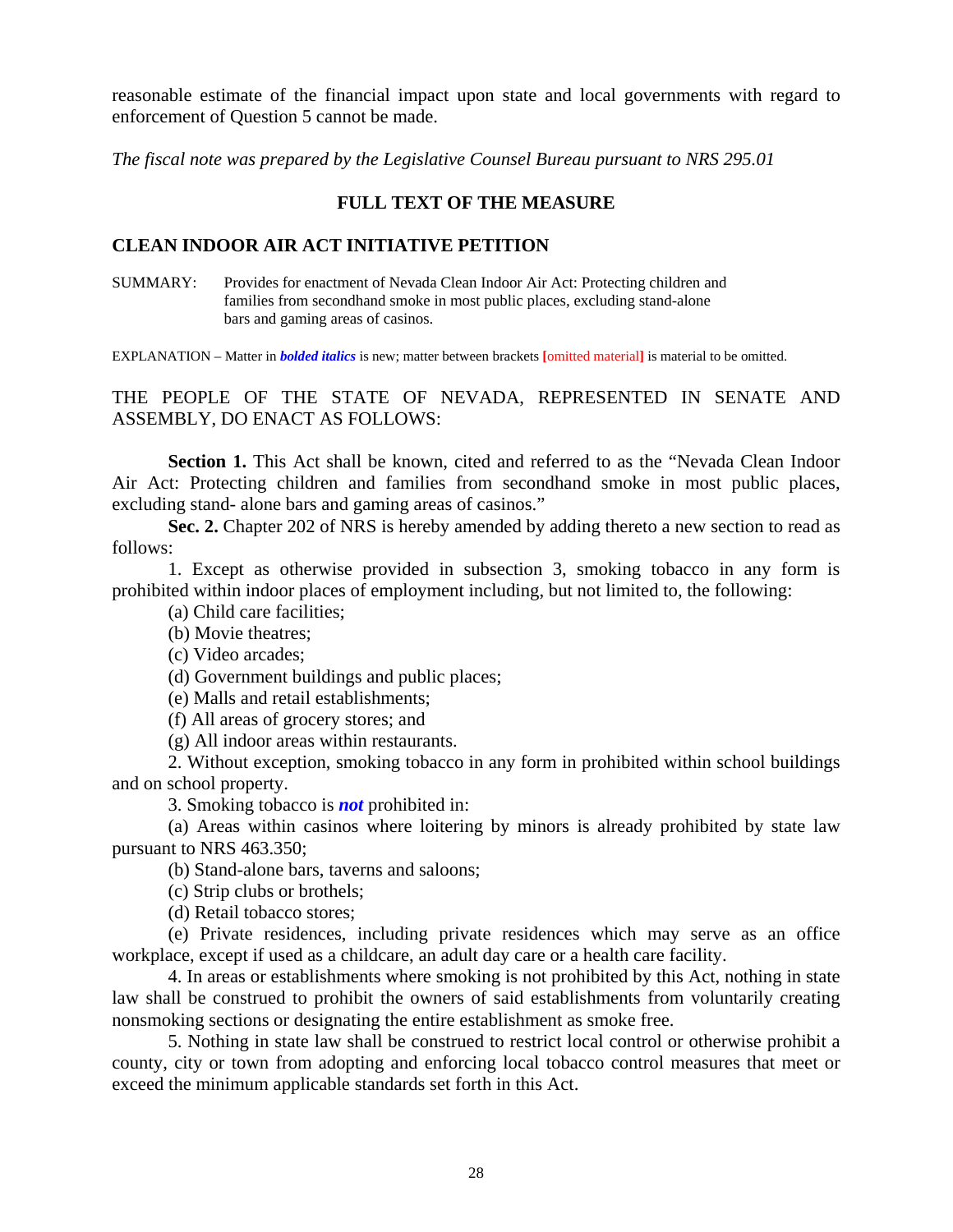reasonable estimate of the financial impact upon state and local governments with regard to enforcement of Question 5 cannot be made.

*The fiscal note was prepared by the Legislative Counsel Bureau pursuant to NRS 295.01*

## FULL TEXT OF THE MEASURE

### CLEAN INDOOR AIR ACT INITIATIVE PETITION

SUMMARY: Provides for enactment of Nevada Clean Indoor Air Act: Protecting children and families from secondhand smoke in most public places, excluding stand-alone bars and gaming areas of casinos.

EXPLANATION – Matter in ***bolded italics*** is new; matter between brackets **[**omitted material**]** is material to be omitted.

THE PEOPLE OF THE STATE OF NEVADA, REPRESENTED IN SENATE AND ASSEMBLY, DO ENACT AS FOLLOWS:

**Section 1.** This Act shall be known, cited and referred to as the "Nevada Clean Indoor Air Act: Protecting children and families from secondhand smoke in most public places, excluding stand- alone bars and gaming areas of casinos."

**Sec. 2.** Chapter 202 of NRS is hereby amended by adding thereto a new section to read as follows:

1. Except as otherwise provided in subsection 3, smoking tobacco in any form is prohibited within indoor places of employment including, but not limited to, the following:

(a) Child care facilities;

(b) Movie theatres;

(c) Video arcades;

(d) Government buildings and public places;

(e) Malls and retail establishments;

(f) All areas of grocery stores; and

(g) All indoor areas within restaurants.

2. Without exception, smoking tobacco in any form in prohibited within school buildings and on school property.

3. Smoking tobacco is ***not*** prohibited in:

(a) Areas within casinos where loitering by minors is already prohibited by state law pursuant to NRS 463.350;

(b) Stand-alone bars, taverns and saloons;

(c) Strip clubs or brothels;

(d) Retail tobacco stores;

(e) Private residences, including private residences which may serve as an office workplace, except if used as a childcare, an adult day care or a health care facility.

4. In areas or establishments where smoking is not prohibited by this Act, nothing in state law shall be construed to prohibit the owners of said establishments from voluntarily creating nonsmoking sections or designating the entire establishment as smoke free.

5. Nothing in state law shall be construed to restrict local control or otherwise prohibit a county, city or town from adopting and enforcing local tobacco control measures that meet or exceed the minimum applicable standards set forth in this Act.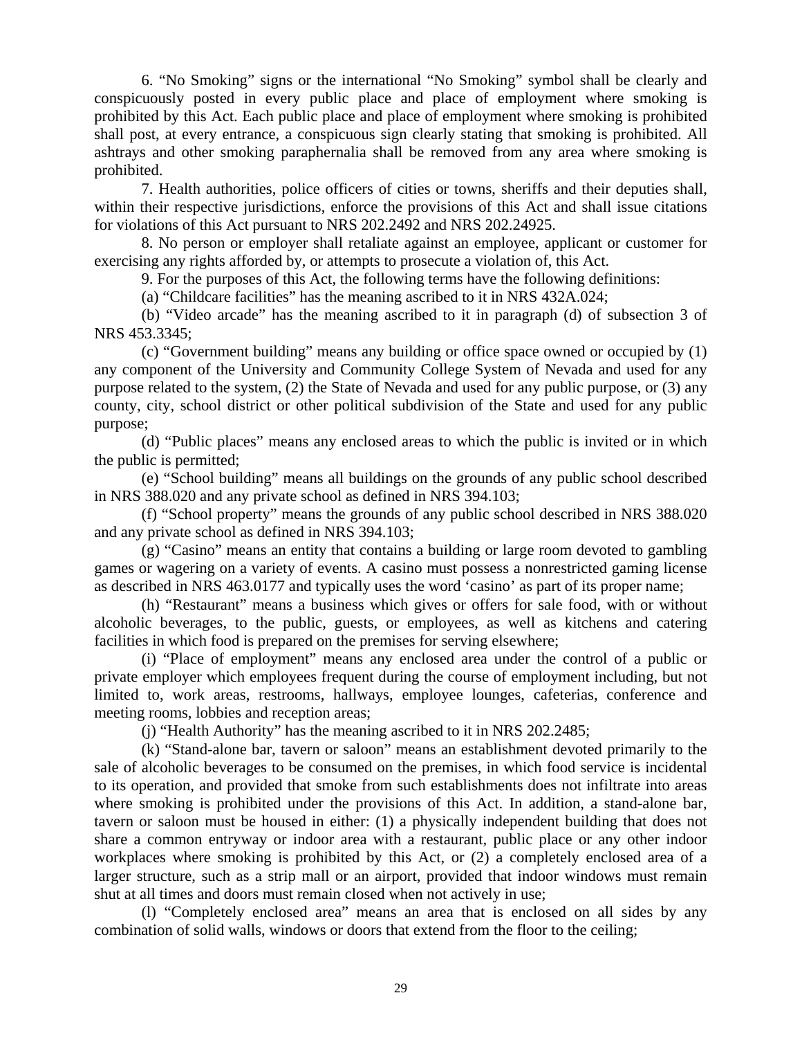6. "No Smoking" signs or the international "No Smoking" symbol shall be clearly and conspicuously posted in every public place and place of employment where smoking is prohibited by this Act. Each public place and place of employment where smoking is prohibited shall post, at every entrance, a conspicuous sign clearly stating that smoking is prohibited. All ashtrays and other smoking paraphernalia shall be removed from any area where smoking is prohibited.

7. Health authorities, police officers of cities or towns, sheriffs and their deputies shall, within their respective jurisdictions, enforce the provisions of this Act and shall issue citations for violations of this Act pursuant to NRS 202.2492 and NRS 202.24925.

8. No person or employer shall retaliate against an employee, applicant or customer for exercising any rights afforded by, or attempts to prosecute a violation of, this Act.

9. For the purposes of this Act, the following terms have the following definitions:

(a) "Childcare facilities" has the meaning ascribed to it in NRS 432A.024;

(b) "Video arcade" has the meaning ascribed to it in paragraph (d) of subsection 3 of NRS 453.3345;

(c) "Government building" means any building or office space owned or occupied by (1) any component of the University and Community College System of Nevada and used for any purpose related to the system, (2) the State of Nevada and used for any public purpose, or (3) any county, city, school district or other political subdivision of the State and used for any public purpose;

(d) "Public places" means any enclosed areas to which the public is invited or in which the public is permitted;

(e) "School building" means all buildings on the grounds of any public school described in NRS 388.020 and any private school as defined in NRS 394.103;

(f) "School property" means the grounds of any public school described in NRS 388.020 and any private school as defined in NRS 394.103;

(g) "Casino" means an entity that contains a building or large room devoted to gambling games or wagering on a variety of events. A casino must possess a nonrestricted gaming license as described in NRS 463.0177 and typically uses the word 'casino' as part of its proper name;

(h) "Restaurant" means a business which gives or offers for sale food, with or without alcoholic beverages, to the public, guests, or employees, as well as kitchens and catering facilities in which food is prepared on the premises for serving elsewhere;

(i) "Place of employment" means any enclosed area under the control of a public or private employer which employees frequent during the course of employment including, but not limited to, work areas, restrooms, hallways, employee lounges, cafeterias, conference and meeting rooms, lobbies and reception areas;

(j) "Health Authority" has the meaning ascribed to it in NRS 202.2485;

(k) "Stand-alone bar, tavern or saloon" means an establishment devoted primarily to the sale of alcoholic beverages to be consumed on the premises, in which food service is incidental to its operation, and provided that smoke from such establishments does not infiltrate into areas where smoking is prohibited under the provisions of this Act. In addition, a stand-alone bar, tavern or saloon must be housed in either: (1) a physically independent building that does not share a common entryway or indoor area with a restaurant, public place or any other indoor workplaces where smoking is prohibited by this Act, or (2) a completely enclosed area of a larger structure, such as a strip mall or an airport, provided that indoor windows must remain shut at all times and doors must remain closed when not actively in use;

(l) "Completely enclosed area" means an area that is enclosed on all sides by any combination of solid walls, windows or doors that extend from the floor to the ceiling;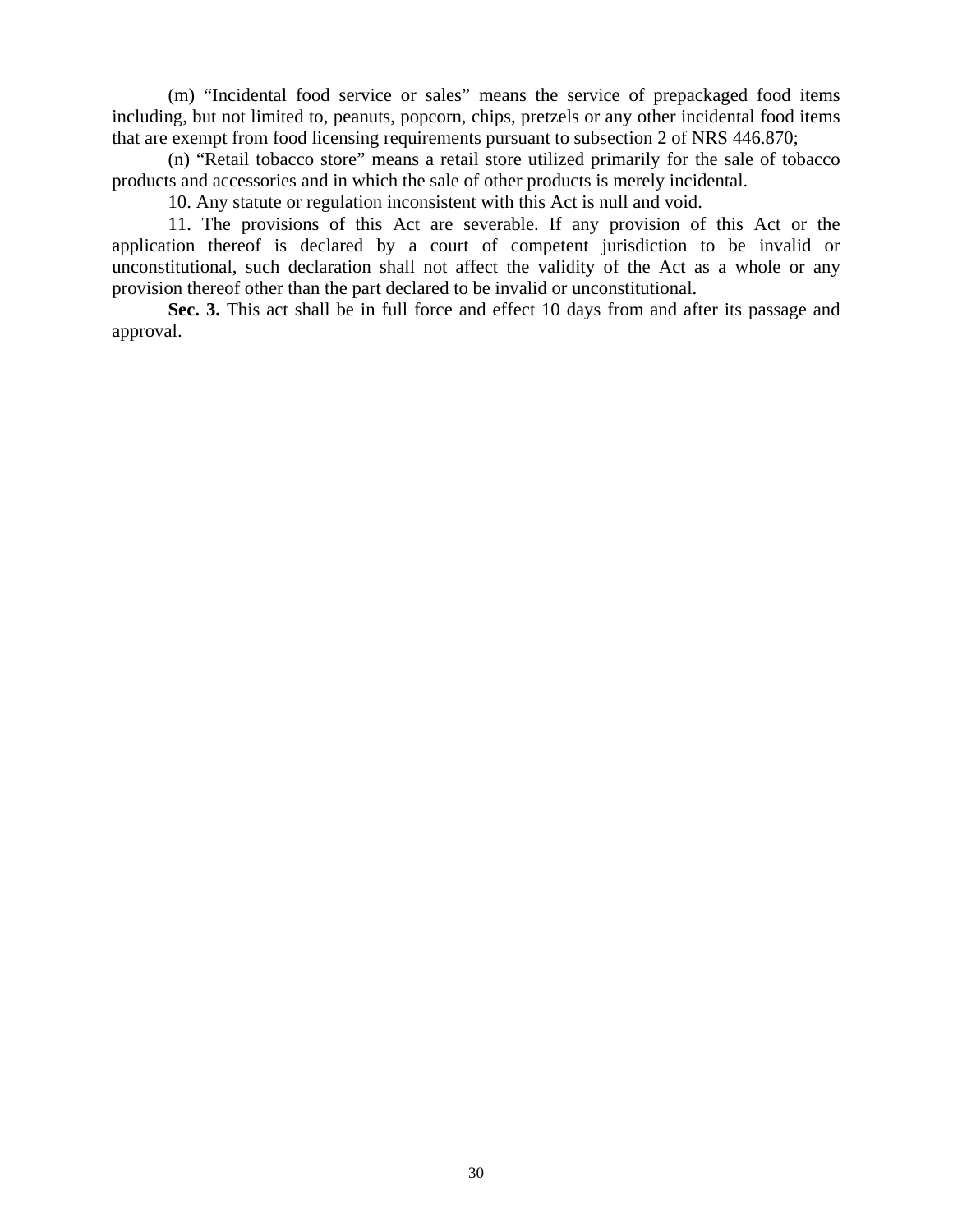(m) “Incidental food service or sales” means the service of prepackaged food items including, but not limited to, peanuts, popcorn, chips, pretzels or any other incidental food items that are exempt from food licensing requirements pursuant to subsection 2 of NRS 446.870;

(n) “Retail tobacco store” means a retail store utilized primarily for the sale of tobacco products and accessories and in which the sale of other products is merely incidental.

10. Any statute or regulation inconsistent with this Act is null and void.

11. The provisions of this Act are severable. If any provision of this Act or the application thereof is declared by a court of competent jurisdiction to be invalid or unconstitutional, such declaration shall not affect the validity of the Act as a whole or any provision thereof other than the part declared to be invalid or unconstitutional.

**Sec. 3.** This act shall be in full force and effect 10 days from and after its passage and approval.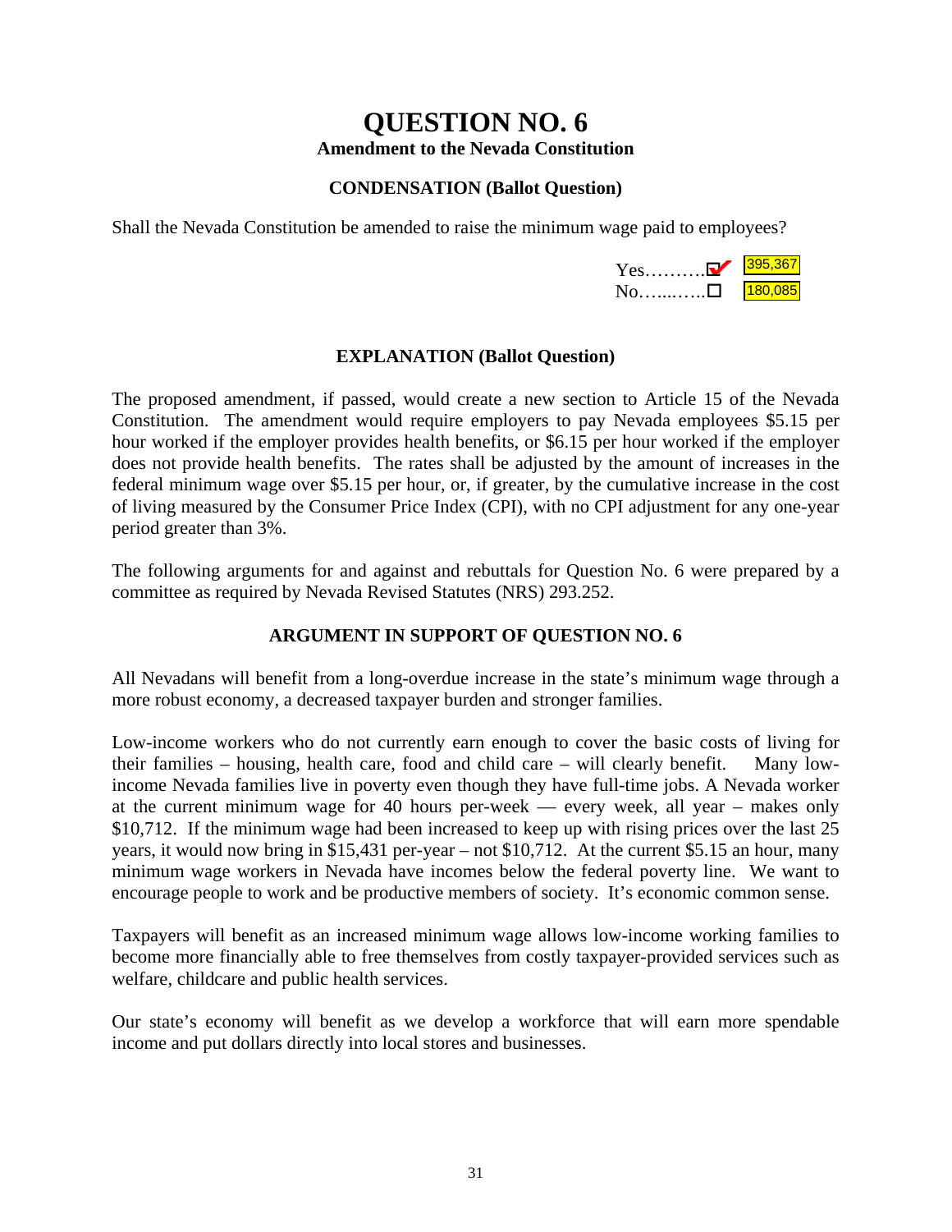# QUESTION NO. 6

**Amendment to the Nevada Constitution**

### CONDENSATION (Ballot Question)

Shall the Nevada Constitution be amended to raise the minimum wage paid to employees?

Yes……….☑ 395,367
No…...…..☐ 180,085

### EXPLANATION (Ballot Question)

The proposed amendment, if passed, would create a new section to Article 15 of the Nevada Constitution. The amendment would require employers to pay Nevada employees $5.15 per hour worked if the employer provides health benefits, or $6.15 per hour worked if the employer does not provide health benefits. The rates shall be adjusted by the amount of increases in the federal minimum wage over $5.15 per hour, or, if greater, by the cumulative increase in the cost of living measured by the Consumer Price Index (CPI), with no CPI adjustment for any one-year period greater than 3%.

The following arguments for and against and rebuttals for Question No. 6 were prepared by a committee as required by Nevada Revised Statutes (NRS) 293.252.

### ARGUMENT IN SUPPORT OF QUESTION NO. 6

All Nevadans will benefit from a long-overdue increase in the state's minimum wage through a more robust economy, a decreased taxpayer burden and stronger families.

Low-income workers who do not currently earn enough to cover the basic costs of living for their families – housing, health care, food and child care – will clearly benefit. Many low-income Nevada families live in poverty even though they have full-time jobs. A Nevada worker at the current minimum wage for 40 hours per-week — every week, all year – makes only $10,712. If the minimum wage had been increased to keep up with rising prices over the last 25 years, it would now bring in $15,431 per-year – not $10,712. At the current $5.15 an hour, many minimum wage workers in Nevada have incomes below the federal poverty line. We want to encourage people to work and be productive members of society. It's economic common sense.

Taxpayers will benefit as an increased minimum wage allows low-income working families to become more financially able to free themselves from costly taxpayer-provided services such as welfare, childcare and public health services.

Our state's economy will benefit as we develop a workforce that will earn more spendable income and put dollars directly into local stores and businesses.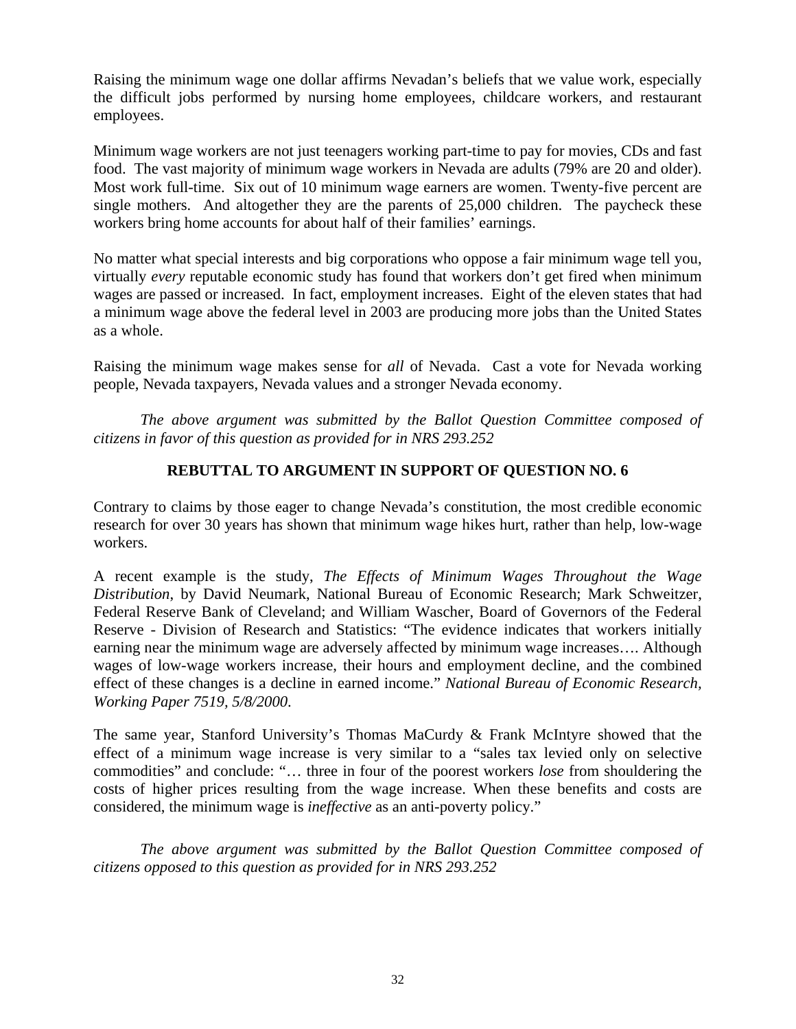Raising the minimum wage one dollar affirms Nevadan's beliefs that we value work, especially the difficult jobs performed by nursing home employees, childcare workers, and restaurant employees.

Minimum wage workers are not just teenagers working part-time to pay for movies, CDs and fast food. The vast majority of minimum wage workers in Nevada are adults (79% are 20 and older). Most work full-time. Six out of 10 minimum wage earners are women. Twenty-five percent are single mothers. And altogether they are the parents of 25,000 children. The paycheck these workers bring home accounts for about half of their families' earnings.

No matter what special interests and big corporations who oppose a fair minimum wage tell you, virtually *every* reputable economic study has found that workers don't get fired when minimum wages are passed or increased. In fact, employment increases. Eight of the eleven states that had a minimum wage above the federal level in 2003 are producing more jobs than the United States as a whole.

Raising the minimum wage makes sense for *all* of Nevada. Cast a vote for Nevada working people, Nevada taxpayers, Nevada values and a stronger Nevada economy.

*The above argument was submitted by the Ballot Question Committee composed of citizens in favor of this question as provided for in NRS 293.252*

## REBUTTAL TO ARGUMENT IN SUPPORT OF QUESTION NO. 6

Contrary to claims by those eager to change Nevada's constitution, the most credible economic research for over 30 years has shown that minimum wage hikes hurt, rather than help, low-wage workers.

A recent example is the study, *The Effects of Minimum Wages Throughout the Wage Distribution*, by David Neumark, National Bureau of Economic Research; Mark Schweitzer, Federal Reserve Bank of Cleveland; and William Wascher, Board of Governors of the Federal Reserve - Division of Research and Statistics: "The evidence indicates that workers initially earning near the minimum wage are adversely affected by minimum wage increases…. Although wages of low-wage workers increase, their hours and employment decline, and the combined effect of these changes is a decline in earned income." *National Bureau of Economic Research, Working Paper 7519, 5/8/2000.*

The same year, Stanford University's Thomas MaCurdy & Frank McIntyre showed that the effect of a minimum wage increase is very similar to a "sales tax levied only on selective commodities" and conclude: "… three in four of the poorest workers *lose* from shouldering the costs of higher prices resulting from the wage increase. When these benefits and costs are considered, the minimum wage is *ineffective* as an anti-poverty policy."

*The above argument was submitted by the Ballot Question Committee composed of citizens opposed to this question as provided for in NRS 293.252*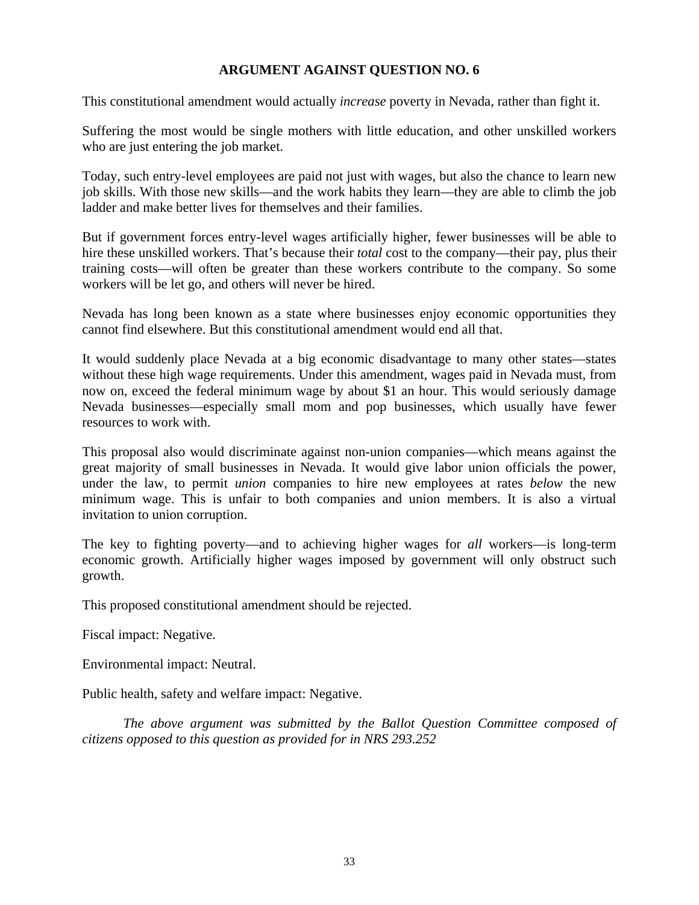## ARGUMENT AGAINST QUESTION NO. 6

This constitutional amendment would actually *increase* poverty in Nevada, rather than fight it.

Suffering the most would be single mothers with little education, and other unskilled workers who are just entering the job market.

Today, such entry-level employees are paid not just with wages, but also the chance to learn new job skills. With those new skills—and the work habits they learn—they are able to climb the job ladder and make better lives for themselves and their families.

But if government forces entry-level wages artificially higher, fewer businesses will be able to hire these unskilled workers. That's because their *total* cost to the company—their pay, plus their training costs—will often be greater than these workers contribute to the company. So some workers will be let go, and others will never be hired.

Nevada has long been known as a state where businesses enjoy economic opportunities they cannot find elsewhere. But this constitutional amendment would end all that.

It would suddenly place Nevada at a big economic disadvantage to many other states—states without these high wage requirements. Under this amendment, wages paid in Nevada must, from now on, exceed the federal minimum wage by about $1 an hour. This would seriously damage Nevada businesses—especially small mom and pop businesses, which usually have fewer resources to work with.

This proposal also would discriminate against non-union companies—which means against the great majority of small businesses in Nevada. It would give labor union officials the power, under the law, to permit *union* companies to hire new employees at rates *below* the new minimum wage. This is unfair to both companies and union members. It is also a virtual invitation to union corruption.

The key to fighting poverty—and to achieving higher wages for *all* workers—is long-term economic growth. Artificially higher wages imposed by government will only obstruct such growth.

This proposed constitutional amendment should be rejected.

Fiscal impact: Negative.

Environmental impact: Neutral.

Public health, safety and welfare impact: Negative.

*The above argument was submitted by the Ballot Question Committee composed of citizens opposed to this question as provided for in NRS 293.252*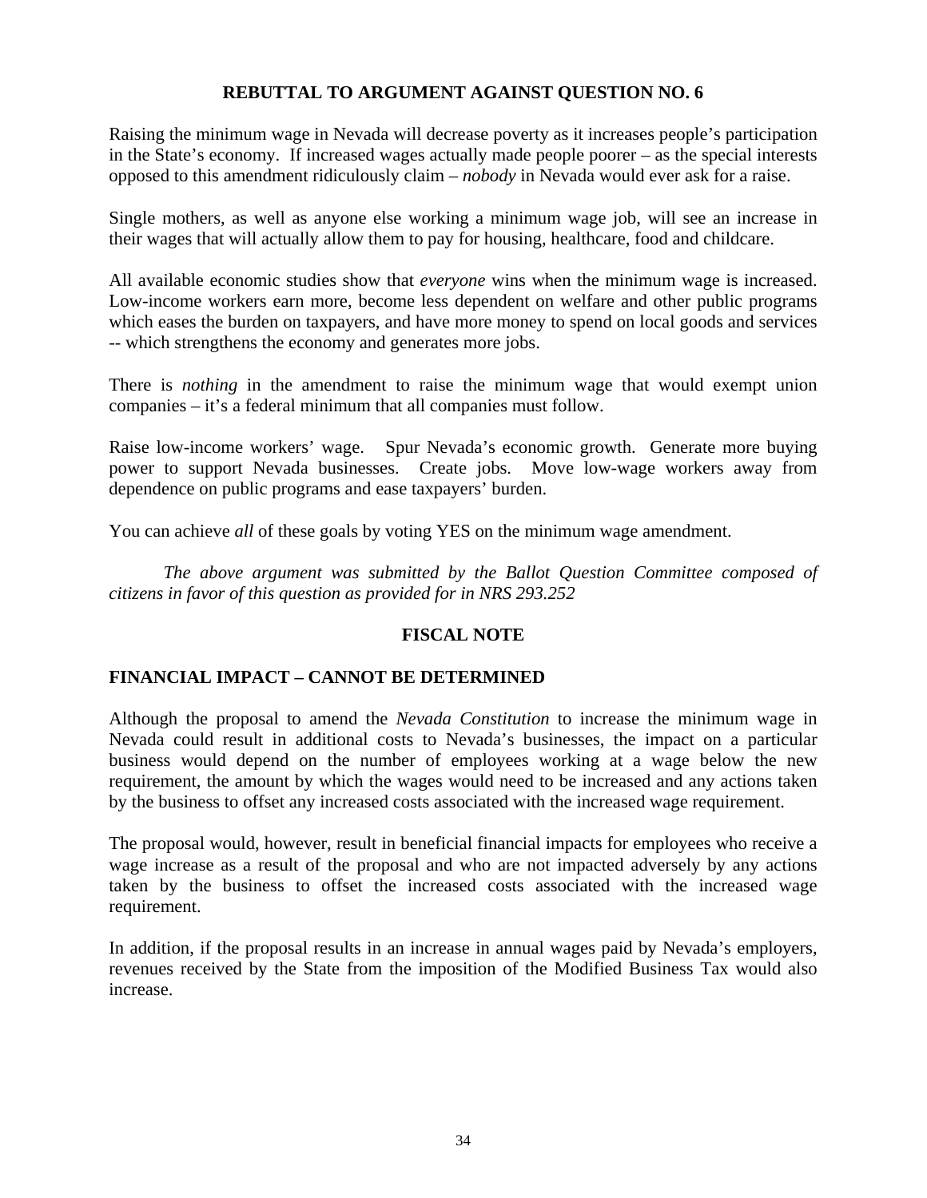## REBUTTAL TO ARGUMENT AGAINST QUESTION NO. 6

Raising the minimum wage in Nevada will decrease poverty as it increases people's participation in the State's economy. If increased wages actually made people poorer – as the special interests opposed to this amendment ridiculously claim – *nobody* in Nevada would ever ask for a raise.

Single mothers, as well as anyone else working a minimum wage job, will see an increase in their wages that will actually allow them to pay for housing, healthcare, food and childcare.

All available economic studies show that *everyone* wins when the minimum wage is increased. Low-income workers earn more, become less dependent on welfare and other public programs which eases the burden on taxpayers, and have more money to spend on local goods and services -- which strengthens the economy and generates more jobs.

There is *nothing* in the amendment to raise the minimum wage that would exempt union companies – it's a federal minimum that all companies must follow.

Raise low-income workers' wage. Spur Nevada's economic growth. Generate more buying power to support Nevada businesses. Create jobs. Move low-wage workers away from dependence on public programs and ease taxpayers' burden.

You can achieve *all* of these goals by voting YES on the minimum wage amendment.

*The above argument was submitted by the Ballot Question Committee composed of citizens in favor of this question as provided for in NRS 293.252*

## FISCAL NOTE

### FINANCIAL IMPACT – CANNOT BE DETERMINED

Although the proposal to amend the *Nevada Constitution* to increase the minimum wage in Nevada could result in additional costs to Nevada's businesses, the impact on a particular business would depend on the number of employees working at a wage below the new requirement, the amount by which the wages would need to be increased and any actions taken by the business to offset any increased costs associated with the increased wage requirement.

The proposal would, however, result in beneficial financial impacts for employees who receive a wage increase as a result of the proposal and who are not impacted adversely by any actions taken by the business to offset the increased costs associated with the increased wage requirement.

In addition, if the proposal results in an increase in annual wages paid by Nevada's employers, revenues received by the State from the imposition of the Modified Business Tax would also increase.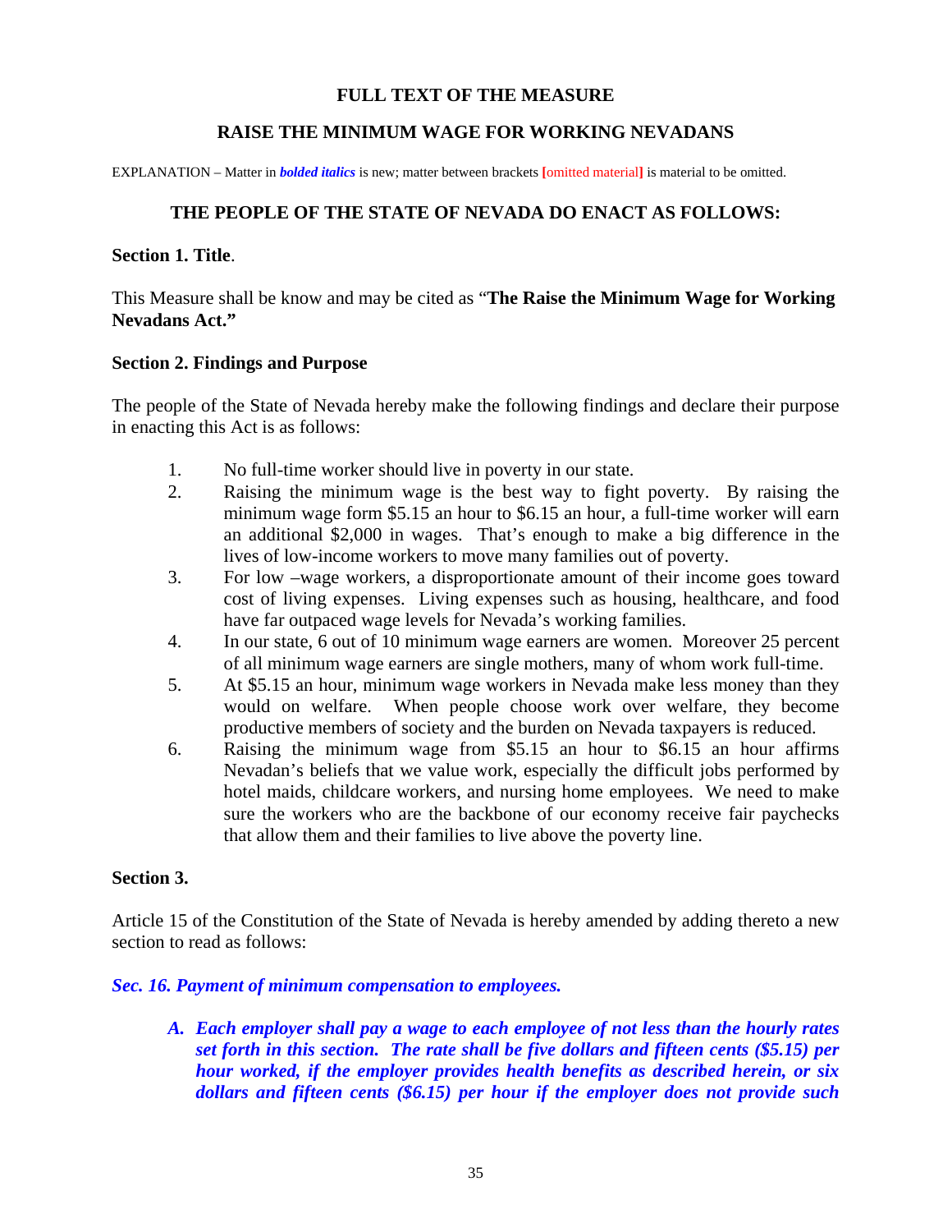**FULL TEXT OF THE MEASURE**

**RAISE THE MINIMUM WAGE FOR WORKING NEVADANS**

EXPLANATION – Matter in ***bolded italics*** is new; matter between brackets [omitted material] is material to be omitted.

**THE PEOPLE OF THE STATE OF NEVADA DO ENACT AS FOLLOWS:**

**Section 1. Title**.

This Measure shall be know and may be cited as "**The Raise the Minimum Wage for Working Nevadans Act."**

**Section 2. Findings and Purpose**

The people of the State of Nevada hereby make the following findings and declare their purpose in enacting this Act is as follows:

1. No full-time worker should live in poverty in our state.
2. Raising the minimum wage is the best way to fight poverty. By raising the minimum wage form $5.15 an hour to $6.15 an hour, a full-time worker will earn an additional $2,000 in wages. That's enough to make a big difference in the lives of low-income workers to move many families out of poverty.
3. For low –wage workers, a disproportionate amount of their income goes toward cost of living expenses. Living expenses such as housing, healthcare, and food have far outpaced wage levels for Nevada's working families.
4. In our state, 6 out of 10 minimum wage earners are women. Moreover 25 percent of all minimum wage earners are single mothers, many of whom work full-time.
5. At $5.15 an hour, minimum wage workers in Nevada make less money than they would on welfare. When people choose work over welfare, they become productive members of society and the burden on Nevada taxpayers is reduced.
6. Raising the minimum wage from $5.15 an hour to $6.15 an hour affirms Nevadan's beliefs that we value work, especially the difficult jobs performed by hotel maids, childcare workers, and nursing home employees. We need to make sure the workers who are the backbone of our economy receive fair paychecks that allow them and their families to live above the poverty line.

**Section 3.**

Article 15 of the Constitution of the State of Nevada is hereby amended by adding thereto a new section to read as follows:

***Sec. 16. Payment of minimum compensation to employees.***

***A. Each employer shall pay a wage to each employee of not less than the hourly rates set forth in this section. The rate shall be five dollars and fifteen cents ($5.15) per hour worked, if the employer provides health benefits as described herein, or six dollars and fifteen cents ($6.15) per hour if the employer does not provide such***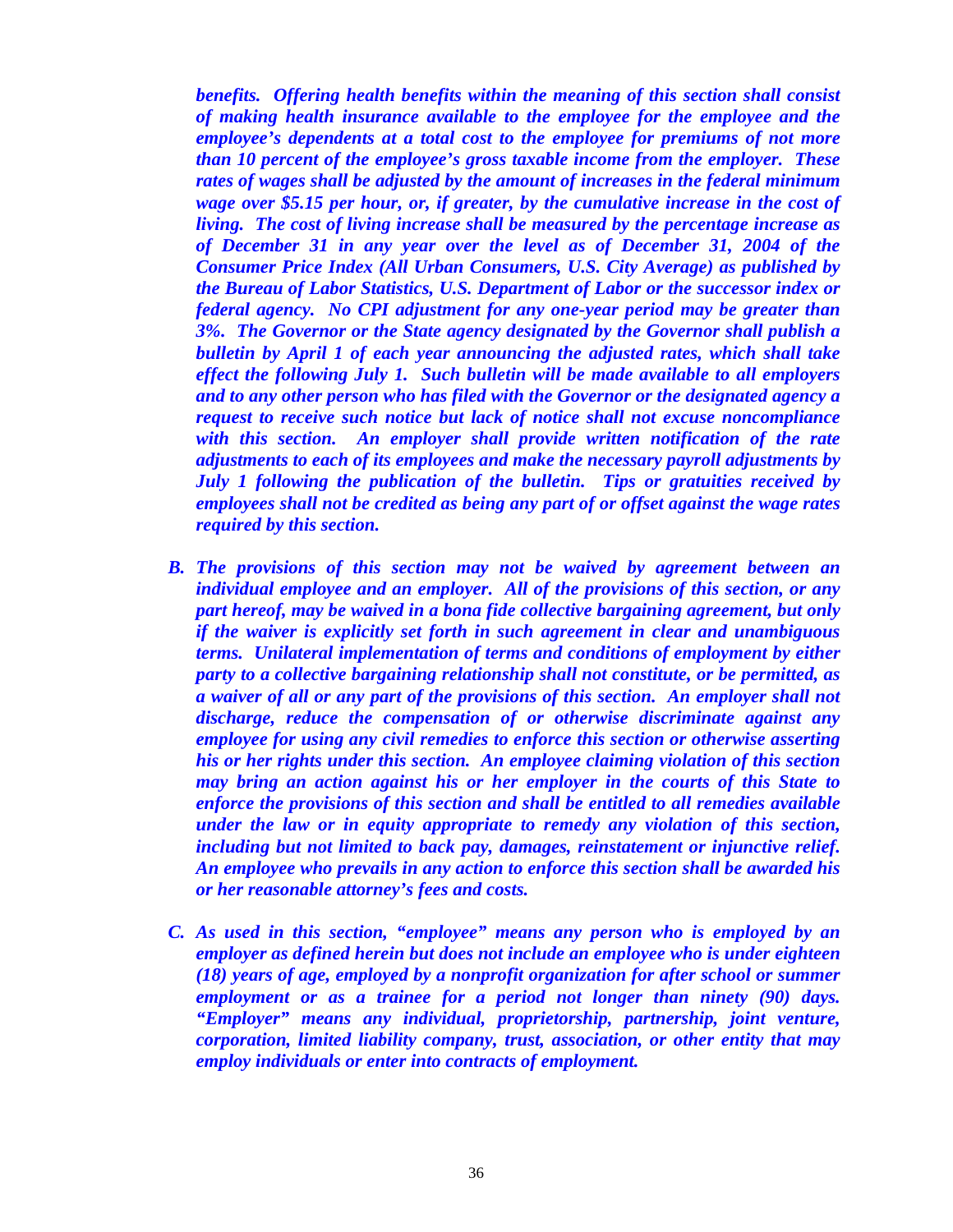*benefits. Offering health benefits within the meaning of this section shall consist of making health insurance available to the employee for the employee and the employee's dependents at a total cost to the employee for premiums of not more than 10 percent of the employee's gross taxable income from the employer. These rates of wages shall be adjusted by the amount of increases in the federal minimum wage over $5.15 per hour, or, if greater, by the cumulative increase in the cost of living. The cost of living increase shall be measured by the percentage increase as of December 31 in any year over the level as of December 31, 2004 of the Consumer Price Index (All Urban Consumers, U.S. City Average) as published by the Bureau of Labor Statistics, U.S. Department of Labor or the successor index or federal agency. No CPI adjustment for any one-year period may be greater than 3%. The Governor or the State agency designated by the Governor shall publish a bulletin by April 1 of each year announcing the adjusted rates, which shall take effect the following July 1. Such bulletin will be made available to all employers and to any other person who has filed with the Governor or the designated agency a request to receive such notice but lack of notice shall not excuse noncompliance with this section. An employer shall provide written notification of the rate adjustments to each of its employees and make the necessary payroll adjustments by July 1 following the publication of the bulletin. Tips or gratuities received by employees shall not be credited as being any part of or offset against the wage rates required by this section.*

***B.*** *The provisions of this section may not be waived by agreement between an individual employee and an employer. All of the provisions of this section, or any part hereof, may be waived in a bona fide collective bargaining agreement, but only if the waiver is explicitly set forth in such agreement in clear and unambiguous terms. Unilateral implementation of terms and conditions of employment by either party to a collective bargaining relationship shall not constitute, or be permitted, as a waiver of all or any part of the provisions of this section. An employer shall not discharge, reduce the compensation of or otherwise discriminate against any employee for using any civil remedies to enforce this section or otherwise asserting his or her rights under this section. An employee claiming violation of this section may bring an action against his or her employer in the courts of this State to enforce the provisions of this section and shall be entitled to all remedies available under the law or in equity appropriate to remedy any violation of this section, including but not limited to back pay, damages, reinstatement or injunctive relief. An employee who prevails in any action to enforce this section shall be awarded his or her reasonable attorney's fees and costs.*

***C.*** *As used in this section, "employee" means any person who is employed by an employer as defined herein but does not include an employee who is under eighteen (18) years of age, employed by a nonprofit organization for after school or summer employment or as a trainee for a period not longer than ninety (90) days. "Employer" means any individual, proprietorship, partnership, joint venture, corporation, limited liability company, trust, association, or other entity that may employ individuals or enter into contracts of employment.*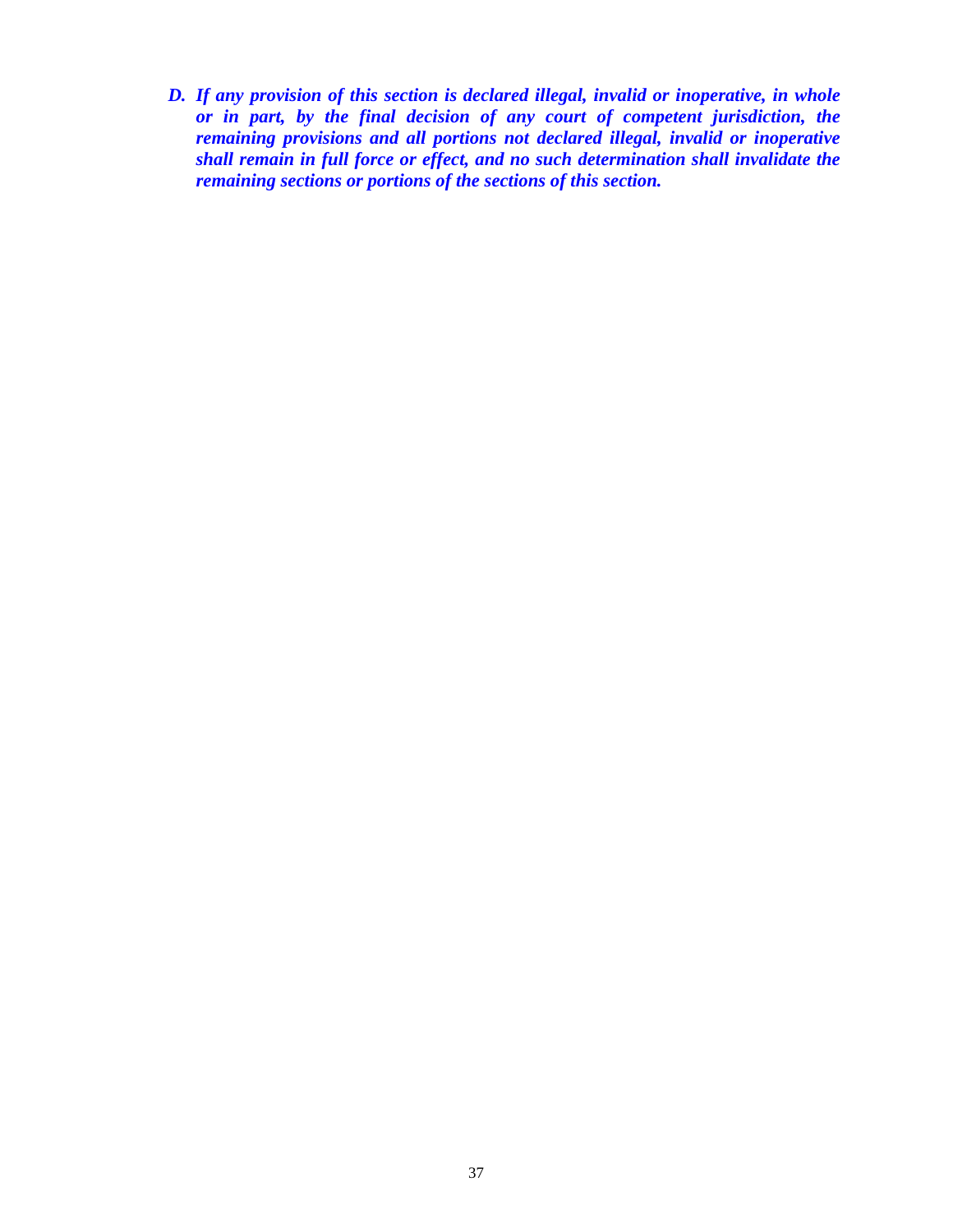***D. If any provision of this section is declared illegal, invalid or inoperative, in whole or in part, by the final decision of any court of competent jurisdiction, the remaining provisions and all portions not declared illegal, invalid or inoperative shall remain in full force or effect, and no such determination shall invalidate the remaining sections or portions of the sections of this section.***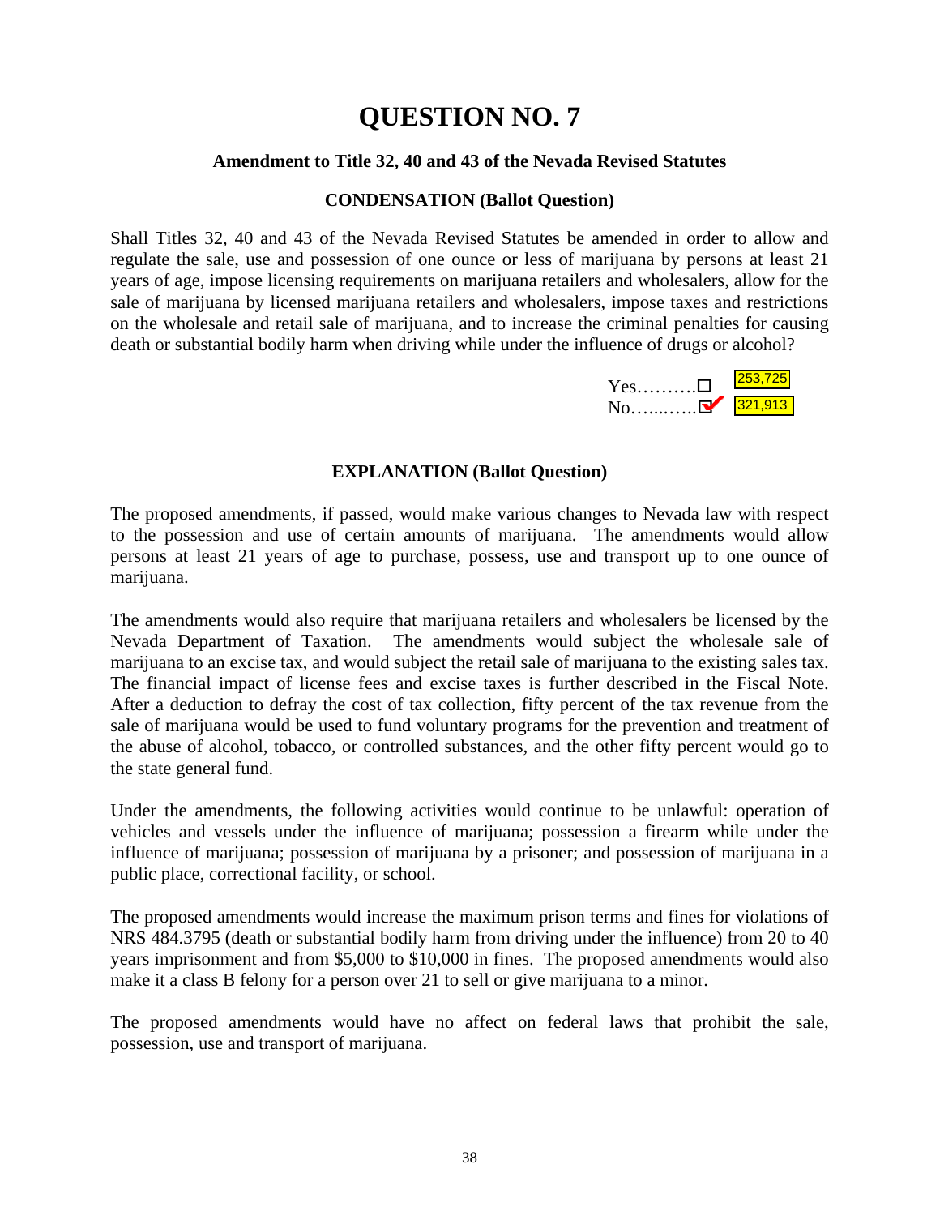# QUESTION NO. 7

**Amendment to Title 32, 40 and 43 of the Nevada Revised Statutes**

**CONDENSATION (Ballot Question)**

Shall Titles 32, 40 and 43 of the Nevada Revised Statutes be amended in order to allow and regulate the sale, use and possession of one ounce or less of marijuana by persons at least 21 years of age, impose licensing requirements on marijuana retailers and wholesalers, allow for the sale of marijuana by licensed marijuana retailers and wholesalers, impose taxes and restrictions on the wholesale and retail sale of marijuana, and to increase the criminal penalties for causing death or substantial bodily harm when driving while under the influence of drugs or alcohol?

Yes……….☐ 253,725
No…….….☑ 321,913

**EXPLANATION (Ballot Question)**

The proposed amendments, if passed, would make various changes to Nevada law with respect to the possession and use of certain amounts of marijuana. The amendments would allow persons at least 21 years of age to purchase, possess, use and transport up to one ounce of marijuana.

The amendments would also require that marijuana retailers and wholesalers be licensed by the Nevada Department of Taxation. The amendments would subject the wholesale sale of marijuana to an excise tax, and would subject the retail sale of marijuana to the existing sales tax. The financial impact of license fees and excise taxes is further described in the Fiscal Note. After a deduction to defray the cost of tax collection, fifty percent of the tax revenue from the sale of marijuana would be used to fund voluntary programs for the prevention and treatment of the abuse of alcohol, tobacco, or controlled substances, and the other fifty percent would go to the state general fund.

Under the amendments, the following activities would continue to be unlawful: operation of vehicles and vessels under the influence of marijuana; possession a firearm while under the influence of marijuana; possession of marijuana by a prisoner; and possession of marijuana in a public place, correctional facility, or school.

The proposed amendments would increase the maximum prison terms and fines for violations of NRS 484.3795 (death or substantial bodily harm from driving under the influence) from 20 to 40 years imprisonment and from $5,000 to $10,000 in fines. The proposed amendments would also make it a class B felony for a person over 21 to sell or give marijuana to a minor.

The proposed amendments would have no affect on federal laws that prohibit the sale, possession, use and transport of marijuana.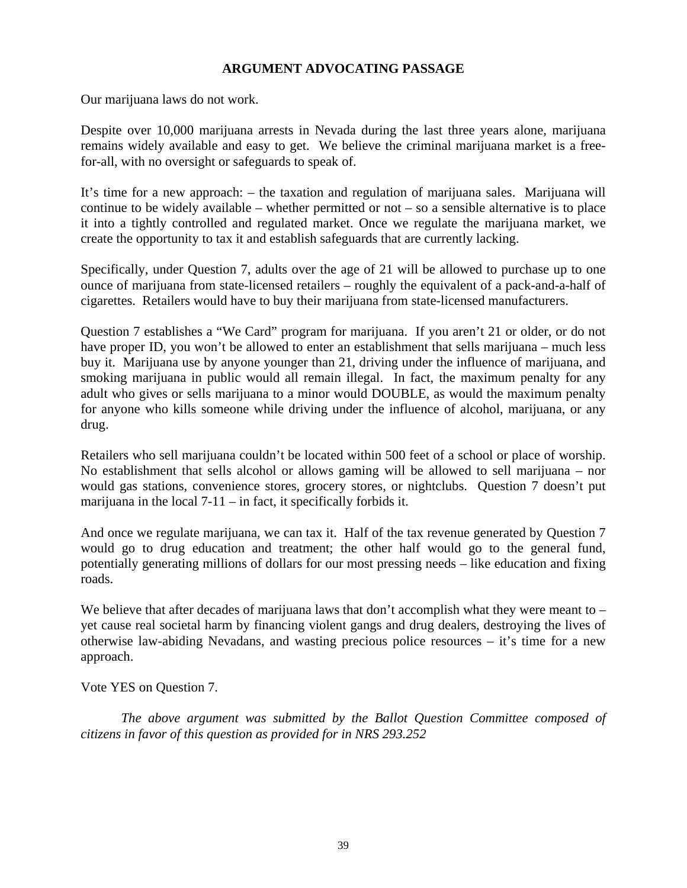## ARGUMENT ADVOCATING PASSAGE

Our marijuana laws do not work.

Despite over 10,000 marijuana arrests in Nevada during the last three years alone, marijuana remains widely available and easy to get. We believe the criminal marijuana market is a free-for-all, with no oversight or safeguards to speak of.

It's time for a new approach: – the taxation and regulation of marijuana sales. Marijuana will continue to be widely available – whether permitted or not – so a sensible alternative is to place it into a tightly controlled and regulated market. Once we regulate the marijuana market, we create the opportunity to tax it and establish safeguards that are currently lacking.

Specifically, under Question 7, adults over the age of 21 will be allowed to purchase up to one ounce of marijuana from state-licensed retailers – roughly the equivalent of a pack-and-a-half of cigarettes. Retailers would have to buy their marijuana from state-licensed manufacturers.

Question 7 establishes a "We Card" program for marijuana. If you aren't 21 or older, or do not have proper ID, you won't be allowed to enter an establishment that sells marijuana – much less buy it. Marijuana use by anyone younger than 21, driving under the influence of marijuana, and smoking marijuana in public would all remain illegal. In fact, the maximum penalty for any adult who gives or sells marijuana to a minor would DOUBLE, as would the maximum penalty for anyone who kills someone while driving under the influence of alcohol, marijuana, or any drug.

Retailers who sell marijuana couldn't be located within 500 feet of a school or place of worship. No establishment that sells alcohol or allows gaming will be allowed to sell marijuana – nor would gas stations, convenience stores, grocery stores, or nightclubs. Question 7 doesn't put marijuana in the local 7-11 – in fact, it specifically forbids it.

And once we regulate marijuana, we can tax it. Half of the tax revenue generated by Question 7 would go to drug education and treatment; the other half would go to the general fund, potentially generating millions of dollars for our most pressing needs – like education and fixing roads.

We believe that after decades of marijuana laws that don't accomplish what they were meant to – yet cause real societal harm by financing violent gangs and drug dealers, destroying the lives of otherwise law-abiding Nevadans, and wasting precious police resources – it's time for a new approach.

Vote YES on Question 7.

*The above argument was submitted by the Ballot Question Committee composed of citizens in favor of this question as provided for in NRS 293.252*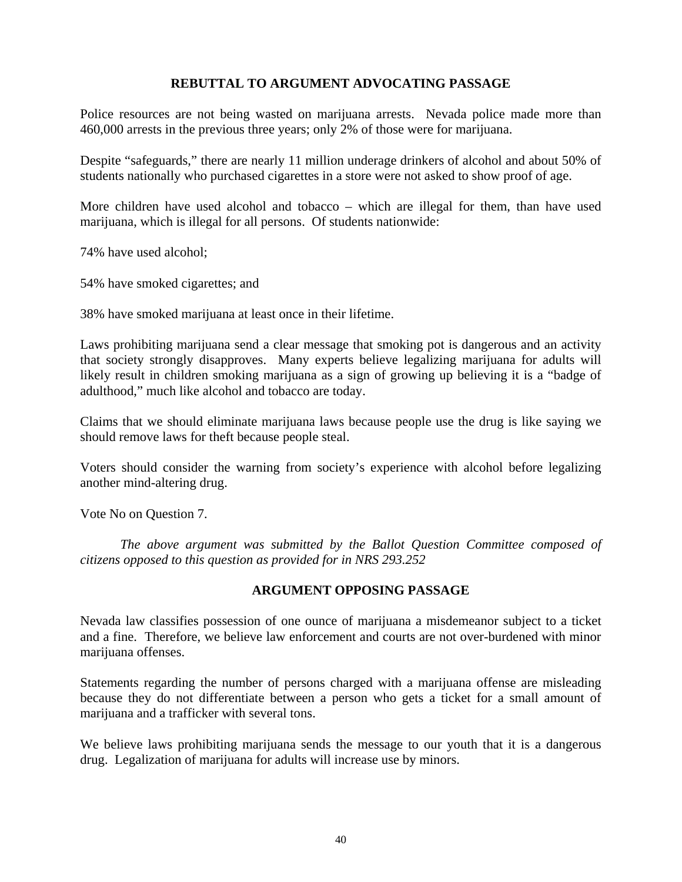## REBUTTAL TO ARGUMENT ADVOCATING PASSAGE

Police resources are not being wasted on marijuana arrests. Nevada police made more than 460,000 arrests in the previous three years; only 2% of those were for marijuana.

Despite "safeguards," there are nearly 11 million underage drinkers of alcohol and about 50% of students nationally who purchased cigarettes in a store were not asked to show proof of age.

More children have used alcohol and tobacco – which are illegal for them, than have used marijuana, which is illegal for all persons. Of students nationwide:

74% have used alcohol;

54% have smoked cigarettes; and

38% have smoked marijuana at least once in their lifetime.

Laws prohibiting marijuana send a clear message that smoking pot is dangerous and an activity that society strongly disapproves. Many experts believe legalizing marijuana for adults will likely result in children smoking marijuana as a sign of growing up believing it is a "badge of adulthood," much like alcohol and tobacco are today.

Claims that we should eliminate marijuana laws because people use the drug is like saying we should remove laws for theft because people steal.

Voters should consider the warning from society's experience with alcohol before legalizing another mind-altering drug.

Vote No on Question 7.

*The above argument was submitted by the Ballot Question Committee composed of citizens opposed to this question as provided for in NRS 293.252*

## ARGUMENT OPPOSING PASSAGE

Nevada law classifies possession of one ounce of marijuana a misdemeanor subject to a ticket and a fine. Therefore, we believe law enforcement and courts are not over-burdened with minor marijuana offenses.

Statements regarding the number of persons charged with a marijuana offense are misleading because they do not differentiate between a person who gets a ticket for a small amount of marijuana and a trafficker with several tons.

We believe laws prohibiting marijuana sends the message to our youth that it is a dangerous drug. Legalization of marijuana for adults will increase use by minors.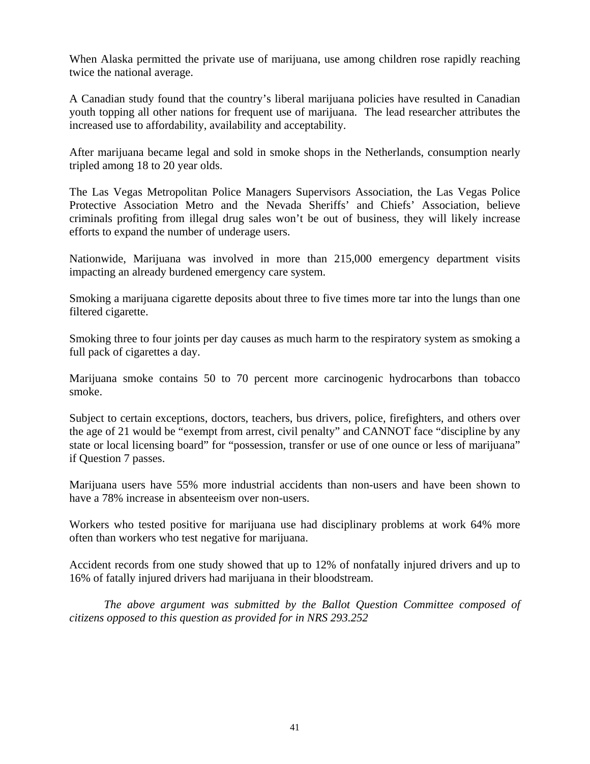When Alaska permitted the private use of marijuana, use among children rose rapidly reaching twice the national average.

A Canadian study found that the country's liberal marijuana policies have resulted in Canadian youth topping all other nations for frequent use of marijuana. The lead researcher attributes the increased use to affordability, availability and acceptability.

After marijuana became legal and sold in smoke shops in the Netherlands, consumption nearly tripled among 18 to 20 year olds.

The Las Vegas Metropolitan Police Managers Supervisors Association, the Las Vegas Police Protective Association Metro and the Nevada Sheriffs' and Chiefs' Association, believe criminals profiting from illegal drug sales won't be out of business, they will likely increase efforts to expand the number of underage users.

Nationwide, Marijuana was involved in more than 215,000 emergency department visits impacting an already burdened emergency care system.

Smoking a marijuana cigarette deposits about three to five times more tar into the lungs than one filtered cigarette.

Smoking three to four joints per day causes as much harm to the respiratory system as smoking a full pack of cigarettes a day.

Marijuana smoke contains 50 to 70 percent more carcinogenic hydrocarbons than tobacco smoke.

Subject to certain exceptions, doctors, teachers, bus drivers, police, firefighters, and others over the age of 21 would be "exempt from arrest, civil penalty" and CANNOT face "discipline by any state or local licensing board" for "possession, transfer or use of one ounce or less of marijuana" if Question 7 passes.

Marijuana users have 55% more industrial accidents than non-users and have been shown to have a 78% increase in absenteeism over non-users.

Workers who tested positive for marijuana use had disciplinary problems at work 64% more often than workers who test negative for marijuana.

Accident records from one study showed that up to 12% of nonfatally injured drivers and up to 16% of fatally injured drivers had marijuana in their bloodstream.

*The above argument was submitted by the Ballot Question Committee composed of citizens opposed to this question as provided for in NRS 293.252*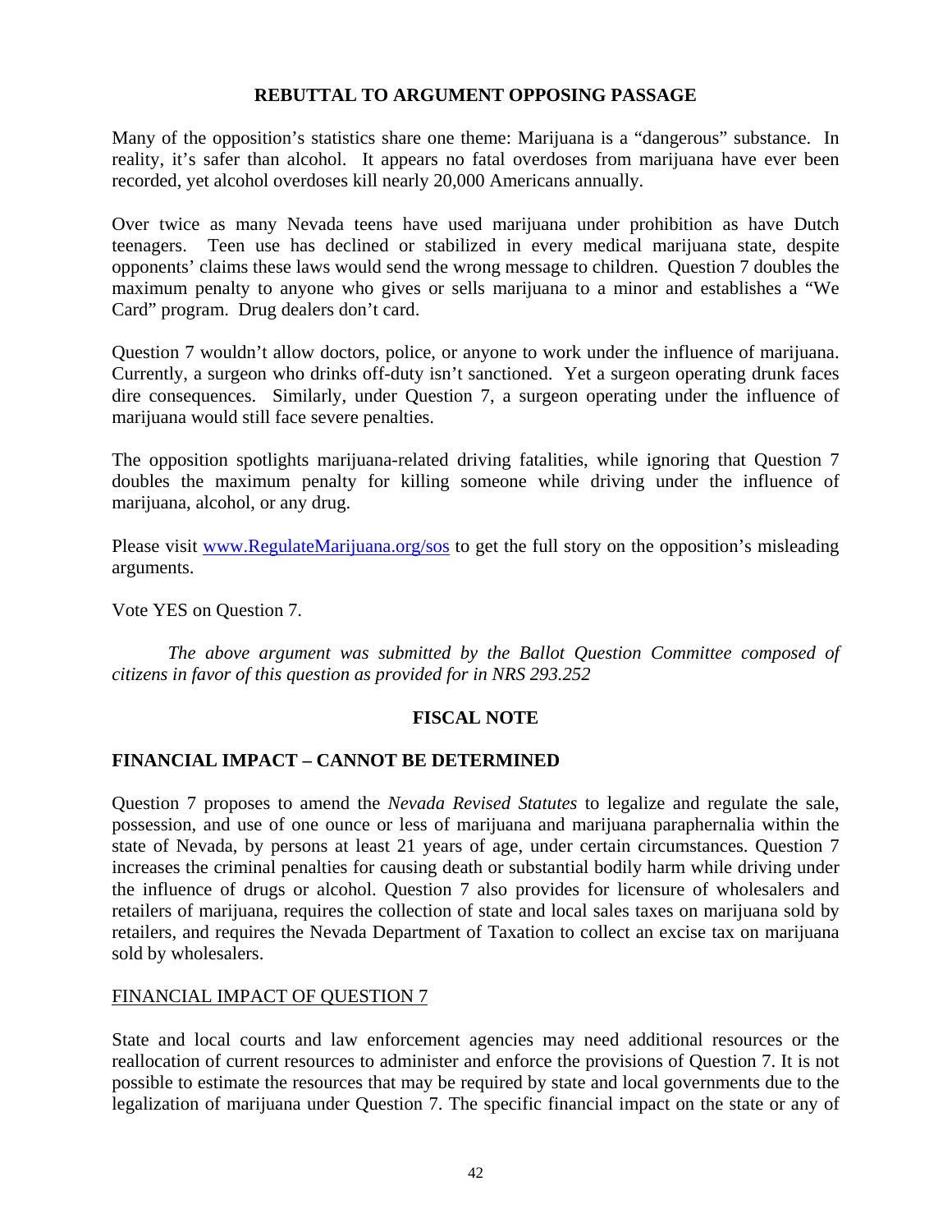## REBUTTAL TO ARGUMENT OPPOSING PASSAGE

Many of the opposition's statistics share one theme: Marijuana is a "dangerous" substance. In reality, it's safer than alcohol. It appears no fatal overdoses from marijuana have ever been recorded, yet alcohol overdoses kill nearly 20,000 Americans annually.

Over twice as many Nevada teens have used marijuana under prohibition as have Dutch teenagers. Teen use has declined or stabilized in every medical marijuana state, despite opponents' claims these laws would send the wrong message to children. Question 7 doubles the maximum penalty to anyone who gives or sells marijuana to a minor and establishes a "We Card" program. Drug dealers don't card.

Question 7 wouldn't allow doctors, police, or anyone to work under the influence of marijuana. Currently, a surgeon who drinks off-duty isn't sanctioned. Yet a surgeon operating drunk faces dire consequences. Similarly, under Question 7, a surgeon operating under the influence of marijuana would still face severe penalties.

The opposition spotlights marijuana-related driving fatalities, while ignoring that Question 7 doubles the maximum penalty for killing someone while driving under the influence of marijuana, alcohol, or any drug.

Please visit [www.RegulateMarijuana.org/sos](http://www.RegulateMarijuana.org/sos) to get the full story on the opposition's misleading arguments.

Vote YES on Question 7.

*The above argument was submitted by the Ballot Question Committee composed of citizens in favor of this question as provided for in NRS 293.252*

## FISCAL NOTE

### FINANCIAL IMPACT – CANNOT BE DETERMINED

Question 7 proposes to amend the *Nevada Revised Statutes* to legalize and regulate the sale, possession, and use of one ounce or less of marijuana and marijuana paraphernalia within the state of Nevada, by persons at least 21 years of age, under certain circumstances. Question 7 increases the criminal penalties for causing death or substantial bodily harm while driving under the influence of drugs or alcohol. Question 7 also provides for licensure of wholesalers and retailers of marijuana, requires the collection of state and local sales taxes on marijuana sold by retailers, and requires the Nevada Department of Taxation to collect an excise tax on marijuana sold by wholesalers.

FINANCIAL IMPACT OF QUESTION 7

State and local courts and law enforcement agencies may need additional resources or the reallocation of current resources to administer and enforce the provisions of Question 7. It is not possible to estimate the resources that may be required by state and local governments due to the legalization of marijuana under Question 7. The specific financial impact on the state or any of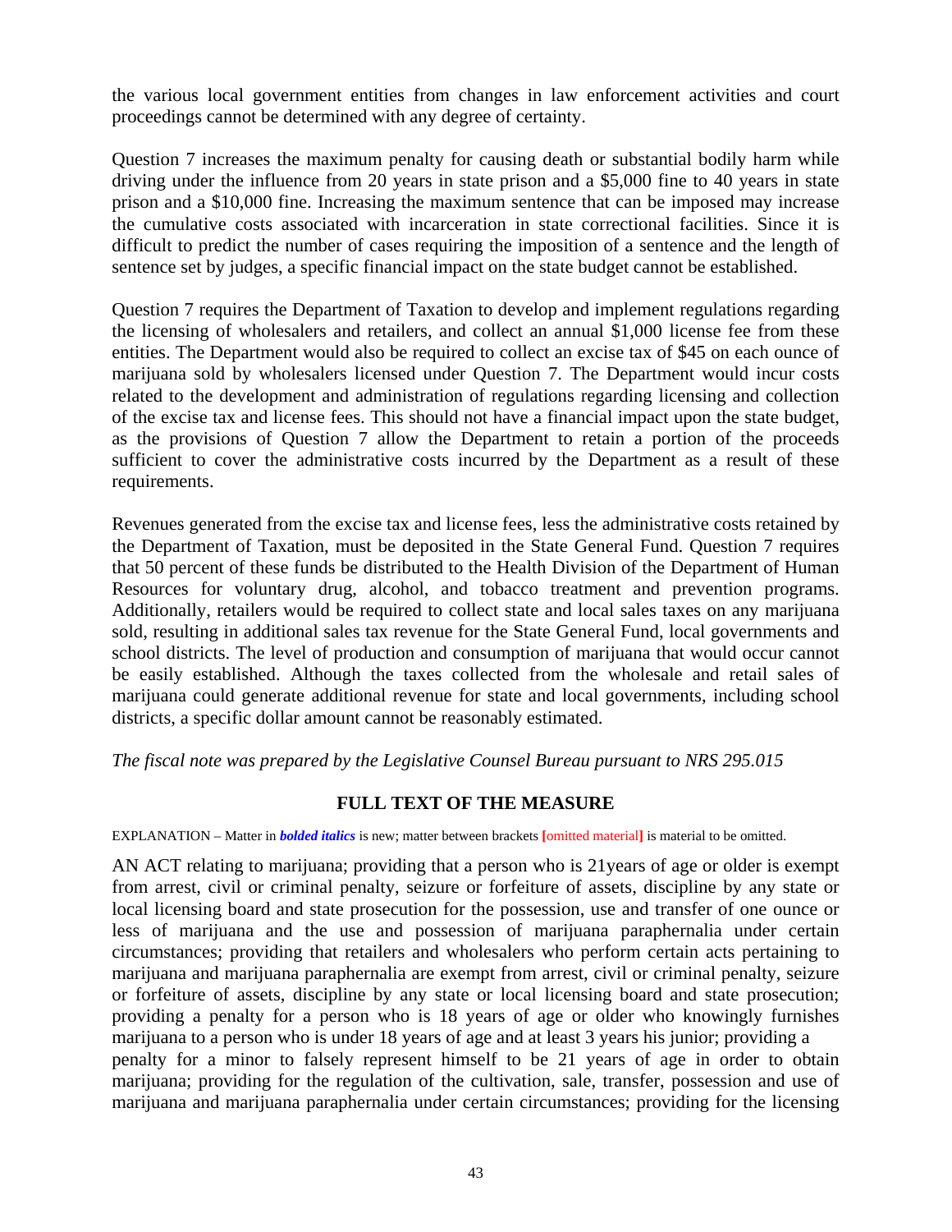the various local government entities from changes in law enforcement activities and court proceedings cannot be determined with any degree of certainty.

Question 7 increases the maximum penalty for causing death or substantial bodily harm while driving under the influence from 20 years in state prison and a $5,000 fine to 40 years in state prison and a $10,000 fine. Increasing the maximum sentence that can be imposed may increase the cumulative costs associated with incarceration in state correctional facilities. Since it is difficult to predict the number of cases requiring the imposition of a sentence and the length of sentence set by judges, a specific financial impact on the state budget cannot be established.

Question 7 requires the Department of Taxation to develop and implement regulations regarding the licensing of wholesalers and retailers, and collect an annual $1,000 license fee from these entities. The Department would also be required to collect an excise tax of $45 on each ounce of marijuana sold by wholesalers licensed under Question 7. The Department would incur costs related to the development and administration of regulations regarding licensing and collection of the excise tax and license fees. This should not have a financial impact upon the state budget, as the provisions of Question 7 allow the Department to retain a portion of the proceeds sufficient to cover the administrative costs incurred by the Department as a result of these requirements.

Revenues generated from the excise tax and license fees, less the administrative costs retained by the Department of Taxation, must be deposited in the State General Fund. Question 7 requires that 50 percent of these funds be distributed to the Health Division of the Department of Human Resources for voluntary drug, alcohol, and tobacco treatment and prevention programs. Additionally, retailers would be required to collect state and local sales taxes on any marijuana sold, resulting in additional sales tax revenue for the State General Fund, local governments and school districts. The level of production and consumption of marijuana that would occur cannot be easily established. Although the taxes collected from the wholesale and retail sales of marijuana could generate additional revenue for state and local governments, including school districts, a specific dollar amount cannot be reasonably estimated.

*The fiscal note was prepared by the Legislative Counsel Bureau pursuant to NRS 295.015*

## FULL TEXT OF THE MEASURE

EXPLANATION – Matter in ***bolded italics*** is new; matter between brackets [omitted material] is material to be omitted.

AN ACT relating to marijuana; providing that a person who is 21years of age or older is exempt from arrest, civil or criminal penalty, seizure or forfeiture of assets, discipline by any state or local licensing board and state prosecution for the possession, use and transfer of one ounce or less of marijuana and the use and possession of marijuana paraphernalia under certain circumstances; providing that retailers and wholesalers who perform certain acts pertaining to marijuana and marijuana paraphernalia are exempt from arrest, civil or criminal penalty, seizure or forfeiture of assets, discipline by any state or local licensing board and state prosecution; providing a penalty for a person who is 18 years of age or older who knowingly furnishes marijuana to a person who is under 18 years of age and at least 3 years his junior; providing a penalty for a minor to falsely represent himself to be 21 years of age in order to obtain marijuana; providing for the regulation of the cultivation, sale, transfer, possession and use of marijuana and marijuana paraphernalia under certain circumstances; providing for the licensing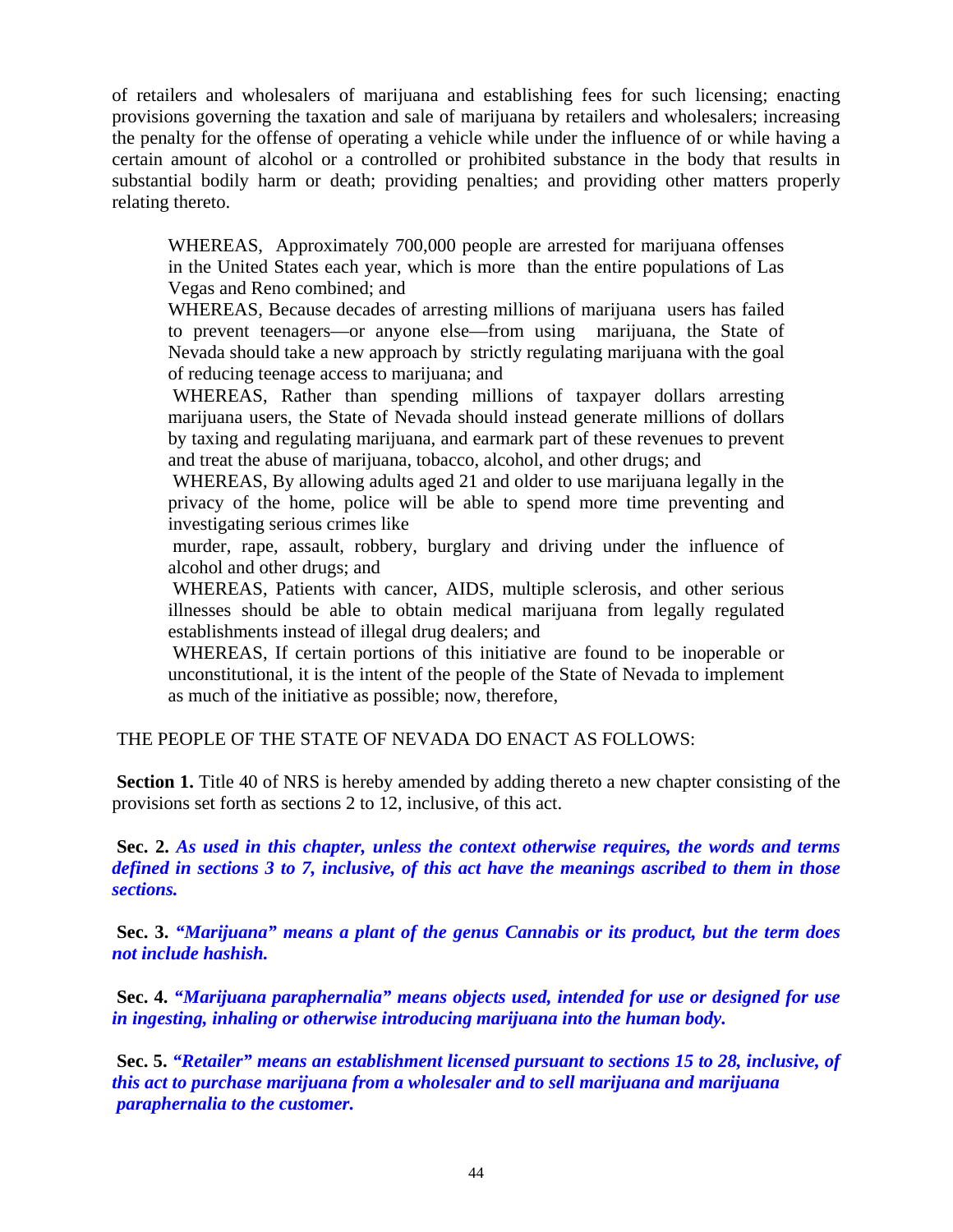of retailers and wholesalers of marijuana and establishing fees for such licensing; enacting provisions governing the taxation and sale of marijuana by retailers and wholesalers; increasing the penalty for the offense of operating a vehicle while under the influence of or while having a certain amount of alcohol or a controlled or prohibited substance in the body that results in substantial bodily harm or death; providing penalties; and providing other matters properly relating thereto.

> WHEREAS, Approximately 700,000 people are arrested for marijuana offenses in the United States each year, which is more than the entire populations of Las Vegas and Reno combined; and
>
> WHEREAS, Because decades of arresting millions of marijuana users has failed to prevent teenagers—or anyone else—from using marijuana, the State of Nevada should take a new approach by strictly regulating marijuana with the goal of reducing teenage access to marijuana; and
>
> WHEREAS, Rather than spending millions of taxpayer dollars arresting marijuana users, the State of Nevada should instead generate millions of dollars by taxing and regulating marijuana, and earmark part of these revenues to prevent and treat the abuse of marijuana, tobacco, alcohol, and other drugs; and
>
> WHEREAS, By allowing adults aged 21 and older to use marijuana legally in the privacy of the home, police will be able to spend more time preventing and investigating serious crimes like murder, rape, assault, robbery, burglary and driving under the influence of alcohol and other drugs; and
>
> WHEREAS, Patients with cancer, AIDS, multiple sclerosis, and other serious illnesses should be able to obtain medical marijuana from legally regulated establishments instead of illegal drug dealers; and
>
> WHEREAS, If certain portions of this initiative are found to be inoperable or unconstitutional, it is the intent of the people of the State of Nevada to implement as much of the initiative as possible; now, therefore,

THE PEOPLE OF THE STATE OF NEVADA DO ENACT AS FOLLOWS:

**Section 1.** Title 40 of NRS is hereby amended by adding thereto a new chapter consisting of the provisions set forth as sections 2 to 12, inclusive, of this act.

**Sec. 2.** ***As used in this chapter, unless the context otherwise requires, the words and terms defined in sections 3 to 7, inclusive, of this act have the meanings ascribed to them in those sections.***

**Sec. 3.** ***"Marijuana" means a plant of the genus Cannabis or its product, but the term does not include hashish.***

**Sec. 4.** ***"Marijuana paraphernalia" means objects used, intended for use or designed for use in ingesting, inhaling or otherwise introducing marijuana into the human body.***

**Sec. 5.** ***"Retailer" means an establishment licensed pursuant to sections 15 to 28, inclusive, of this act to purchase marijuana from a wholesaler and to sell marijuana and marijuana paraphernalia to the customer.***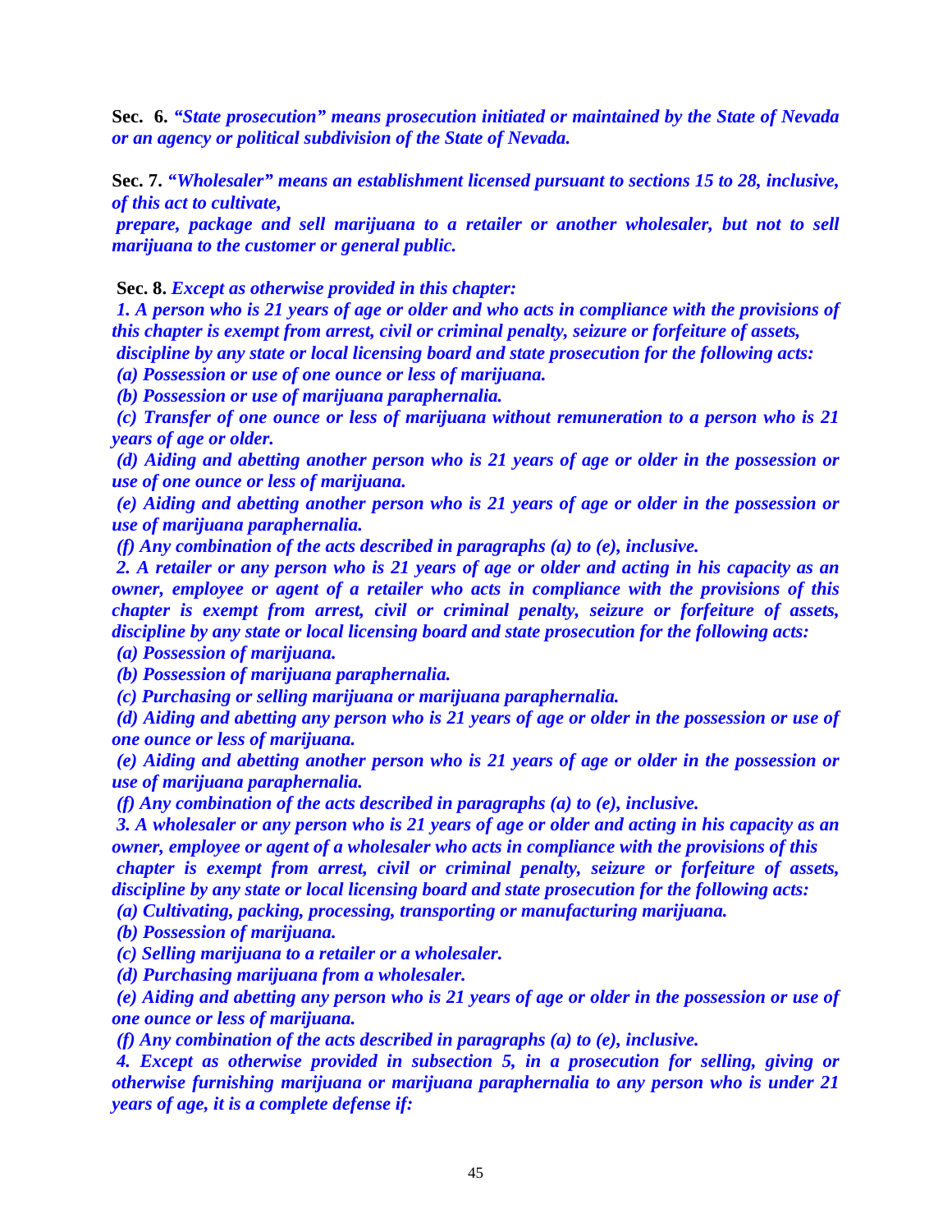**Sec. 6.** ***"State prosecution" means prosecution initiated or maintained by the State of Nevada or an agency or political subdivision of the State of Nevada.***

**Sec. 7.** ***"Wholesaler" means an establishment licensed pursuant to sections 15 to 28, inclusive, of this act to cultivate, prepare, package and sell marijuana to a retailer or another wholesaler, but not to sell marijuana to the customer or general public.***

**Sec. 8.** ***Except as otherwise provided in this chapter:***

***1. A person who is 21 years of age or older and who acts in compliance with the provisions of this chapter is exempt from arrest, civil or criminal penalty, seizure or forfeiture of assets, discipline by any state or local licensing board and state prosecution for the following acts:***

***(a) Possession or use of one ounce or less of marijuana.***

***(b) Possession or use of marijuana paraphernalia.***

***(c) Transfer of one ounce or less of marijuana without remuneration to a person who is 21 years of age or older.***

***(d) Aiding and abetting another person who is 21 years of age or older in the possession or use of one ounce or less of marijuana.***

***(e) Aiding and abetting another person who is 21 years of age or older in the possession or use of marijuana paraphernalia.***

***(f) Any combination of the acts described in paragraphs (a) to (e), inclusive.***

***2. A retailer or any person who is 21 years of age or older and acting in his capacity as an owner, employee or agent of a retailer who acts in compliance with the provisions of this chapter is exempt from arrest, civil or criminal penalty, seizure or forfeiture of assets, discipline by any state or local licensing board and state prosecution for the following acts:***

***(a) Possession of marijuana.***

***(b) Possession of marijuana paraphernalia.***

***(c) Purchasing or selling marijuana or marijuana paraphernalia.***

***(d) Aiding and abetting any person who is 21 years of age or older in the possession or use of one ounce or less of marijuana.***

***(e) Aiding and abetting another person who is 21 years of age or older in the possession or use of marijuana paraphernalia.***

***(f) Any combination of the acts described in paragraphs (a) to (e), inclusive.***

***3. A wholesaler or any person who is 21 years of age or older and acting in his capacity as an owner, employee or agent of a wholesaler who acts in compliance with the provisions of this chapter is exempt from arrest, civil or criminal penalty, seizure or forfeiture of assets, discipline by any state or local licensing board and state prosecution for the following acts:***

***(a) Cultivating, packing, processing, transporting or manufacturing marijuana.***

***(b) Possession of marijuana.***

***(c) Selling marijuana to a retailer or a wholesaler.***

***(d) Purchasing marijuana from a wholesaler.***

***(e) Aiding and abetting any person who is 21 years of age or older in the possession or use of one ounce or less of marijuana.***

***(f) Any combination of the acts described in paragraphs (a) to (e), inclusive.***

***4. Except as otherwise provided in subsection 5, in a prosecution for selling, giving or otherwise furnishing marijuana or marijuana paraphernalia to any person who is under 21 years of age, it is a complete defense if:***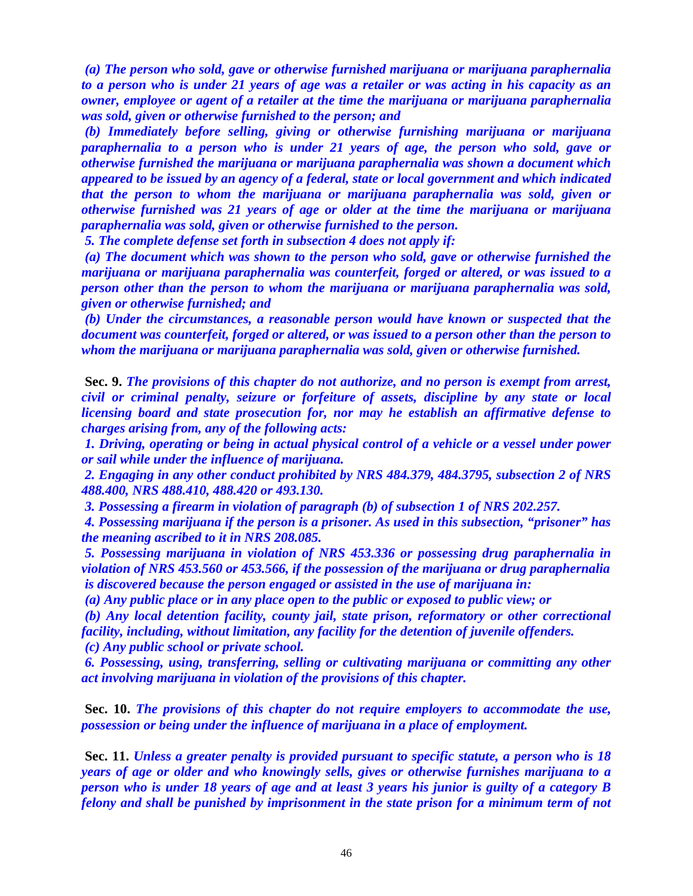*(a) The person who sold, gave or otherwise furnished marijuana or marijuana paraphernalia to a person who is under 21 years of age was a retailer or was acting in his capacity as an owner, employee or agent of a retailer at the time the marijuana or marijuana paraphernalia was sold, given or otherwise furnished to the person; and*

*(b) Immediately before selling, giving or otherwise furnishing marijuana or marijuana paraphernalia to a person who is under 21 years of age, the person who sold, gave or otherwise furnished the marijuana or marijuana paraphernalia was shown a document which appeared to be issued by an agency of a federal, state or local government and which indicated that the person to whom the marijuana or marijuana paraphernalia was sold, given or otherwise furnished was 21 years of age or older at the time the marijuana or marijuana paraphernalia was sold, given or otherwise furnished to the person.*

*5. The complete defense set forth in subsection 4 does not apply if:*

*(a) The document which was shown to the person who sold, gave or otherwise furnished the marijuana or marijuana paraphernalia was counterfeit, forged or altered, or was issued to a person other than the person to whom the marijuana or marijuana paraphernalia was sold, given or otherwise furnished; and*

*(b) Under the circumstances, a reasonable person would have known or suspected that the document was counterfeit, forged or altered, or was issued to a person other than the person to whom the marijuana or marijuana paraphernalia was sold, given or otherwise furnished.*

**Sec. 9.** *The provisions of this chapter do not authorize, and no person is exempt from arrest, civil or criminal penalty, seizure or forfeiture of assets, discipline by any state or local licensing board and state prosecution for, nor may he establish an affirmative defense to charges arising from, any of the following acts:*

*1. Driving, operating or being in actual physical control of a vehicle or a vessel under power or sail while under the influence of marijuana.*

*2. Engaging in any other conduct prohibited by NRS 484.379, 484.3795, subsection 2 of NRS 488.400, NRS 488.410, 488.420 or 493.130.*

*3. Possessing a firearm in violation of paragraph (b) of subsection 1 of NRS 202.257.*

*4. Possessing marijuana if the person is a prisoner. As used in this subsection, "prisoner" has the meaning ascribed to it in NRS 208.085.*

*5. Possessing marijuana in violation of NRS 453.336 or possessing drug paraphernalia in violation of NRS 453.560 or 453.566, if the possession of the marijuana or drug paraphernalia is discovered because the person engaged or assisted in the use of marijuana in:*

*(a) Any public place or in any place open to the public or exposed to public view; or*

*(b) Any local detention facility, county jail, state prison, reformatory or other correctional facility, including, without limitation, any facility for the detention of juvenile offenders.*

*(c) Any public school or private school.*

*6. Possessing, using, transferring, selling or cultivating marijuana or committing any other act involving marijuana in violation of the provisions of this chapter.*

**Sec. 10.** *The provisions of this chapter do not require employers to accommodate the use, possession or being under the influence of marijuana in a place of employment.*

**Sec. 11.** *Unless a greater penalty is provided pursuant to specific statute, a person who is 18 years of age or older and who knowingly sells, gives or otherwise furnishes marijuana to a person who is under 18 years of age and at least 3 years his junior is guilty of a category B felony and shall be punished by imprisonment in the state prison for a minimum term of not*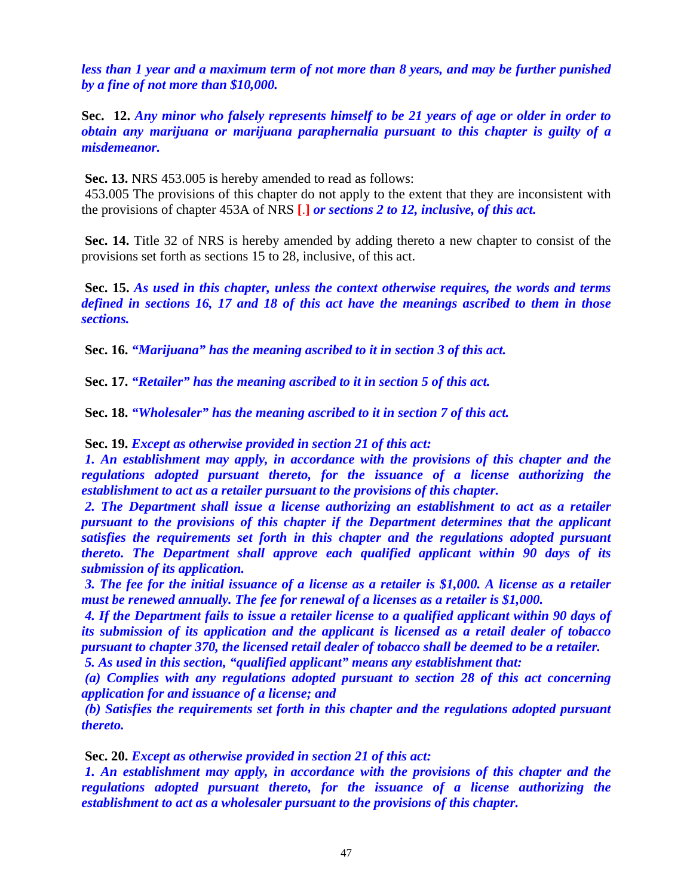***less than 1 year and a maximum term of not more than 8 years, and may be further punished by a fine of not more than $10,000.***

**Sec. 12.** ***Any minor who falsely represents himself to be 21 years of age or older in order to obtain any marijuana or marijuana paraphernalia pursuant to this chapter is guilty of a misdemeanor.***

**Sec. 13.** NRS 453.005 is hereby amended to read as follows:

453.005 The provisions of this chapter do not apply to the extent that they are inconsistent with the provisions of chapter 453A of NRS **[.]** ***or sections 2 to 12, inclusive, of this act.***

**Sec. 14.** Title 32 of NRS is hereby amended by adding thereto a new chapter to consist of the provisions set forth as sections 15 to 28, inclusive, of this act.

**Sec. 15.** ***As used in this chapter, unless the context otherwise requires, the words and terms defined in sections 16, 17 and 18 of this act have the meanings ascribed to them in those sections.***

**Sec. 16.** ***"Marijuana" has the meaning ascribed to it in section 3 of this act.***

**Sec. 17.** ***"Retailer" has the meaning ascribed to it in section 5 of this act.***

**Sec. 18.** ***"Wholesaler" has the meaning ascribed to it in section 7 of this act.***

**Sec. 19.** ***Except as otherwise provided in section 21 of this act:***

***1. An establishment may apply, in accordance with the provisions of this chapter and the regulations adopted pursuant thereto, for the issuance of a license authorizing the establishment to act as a retailer pursuant to the provisions of this chapter.***

***2. The Department shall issue a license authorizing an establishment to act as a retailer pursuant to the provisions of this chapter if the Department determines that the applicant satisfies the requirements set forth in this chapter and the regulations adopted pursuant thereto. The Department shall approve each qualified applicant within 90 days of its submission of its application.***

***3. The fee for the initial issuance of a license as a retailer is $1,000. A license as a retailer must be renewed annually. The fee for renewal of a licenses as a retailer is $1,000.***

***4. If the Department fails to issue a retailer license to a qualified applicant within 90 days of its submission of its application and the applicant is licensed as a retail dealer of tobacco pursuant to chapter 370, the licensed retail dealer of tobacco shall be deemed to be a retailer.***

***5. As used in this section, "qualified applicant" means any establishment that:***

***(a) Complies with any regulations adopted pursuant to section 28 of this act concerning application for and issuance of a license; and***

***(b) Satisfies the requirements set forth in this chapter and the regulations adopted pursuant thereto.***

**Sec. 20.** ***Except as otherwise provided in section 21 of this act:***

***1. An establishment may apply, in accordance with the provisions of this chapter and the regulations adopted pursuant thereto, for the issuance of a license authorizing the establishment to act as a wholesaler pursuant to the provisions of this chapter.***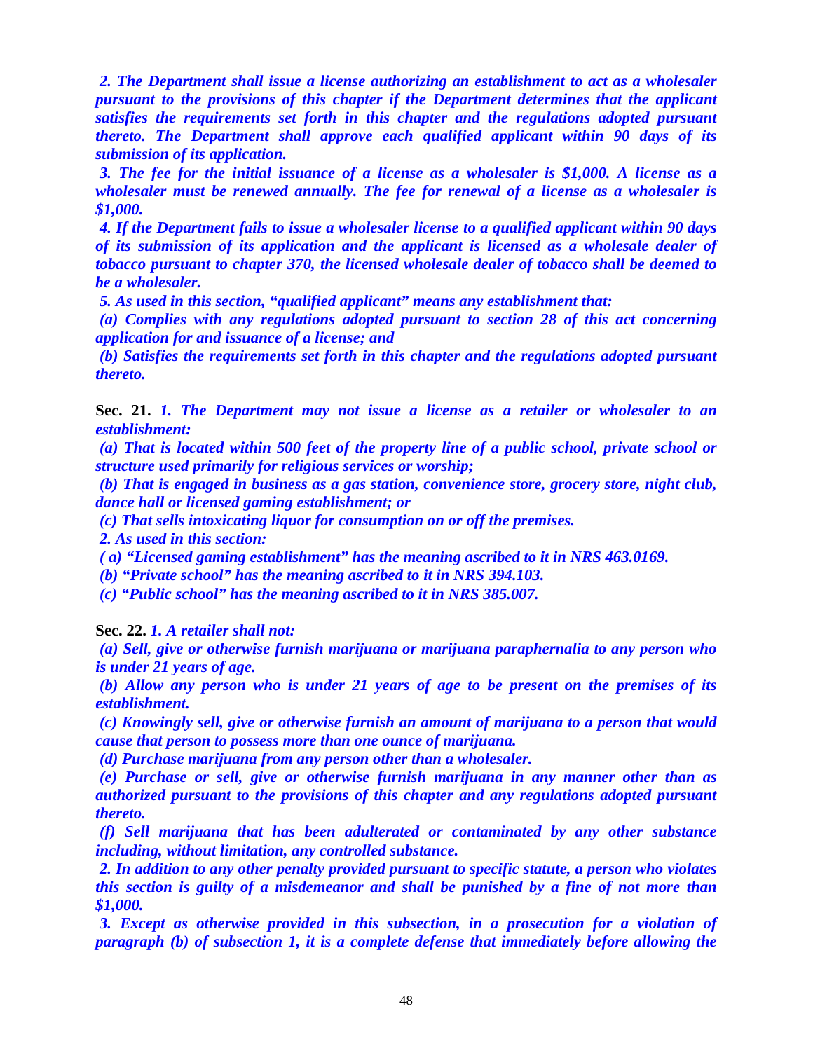*2. The Department shall issue a license authorizing an establishment to act as a wholesaler pursuant to the provisions of this chapter if the Department determines that the applicant satisfies the requirements set forth in this chapter and the regulations adopted pursuant thereto. The Department shall approve each qualified applicant within 90 days of its submission of its application.*

*3. The fee for the initial issuance of a license as a wholesaler is $1,000. A license as a wholesaler must be renewed annually. The fee for renewal of a license as a wholesaler is $1,000.*

*4. If the Department fails to issue a wholesaler license to a qualified applicant within 90 days of its submission of its application and the applicant is licensed as a wholesale dealer of tobacco pursuant to chapter 370, the licensed wholesale dealer of tobacco shall be deemed to be a wholesaler.*

*5. As used in this section, "qualified applicant" means any establishment that:*

*(a) Complies with any regulations adopted pursuant to section 28 of this act concerning application for and issuance of a license; and*

*(b) Satisfies the requirements set forth in this chapter and the regulations adopted pursuant thereto.*

**Sec. 21.** *1. The Department may not issue a license as a retailer or wholesaler to an establishment:*

*(a) That is located within 500 feet of the property line of a public school, private school or structure used primarily for religious services or worship;*

*(b) That is engaged in business as a gas station, convenience store, grocery store, night club, dance hall or licensed gaming establishment; or*

*(c) That sells intoxicating liquor for consumption on or off the premises.*

*2. As used in this section:*

*( a) "Licensed gaming establishment" has the meaning ascribed to it in NRS 463.0169.*

*(b) "Private school" has the meaning ascribed to it in NRS 394.103.*

*(c) "Public school" has the meaning ascribed to it in NRS 385.007.*

**Sec. 22.** *1. A retailer shall not:*

*(a) Sell, give or otherwise furnish marijuana or marijuana paraphernalia to any person who is under 21 years of age.*

*(b) Allow any person who is under 21 years of age to be present on the premises of its establishment.*

*(c) Knowingly sell, give or otherwise furnish an amount of marijuana to a person that would cause that person to possess more than one ounce of marijuana.*

*(d) Purchase marijuana from any person other than a wholesaler.*

*(e) Purchase or sell, give or otherwise furnish marijuana in any manner other than as authorized pursuant to the provisions of this chapter and any regulations adopted pursuant thereto.*

*(f) Sell marijuana that has been adulterated or contaminated by any other substance including, without limitation, any controlled substance.*

*2. In addition to any other penalty provided pursuant to specific statute, a person who violates this section is guilty of a misdemeanor and shall be punished by a fine of not more than $1,000.*

*3. Except as otherwise provided in this subsection, in a prosecution for a violation of paragraph (b) of subsection 1, it is a complete defense that immediately before allowing the*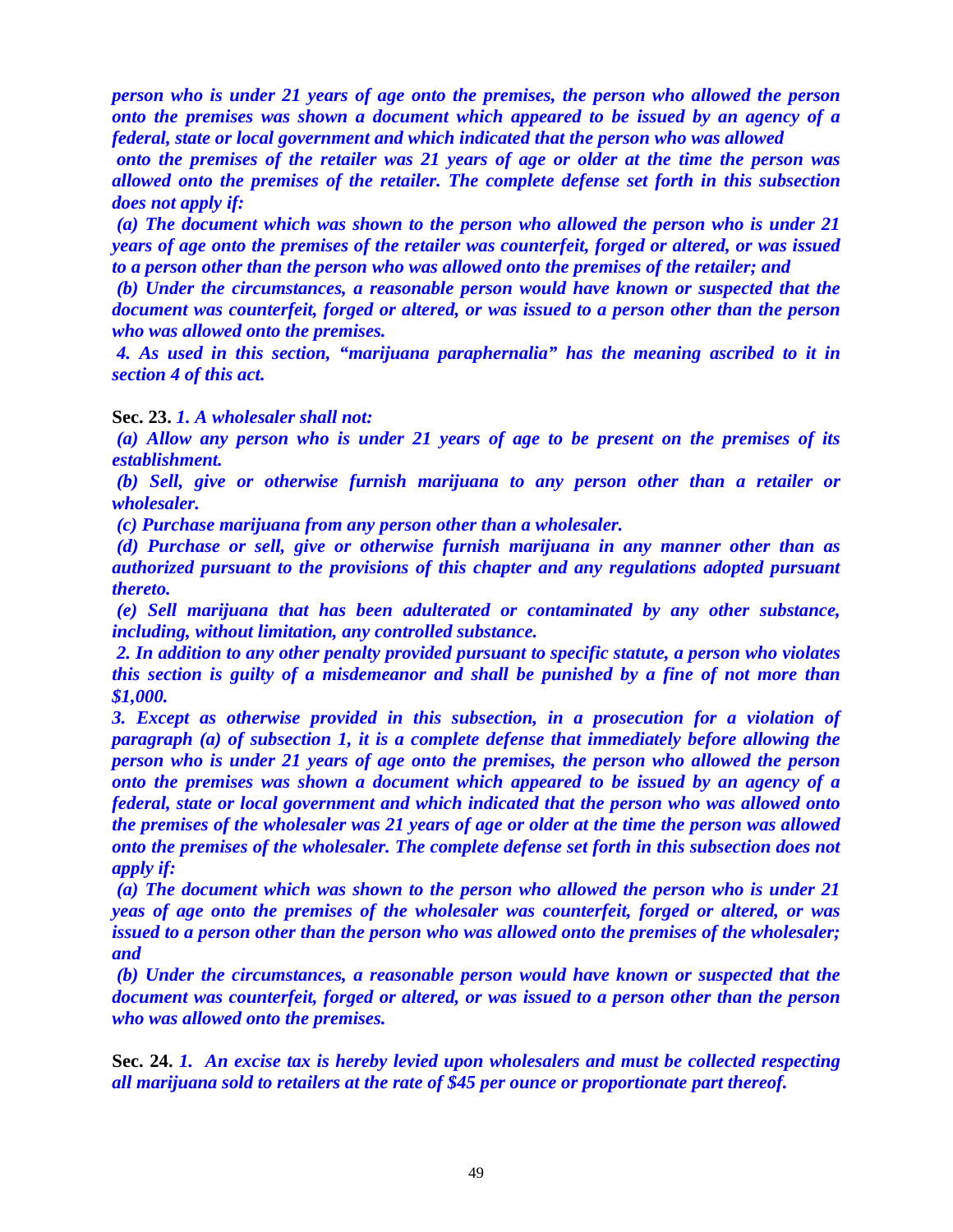***person who is under 21 years of age onto the premises, the person who allowed the person onto the premises was shown a document which appeared to be issued by an agency of a federal, state or local government and which indicated that the person who was allowed onto the premises of the retailer was 21 years of age or older at the time the person was allowed onto the premises of the retailer. The complete defense set forth in this subsection does not apply if:***

***(a) The document which was shown to the person who allowed the person who is under 21 years of age onto the premises of the retailer was counterfeit, forged or altered, or was issued to a person other than the person who was allowed onto the premises of the retailer; and***

***(b) Under the circumstances, a reasonable person would have known or suspected that the document was counterfeit, forged or altered, or was issued to a person other than the person who was allowed onto the premises.***

***4. As used in this section, "marijuana paraphernalia" has the meaning ascribed to it in section 4 of this act.***

**Sec. 23.** ***1. A wholesaler shall not:***

***(a) Allow any person who is under 21 years of age to be present on the premises of its establishment.***

***(b) Sell, give or otherwise furnish marijuana to any person other than a retailer or wholesaler.***

***(c) Purchase marijuana from any person other than a wholesaler.***

***(d) Purchase or sell, give or otherwise furnish marijuana in any manner other than as authorized pursuant to the provisions of this chapter and any regulations adopted pursuant thereto.***

***(e) Sell marijuana that has been adulterated or contaminated by any other substance, including, without limitation, any controlled substance.***

***2. In addition to any other penalty provided pursuant to specific statute, a person who violates this section is guilty of a misdemeanor and shall be punished by a fine of not more than $1,000.***

***3. Except as otherwise provided in this subsection, in a prosecution for a violation of paragraph (a) of subsection 1, it is a complete defense that immediately before allowing the person who is under 21 years of age onto the premises, the person who allowed the person onto the premises was shown a document which appeared to be issued by an agency of a federal, state or local government and which indicated that the person who was allowed onto the premises of the wholesaler was 21 years of age or older at the time the person was allowed onto the premises of the wholesaler. The complete defense set forth in this subsection does not apply if:***

***(a) The document which was shown to the person who allowed the person who is under 21 yeas of age onto the premises of the wholesaler was counterfeit, forged or altered, or was issued to a person other than the person who was allowed onto the premises of the wholesaler; and***

***(b) Under the circumstances, a reasonable person would have known or suspected that the document was counterfeit, forged or altered, or was issued to a person other than the person who was allowed onto the premises.***

**Sec. 24.** ***1. An excise tax is hereby levied upon wholesalers and must be collected respecting all marijuana sold to retailers at the rate of $45 per ounce or proportionate part thereof.***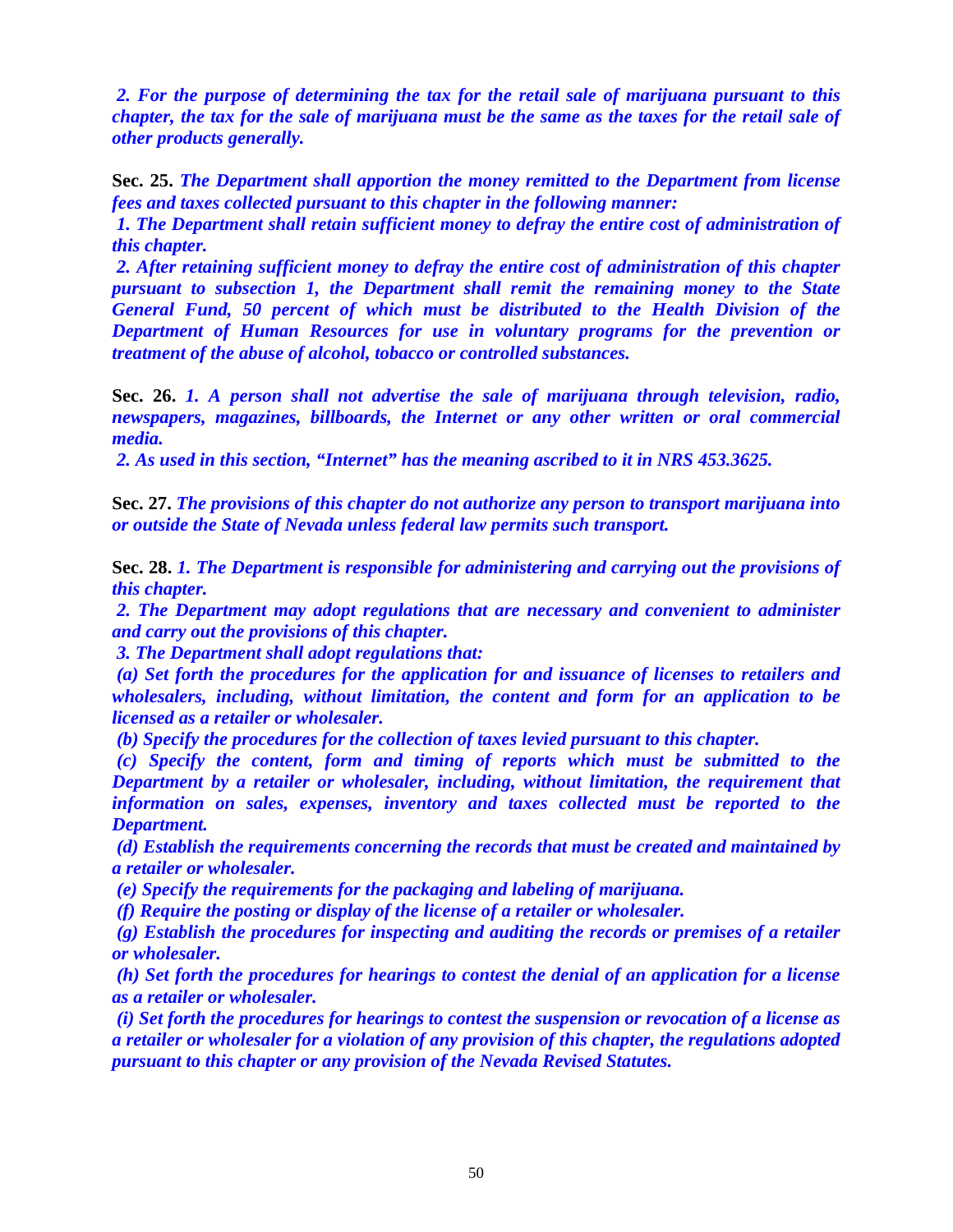*2. For the purpose of determining the tax for the retail sale of marijuana pursuant to this chapter, the tax for the sale of marijuana must be the same as the taxes for the retail sale of other products generally.*

**Sec. 25.** *The Department shall apportion the money remitted to the Department from license fees and taxes collected pursuant to this chapter in the following manner:*

*1. The Department shall retain sufficient money to defray the entire cost of administration of this chapter.*

*2. After retaining sufficient money to defray the entire cost of administration of this chapter pursuant to subsection 1, the Department shall remit the remaining money to the State General Fund, 50 percent of which must be distributed to the Health Division of the Department of Human Resources for use in voluntary programs for the prevention or treatment of the abuse of alcohol, tobacco or controlled substances.*

**Sec. 26.** *1. A person shall not advertise the sale of marijuana through television, radio, newspapers, magazines, billboards, the Internet or any other written or oral commercial media.*

*2. As used in this section, "Internet" has the meaning ascribed to it in NRS 453.3625.*

**Sec. 27.** *The provisions of this chapter do not authorize any person to transport marijuana into or outside the State of Nevada unless federal law permits such transport.*

**Sec. 28.** *1. The Department is responsible for administering and carrying out the provisions of this chapter.*

*2. The Department may adopt regulations that are necessary and convenient to administer and carry out the provisions of this chapter.*

*3. The Department shall adopt regulations that:*

*(a) Set forth the procedures for the application for and issuance of licenses to retailers and wholesalers, including, without limitation, the content and form for an application to be licensed as a retailer or wholesaler.*

*(b) Specify the procedures for the collection of taxes levied pursuant to this chapter.*

*(c) Specify the content, form and timing of reports which must be submitted to the Department by a retailer or wholesaler, including, without limitation, the requirement that information on sales, expenses, inventory and taxes collected must be reported to the Department.*

*(d) Establish the requirements concerning the records that must be created and maintained by a retailer or wholesaler.*

*(e) Specify the requirements for the packaging and labeling of marijuana.*

*(f) Require the posting or display of the license of a retailer or wholesaler.*

*(g) Establish the procedures for inspecting and auditing the records or premises of a retailer or wholesaler.*

*(h) Set forth the procedures for hearings to contest the denial of an application for a license as a retailer or wholesaler.*

*(i) Set forth the procedures for hearings to contest the suspension or revocation of a license as a retailer or wholesaler for a violation of any provision of this chapter, the regulations adopted pursuant to this chapter or any provision of the Nevada Revised Statutes.*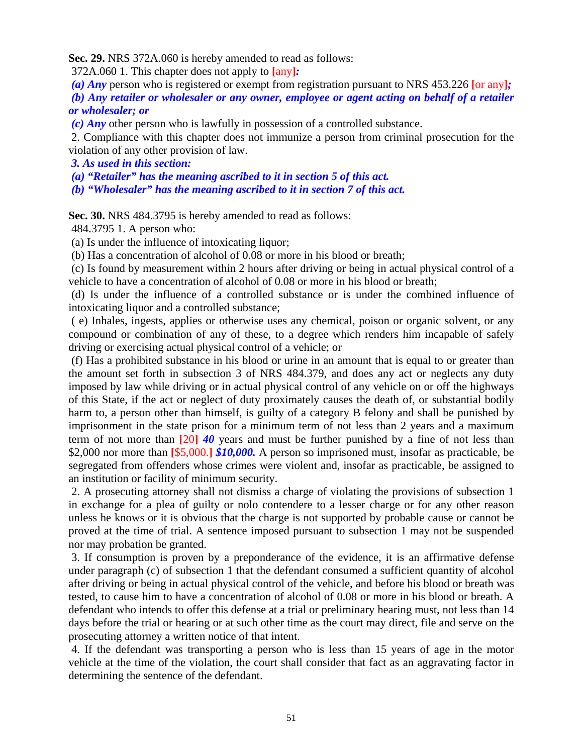**Sec. 29.** NRS 372A.060 is hereby amended to read as follows:

372A.060 1. This chapter does not apply to [any]***:***

***(a) Any*** person who is registered or exempt from registration pursuant to NRS 453.226 [or any]***;***

***(b) Any retailer or wholesaler or any owner, employee or agent acting on behalf of a retailer or wholesaler; or***

***(c) Any*** other person who is lawfully in possession of a controlled substance.

2. Compliance with this chapter does not immunize a person from criminal prosecution for the violation of any other provision of law.

***3. As used in this section:***

***(a) "Retailer" has the meaning ascribed to it in section 5 of this act.***

***(b) "Wholesaler" has the meaning ascribed to it in section 7 of this act.***

**Sec. 30.** NRS 484.3795 is hereby amended to read as follows:

484.3795 1. A person who:

(a) Is under the influence of intoxicating liquor;

(b) Has a concentration of alcohol of 0.08 or more in his blood or breath;

(c) Is found by measurement within 2 hours after driving or being in actual physical control of a vehicle to have a concentration of alcohol of 0.08 or more in his blood or breath;

(d) Is under the influence of a controlled substance or is under the combined influence of intoxicating liquor and a controlled substance;

( e) Inhales, ingests, applies or otherwise uses any chemical, poison or organic solvent, or any compound or combination of any of these, to a degree which renders him incapable of safely driving or exercising actual physical control of a vehicle; or

(f) Has a prohibited substance in his blood or urine in an amount that is equal to or greater than the amount set forth in subsection 3 of NRS 484.379, and does any act or neglects any duty imposed by law while driving or in actual physical control of any vehicle on or off the highways of this State, if the act or neglect of duty proximately causes the death of, or substantial bodily harm to, a person other than himself, is guilty of a category B felony and shall be punished by imprisonment in the state prison for a minimum term of not less than 2 years and a maximum term of not more than [20] ***40*** years and must be further punished by a fine of not less than $2,000 nor more than [$5,000.] ***$10,000.*** A person so imprisoned must, insofar as practicable, be segregated from offenders whose crimes were violent and, insofar as practicable, be assigned to an institution or facility of minimum security.

2. A prosecuting attorney shall not dismiss a charge of violating the provisions of subsection 1 in exchange for a plea of guilty or nolo contendere to a lesser charge or for any other reason unless he knows or it is obvious that the charge is not supported by probable cause or cannot be proved at the time of trial. A sentence imposed pursuant to subsection 1 may not be suspended nor may probation be granted.

3. If consumption is proven by a preponderance of the evidence, it is an affirmative defense under paragraph (c) of subsection 1 that the defendant consumed a sufficient quantity of alcohol after driving or being in actual physical control of the vehicle, and before his blood or breath was tested, to cause him to have a concentration of alcohol of 0.08 or more in his blood or breath. A defendant who intends to offer this defense at a trial or preliminary hearing must, not less than 14 days before the trial or hearing or at such other time as the court may direct, file and serve on the prosecuting attorney a written notice of that intent.

4. If the defendant was transporting a person who is less than 15 years of age in the motor vehicle at the time of the violation, the court shall consider that fact as an aggravating factor in determining the sentence of the defendant.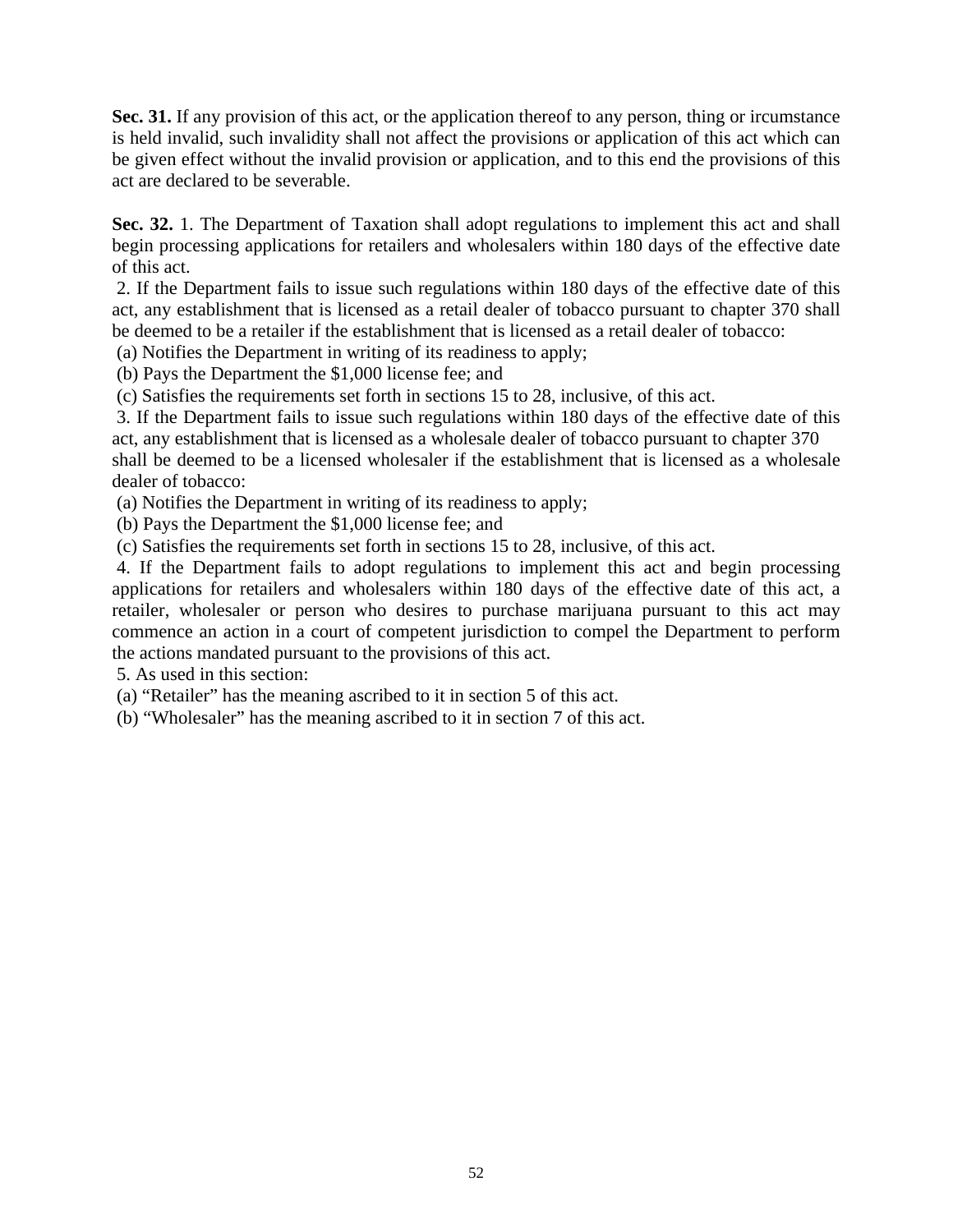**Sec. 31.** If any provision of this act, or the application thereof to any person, thing or ircumstance is held invalid, such invalidity shall not affect the provisions or application of this act which can be given effect without the invalid provision or application, and to this end the provisions of this act are declared to be severable.

**Sec. 32.** 1. The Department of Taxation shall adopt regulations to implement this act and shall begin processing applications for retailers and wholesalers within 180 days of the effective date of this act.

2. If the Department fails to issue such regulations within 180 days of the effective date of this act, any establishment that is licensed as a retail dealer of tobacco pursuant to chapter 370 shall be deemed to be a retailer if the establishment that is licensed as a retail dealer of tobacco:

(a) Notifies the Department in writing of its readiness to apply;

(b) Pays the Department the $1,000 license fee; and

(c) Satisfies the requirements set forth in sections 15 to 28, inclusive, of this act.

3. If the Department fails to issue such regulations within 180 days of the effective date of this act, any establishment that is licensed as a wholesale dealer of tobacco pursuant to chapter 370 shall be deemed to be a licensed wholesaler if the establishment that is licensed as a wholesale dealer of tobacco:

(a) Notifies the Department in writing of its readiness to apply;

(b) Pays the Department the $1,000 license fee; and

(c) Satisfies the requirements set forth in sections 15 to 28, inclusive, of this act.

4. If the Department fails to adopt regulations to implement this act and begin processing applications for retailers and wholesalers within 180 days of the effective date of this act, a retailer, wholesaler or person who desires to purchase marijuana pursuant to this act may commence an action in a court of competent jurisdiction to compel the Department to perform the actions mandated pursuant to the provisions of this act.

5. As used in this section:

(a) "Retailer" has the meaning ascribed to it in section 5 of this act.

(b) "Wholesaler" has the meaning ascribed to it in section 7 of this act.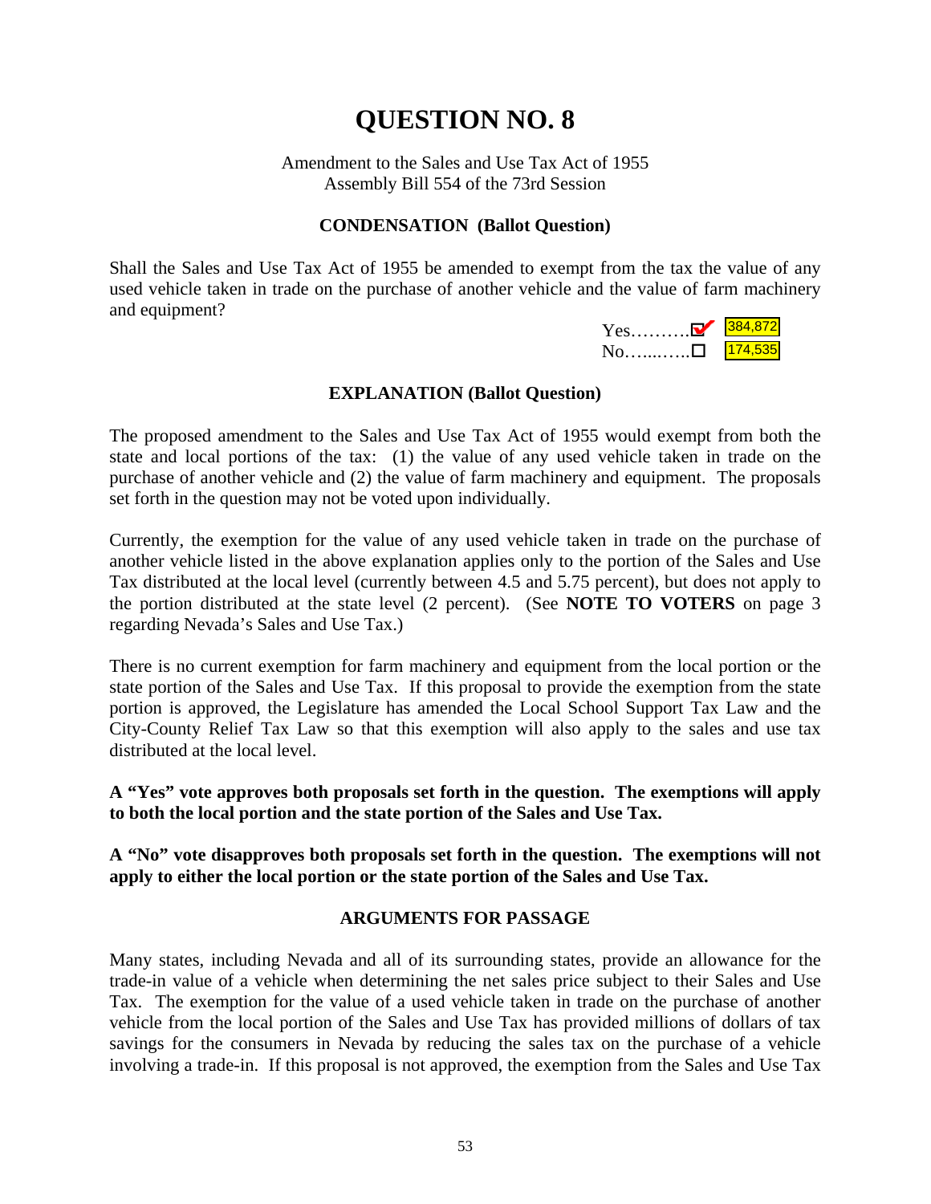# QUESTION NO. 8

Amendment to the Sales and Use Tax Act of 1955
Assembly Bill 554 of the 73rd Session

### CONDENSATION (Ballot Question)

Shall the Sales and Use Tax Act of 1955 be amended to exempt from the tax the value of any used vehicle taken in trade on the purchase of another vehicle and the value of farm machinery and equipment?

Yes……….☑ 384,872
No…....…..☐ 174,535

### EXPLANATION (Ballot Question)

The proposed amendment to the Sales and Use Tax Act of 1955 would exempt from both the state and local portions of the tax: (1) the value of any used vehicle taken in trade on the purchase of another vehicle and (2) the value of farm machinery and equipment. The proposals set forth in the question may not be voted upon individually.

Currently, the exemption for the value of any used vehicle taken in trade on the purchase of another vehicle listed in the above explanation applies only to the portion of the Sales and Use Tax distributed at the local level (currently between 4.5 and 5.75 percent), but does not apply to the portion distributed at the state level (2 percent). (See **NOTE TO VOTERS** on page 3 regarding Nevada's Sales and Use Tax.)

There is no current exemption for farm machinery and equipment from the local portion or the state portion of the Sales and Use Tax. If this proposal to provide the exemption from the state portion is approved, the Legislature has amended the Local School Support Tax Law and the City-County Relief Tax Law so that this exemption will also apply to the sales and use tax distributed at the local level.

**A "Yes" vote approves both proposals set forth in the question. The exemptions will apply to both the local portion and the state portion of the Sales and Use Tax.**

**A "No" vote disapproves both proposals set forth in the question. The exemptions will not apply to either the local portion or the state portion of the Sales and Use Tax.**

### ARGUMENTS FOR PASSAGE

Many states, including Nevada and all of its surrounding states, provide an allowance for the trade-in value of a vehicle when determining the net sales price subject to their Sales and Use Tax. The exemption for the value of a used vehicle taken in trade on the purchase of another vehicle from the local portion of the Sales and Use Tax has provided millions of dollars of tax savings for the consumers in Nevada by reducing the sales tax on the purchase of a vehicle involving a trade-in. If this proposal is not approved, the exemption from the Sales and Use Tax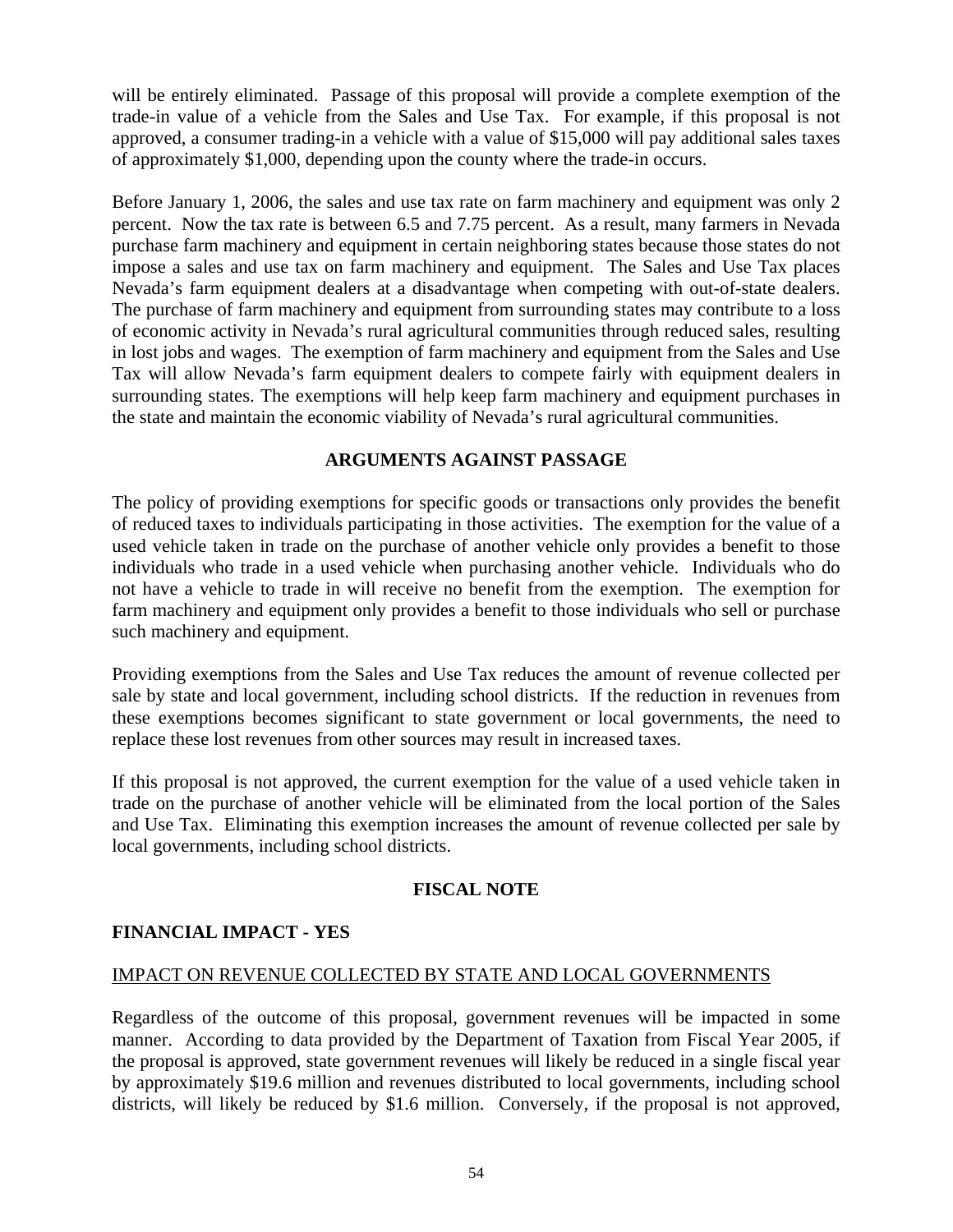will be entirely eliminated. Passage of this proposal will provide a complete exemption of the trade-in value of a vehicle from the Sales and Use Tax. For example, if this proposal is not approved, a consumer trading-in a vehicle with a value of $15,000 will pay additional sales taxes of approximately $1,000, depending upon the county where the trade-in occurs.

Before January 1, 2006, the sales and use tax rate on farm machinery and equipment was only 2 percent. Now the tax rate is between 6.5 and 7.75 percent. As a result, many farmers in Nevada purchase farm machinery and equipment in certain neighboring states because those states do not impose a sales and use tax on farm machinery and equipment. The Sales and Use Tax places Nevada's farm equipment dealers at a disadvantage when competing with out-of-state dealers. The purchase of farm machinery and equipment from surrounding states may contribute to a loss of economic activity in Nevada's rural agricultural communities through reduced sales, resulting in lost jobs and wages. The exemption of farm machinery and equipment from the Sales and Use Tax will allow Nevada's farm equipment dealers to compete fairly with equipment dealers in surrounding states. The exemptions will help keep farm machinery and equipment purchases in the state and maintain the economic viability of Nevada's rural agricultural communities.

## ARGUMENTS AGAINST PASSAGE

The policy of providing exemptions for specific goods or transactions only provides the benefit of reduced taxes to individuals participating in those activities. The exemption for the value of a used vehicle taken in trade on the purchase of another vehicle only provides a benefit to those individuals who trade in a used vehicle when purchasing another vehicle. Individuals who do not have a vehicle to trade in will receive no benefit from the exemption. The exemption for farm machinery and equipment only provides a benefit to those individuals who sell or purchase such machinery and equipment.

Providing exemptions from the Sales and Use Tax reduces the amount of revenue collected per sale by state and local government, including school districts. If the reduction in revenues from these exemptions becomes significant to state government or local governments, the need to replace these lost revenues from other sources may result in increased taxes.

If this proposal is not approved, the current exemption for the value of a used vehicle taken in trade on the purchase of another vehicle will be eliminated from the local portion of the Sales and Use Tax. Eliminating this exemption increases the amount of revenue collected per sale by local governments, including school districts.

## FISCAL NOTE

### FINANCIAL IMPACT - YES

IMPACT ON REVENUE COLLECTED BY STATE AND LOCAL GOVERNMENTS

Regardless of the outcome of this proposal, government revenues will be impacted in some manner. According to data provided by the Department of Taxation from Fiscal Year 2005, if the proposal is approved, state government revenues will likely be reduced in a single fiscal year by approximately $19.6 million and revenues distributed to local governments, including school districts, will likely be reduced by $1.6 million. Conversely, if the proposal is not approved,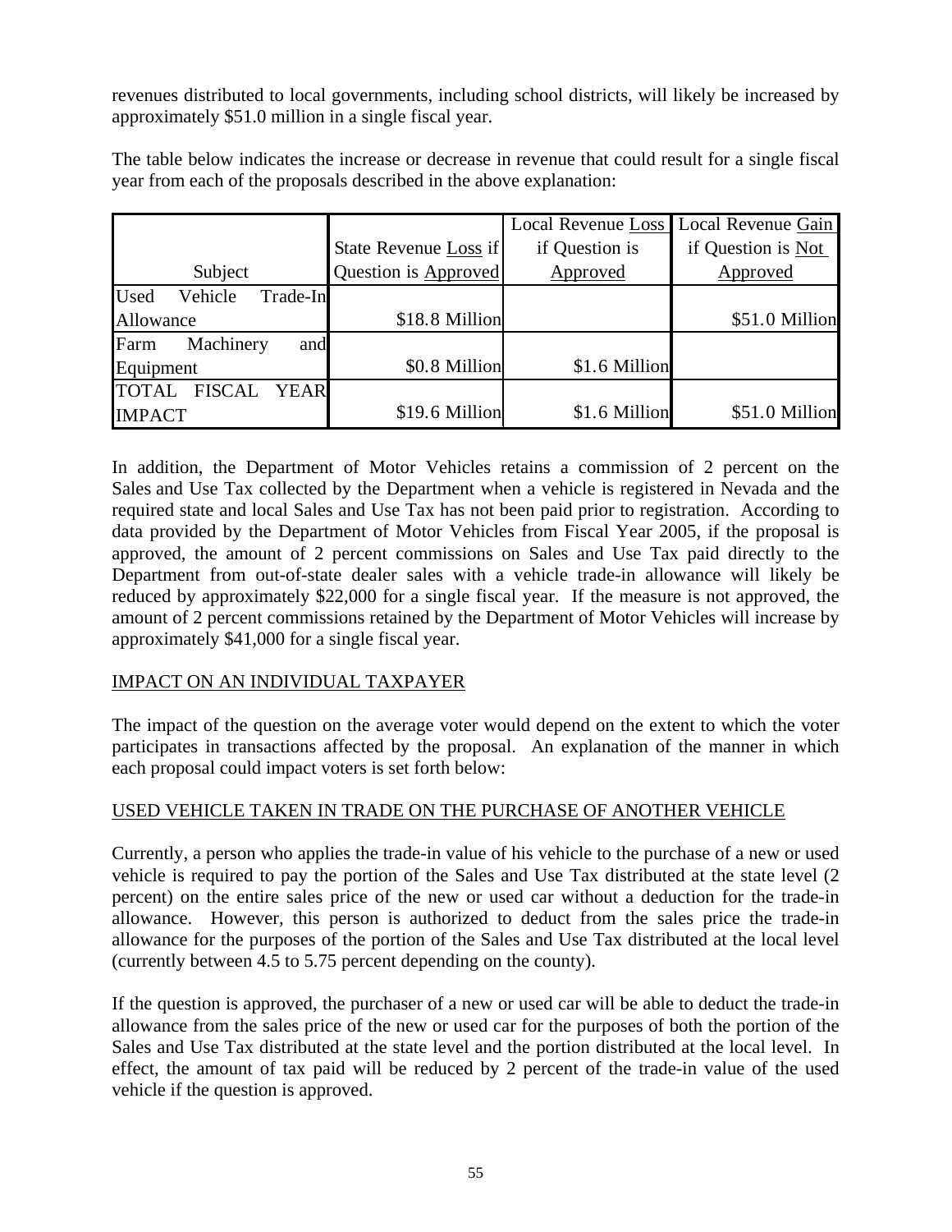revenues distributed to local governments, including school districts, will likely be increased by approximately $51.0 million in a single fiscal year.

The table below indicates the increase or decrease in revenue that could result for a single fiscal year from each of the proposals described in the above explanation:

| Subject | State Revenue Loss if Question is Approved | Local Revenue Loss if Question is Approved | Local Revenue Gain if Question is Not Approved |
|---|---|---|---|
| Used Vehicle Trade-In Allowance | $18.8 Million | | $51.0 Million |
| Farm Machinery and Equipment | $0.8 Million | $1.6 Million | |
| TOTAL FISCAL YEAR IMPACT | $19.6 Million | $1.6 Million | $51.0 Million |

In addition, the Department of Motor Vehicles retains a commission of 2 percent on the Sales and Use Tax collected by the Department when a vehicle is registered in Nevada and the required state and local Sales and Use Tax has not been paid prior to registration. According to data provided by the Department of Motor Vehicles from Fiscal Year 2005, if the proposal is approved, the amount of 2 percent commissions on Sales and Use Tax paid directly to the Department from out-of-state dealer sales with a vehicle trade-in allowance will likely be reduced by approximately $22,000 for a single fiscal year. If the measure is not approved, the amount of 2 percent commissions retained by the Department of Motor Vehicles will increase by approximately $41,000 for a single fiscal year.

## IMPACT ON AN INDIVIDUAL TAXPAYER

The impact of the question on the average voter would depend on the extent to which the voter participates in transactions affected by the proposal. An explanation of the manner in which each proposal could impact voters is set forth below:

## USED VEHICLE TAKEN IN TRADE ON THE PURCHASE OF ANOTHER VEHICLE

Currently, a person who applies the trade-in value of his vehicle to the purchase of a new or used vehicle is required to pay the portion of the Sales and Use Tax distributed at the state level (2 percent) on the entire sales price of the new or used car without a deduction for the trade-in allowance. However, this person is authorized to deduct from the sales price the trade-in allowance for the purposes of the portion of the Sales and Use Tax distributed at the local level (currently between 4.5 to 5.75 percent depending on the county).

If the question is approved, the purchaser of a new or used car will be able to deduct the trade-in allowance from the sales price of the new or used car for the purposes of both the portion of the Sales and Use Tax distributed at the state level and the portion distributed at the local level. In effect, the amount of tax paid will be reduced by 2 percent of the trade-in value of the used vehicle if the question is approved.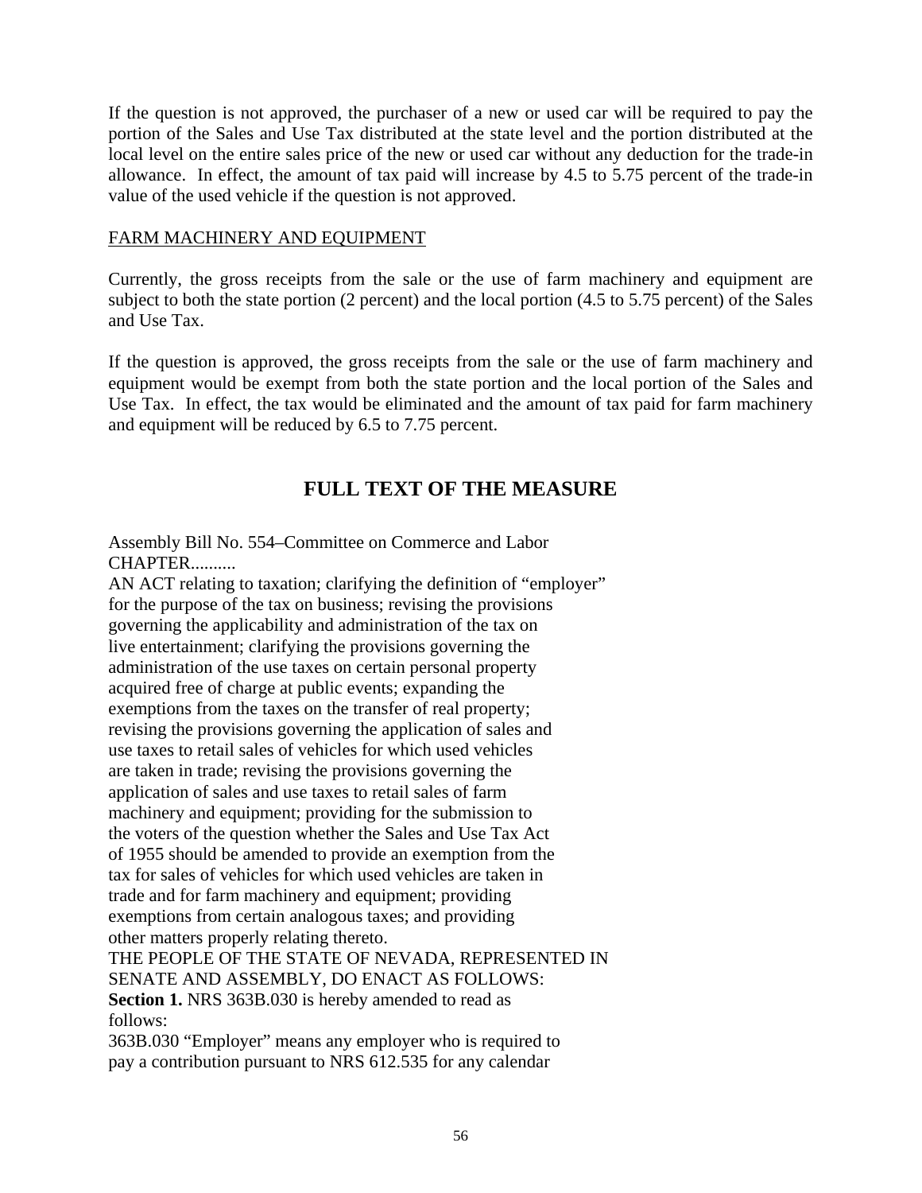If the question is not approved, the purchaser of a new or used car will be required to pay the portion of the Sales and Use Tax distributed at the state level and the portion distributed at the local level on the entire sales price of the new or used car without any deduction for the trade-in allowance. In effect, the amount of tax paid will increase by 4.5 to 5.75 percent of the trade-in value of the used vehicle if the question is not approved.

FARM MACHINERY AND EQUIPMENT

Currently, the gross receipts from the sale or the use of farm machinery and equipment are subject to both the state portion (2 percent) and the local portion (4.5 to 5.75 percent) of the Sales and Use Tax.

If the question is approved, the gross receipts from the sale or the use of farm machinery and equipment would be exempt from both the state portion and the local portion of the Sales and Use Tax. In effect, the tax would be eliminated and the amount of tax paid for farm machinery and equipment will be reduced by 6.5 to 7.75 percent.

## FULL TEXT OF THE MEASURE

Assembly Bill No. 554–Committee on Commerce and Labor
CHAPTER..........

AN ACT relating to taxation; clarifying the definition of "employer" for the purpose of the tax on business; revising the provisions governing the applicability and administration of the tax on live entertainment; clarifying the provisions governing the administration of the use taxes on certain personal property acquired free of charge at public events; expanding the exemptions from the taxes on the transfer of real property; revising the provisions governing the application of sales and use taxes to retail sales of vehicles for which used vehicles are taken in trade; revising the provisions governing the application of sales and use taxes to retail sales of farm machinery and equipment; providing for the submission to the voters of the question whether the Sales and Use Tax Act of 1955 should be amended to provide an exemption from the tax for sales of vehicles for which used vehicles are taken in trade and for farm machinery and equipment; providing exemptions from certain analogous taxes; and providing other matters properly relating thereto.

THE PEOPLE OF THE STATE OF NEVADA, REPRESENTED IN SENATE AND ASSEMBLY, DO ENACT AS FOLLOWS:

**Section 1.** NRS 363B.030 is hereby amended to read as follows:

363B.030 "Employer" means any employer who is required to pay a contribution pursuant to NRS 612.535 for any calendar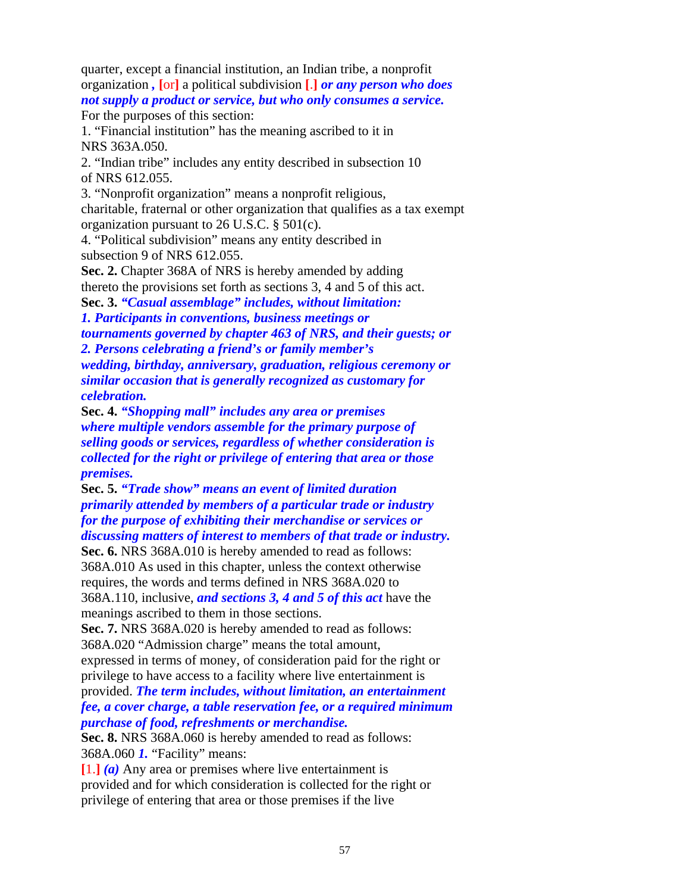quarter, except a financial institution, an Indian tribe, a nonprofit organization *,* [or] a political subdivision [.] ***or any person who does not supply a product or service, but who only consumes a service.*** For the purposes of this section:

1. "Financial institution" has the meaning ascribed to it in NRS 363A.050.

2. "Indian tribe" includes any entity described in subsection 10 of NRS 612.055.

3. "Nonprofit organization" means a nonprofit religious, charitable, fraternal or other organization that qualifies as a tax exempt organization pursuant to 26 U.S.C. § 501(c).

4. "Political subdivision" means any entity described in subsection 9 of NRS 612.055.

**Sec. 2.** Chapter 368A of NRS is hereby amended by adding thereto the provisions set forth as sections 3, 4 and 5 of this act.

**Sec. 3.** ***"Casual assemblage" includes, without limitation:***

***1. Participants in conventions, business meetings or tournaments governed by chapter 463 of NRS, and their guests; or***

***2. Persons celebrating a friend's or family member's wedding, birthday, anniversary, graduation, religious ceremony or similar occasion that is generally recognized as customary for celebration.***

**Sec. 4.** ***"Shopping mall" includes any area or premises where multiple vendors assemble for the primary purpose of selling goods or services, regardless of whether consideration is collected for the right or privilege of entering that area or those premises.***

**Sec. 5.** ***"Trade show" means an event of limited duration primarily attended by members of a particular trade or industry for the purpose of exhibiting their merchandise or services or discussing matters of interest to members of that trade or industry.***

**Sec. 6.** NRS 368A.010 is hereby amended to read as follows:

368A.010 As used in this chapter, unless the context otherwise requires, the words and terms defined in NRS 368A.020 to 368A.110, inclusive, ***and sections 3, 4 and 5 of this act*** have the meanings ascribed to them in those sections.

**Sec. 7.** NRS 368A.020 is hereby amended to read as follows:

368A.020 "Admission charge" means the total amount, expressed in terms of money, of consideration paid for the right or privilege to have access to a facility where live entertainment is provided. ***The term includes, without limitation, an entertainment fee, a cover charge, a table reservation fee, or a required minimum purchase of food, refreshments or merchandise.***

**Sec. 8.** NRS 368A.060 is hereby amended to read as follows:

368A.060 ***1.*** "Facility" means:

[1.] ***(a)*** Any area or premises where live entertainment is provided and for which consideration is collected for the right or privilege of entering that area or those premises if the live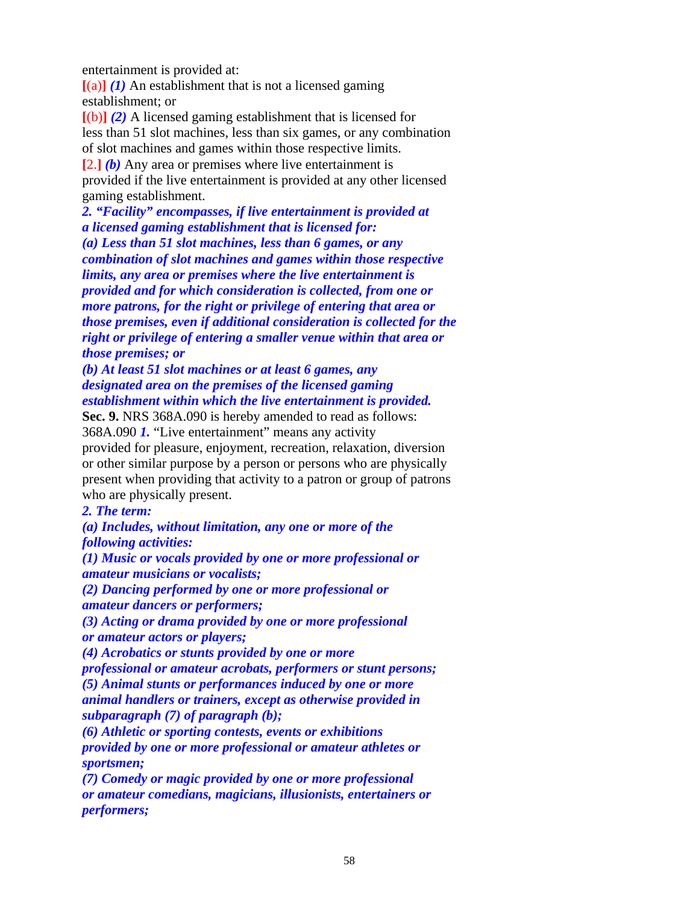entertainment is provided at:

[(a)] *(1)* An establishment that is not a licensed gaming establishment; or

[(b)] *(2)* A licensed gaming establishment that is licensed for less than 51 slot machines, less than six games, or any combination of slot machines and games within those respective limits.

[2.] *(b)* Any area or premises where live entertainment is provided if the live entertainment is provided at any other licensed gaming establishment.

***2. "Facility" encompasses, if live entertainment is provided at a licensed gaming establishment that is licensed for:***

***(a) Less than 51 slot machines, less than 6 games, or any combination of slot machines and games within those respective limits, any area or premises where the live entertainment is provided and for which consideration is collected, from one or more patrons, for the right or privilege of entering that area or those premises, even if additional consideration is collected for the right or privilege of entering a smaller venue within that area or those premises; or***

***(b) At least 51 slot machines or at least 6 games, any designated area on the premises of the licensed gaming establishment within which the live entertainment is provided.***

**Sec. 9.** NRS 368A.090 is hereby amended to read as follows:

368A.090 ***1.*** "Live entertainment" means any activity provided for pleasure, enjoyment, recreation, relaxation, diversion or other similar purpose by a person or persons who are physically present when providing that activity to a patron or group of patrons who are physically present.

***2. The term:***

***(a) Includes, without limitation, any one or more of the following activities:***

***(1) Music or vocals provided by one or more professional or amateur musicians or vocalists;***

***(2) Dancing performed by one or more professional or amateur dancers or performers;***

***(3) Acting or drama provided by one or more professional or amateur actors or players;***

***(4) Acrobatics or stunts provided by one or more professional or amateur acrobats, performers or stunt persons;***

***(5) Animal stunts or performances induced by one or more animal handlers or trainers, except as otherwise provided in subparagraph (7) of paragraph (b);***

***(6) Athletic or sporting contests, events or exhibitions provided by one or more professional or amateur athletes or sportsmen;***

***(7) Comedy or magic provided by one or more professional or amateur comedians, magicians, illusionists, entertainers or performers;***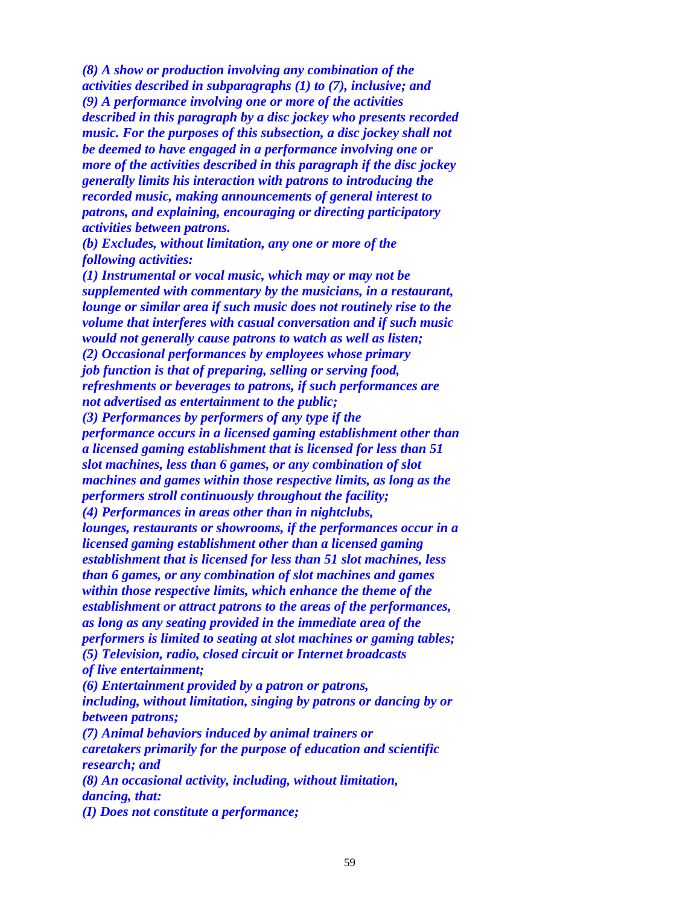***(8) A show or production involving any combination of the activities described in subparagraphs (1) to (7), inclusive; and***

***(9) A performance involving one or more of the activities described in this paragraph by a disc jockey who presents recorded music. For the purposes of this subsection, a disc jockey shall not be deemed to have engaged in a performance involving one or more of the activities described in this paragraph if the disc jockey generally limits his interaction with patrons to introducing the recorded music, making announcements of general interest to patrons, and explaining, encouraging or directing participatory activities between patrons.***

***(b) Excludes, without limitation, any one or more of the following activities:***

***(1) Instrumental or vocal music, which may or may not be supplemented with commentary by the musicians, in a restaurant, lounge or similar area if such music does not routinely rise to the volume that interferes with casual conversation and if such music would not generally cause patrons to watch as well as listen;***

***(2) Occasional performances by employees whose primary job function is that of preparing, selling or serving food, refreshments or beverages to patrons, if such performances are not advertised as entertainment to the public;***

***(3) Performances by performers of any type if the performance occurs in a licensed gaming establishment other than a licensed gaming establishment that is licensed for less than 51 slot machines, less than 6 games, or any combination of slot machines and games within those respective limits, as long as the performers stroll continuously throughout the facility;***

***(4) Performances in areas other than in nightclubs, lounges, restaurants or showrooms, if the performances occur in a licensed gaming establishment other than a licensed gaming establishment that is licensed for less than 51 slot machines, less than 6 games, or any combination of slot machines and games within those respective limits, which enhance the theme of the establishment or attract patrons to the areas of the performances, as long as any seating provided in the immediate area of the performers is limited to seating at slot machines or gaming tables;***

***(5) Television, radio, closed circuit or Internet broadcasts of live entertainment;***

***(6) Entertainment provided by a patron or patrons, including, without limitation, singing by patrons or dancing by or between patrons;***

***(7) Animal behaviors induced by animal trainers or caretakers primarily for the purpose of education and scientific research; and***

***(8) An occasional activity, including, without limitation, dancing, that:***

***(I) Does not constitute a performance;***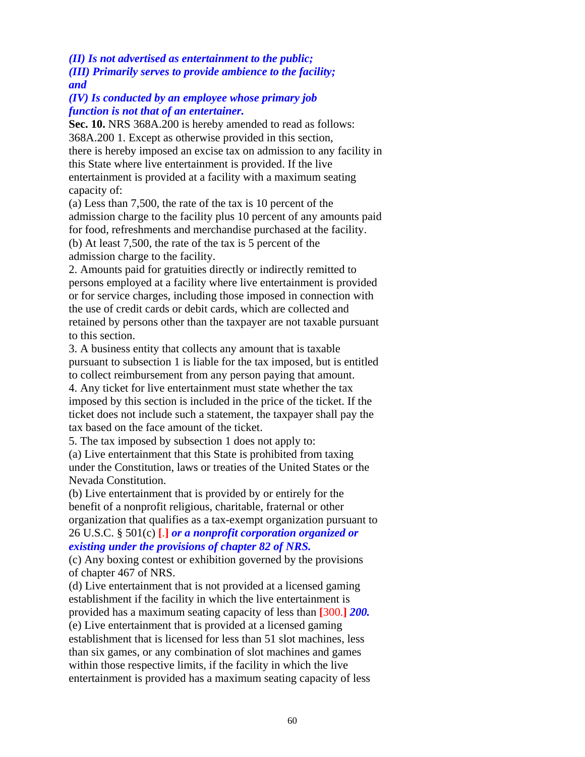***(II) Is not advertised as entertainment to the public;***
***(III) Primarily serves to provide ambience to the facility; and***
***(IV) Is conducted by an employee whose primary job function is not that of an entertainer.***

**Sec. 10.** NRS 368A.200 is hereby amended to read as follows:

368A.200 1. Except as otherwise provided in this section, there is hereby imposed an excise tax on admission to any facility in this State where live entertainment is provided. If the live entertainment is provided at a facility with a maximum seating capacity of:

(a) Less than 7,500, the rate of the tax is 10 percent of the admission charge to the facility plus 10 percent of any amounts paid for food, refreshments and merchandise purchased at the facility.

(b) At least 7,500, the rate of the tax is 5 percent of the admission charge to the facility.

2. Amounts paid for gratuities directly or indirectly remitted to persons employed at a facility where live entertainment is provided or for service charges, including those imposed in connection with the use of credit cards or debit cards, which are collected and retained by persons other than the taxpayer are not taxable pursuant to this section.

3. A business entity that collects any amount that is taxable pursuant to subsection 1 is liable for the tax imposed, but is entitled to collect reimbursement from any person paying that amount.

4. Any ticket for live entertainment must state whether the tax imposed by this section is included in the price of the ticket. If the ticket does not include such a statement, the taxpayer shall pay the tax based on the face amount of the ticket.

5. The tax imposed by subsection 1 does not apply to:

(a) Live entertainment that this State is prohibited from taxing under the Constitution, laws or treaties of the United States or the Nevada Constitution.

(b) Live entertainment that is provided by or entirely for the benefit of a nonprofit religious, charitable, fraternal or other organization that qualifies as a tax-exempt organization pursuant to 26 U.S.C. § 501(c) **[.]** ***or a nonprofit corporation organized or existing under the provisions of chapter 82 of NRS.***

(c) Any boxing contest or exhibition governed by the provisions of chapter 467 of NRS.

(d) Live entertainment that is not provided at a licensed gaming establishment if the facility in which the live entertainment is provided has a maximum seating capacity of less than **[**300.**]** ***200.***

(e) Live entertainment that is provided at a licensed gaming establishment that is licensed for less than 51 slot machines, less than six games, or any combination of slot machines and games within those respective limits, if the facility in which the live entertainment is provided has a maximum seating capacity of less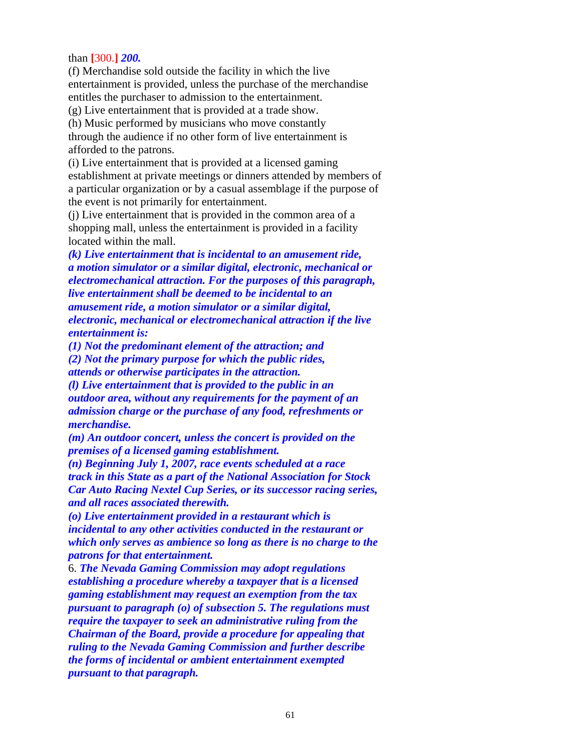than [300.] ***200.***

(f) Merchandise sold outside the facility in which the live entertainment is provided, unless the purchase of the merchandise entitles the purchaser to admission to the entertainment.

(g) Live entertainment that is provided at a trade show.

(h) Music performed by musicians who move constantly through the audience if no other form of live entertainment is afforded to the patrons.

(i) Live entertainment that is provided at a licensed gaming establishment at private meetings or dinners attended by members of a particular organization or by a casual assemblage if the purpose of the event is not primarily for entertainment.

(j) Live entertainment that is provided in the common area of a shopping mall, unless the entertainment is provided in a facility located within the mall.

***(k) Live entertainment that is incidental to an amusement ride, a motion simulator or a similar digital, electronic, mechanical or electromechanical attraction. For the purposes of this paragraph, live entertainment shall be deemed to be incidental to an amusement ride, a motion simulator or a similar digital, electronic, mechanical or electromechanical attraction if the live entertainment is:***

***(1) Not the predominant element of the attraction; and***

***(2) Not the primary purpose for which the public rides, attends or otherwise participates in the attraction.***

***(l) Live entertainment that is provided to the public in an outdoor area, without any requirements for the payment of an admission charge or the purchase of any food, refreshments or merchandise.***

***(m) An outdoor concert, unless the concert is provided on the premises of a licensed gaming establishment.***

***(n) Beginning July 1, 2007, race events scheduled at a race track in this State as a part of the National Association for Stock Car Auto Racing Nextel Cup Series, or its successor racing series, and all races associated therewith.***

***(o) Live entertainment provided in a restaurant which is incidental to any other activities conducted in the restaurant or which only serves as ambience so long as there is no charge to the patrons for that entertainment.***

6. ***The Nevada Gaming Commission may adopt regulations establishing a procedure whereby a taxpayer that is a licensed gaming establishment may request an exemption from the tax pursuant to paragraph (o) of subsection 5. The regulations must require the taxpayer to seek an administrative ruling from the Chairman of the Board, provide a procedure for appealing that ruling to the Nevada Gaming Commission and further describe the forms of incidental or ambient entertainment exempted pursuant to that paragraph.***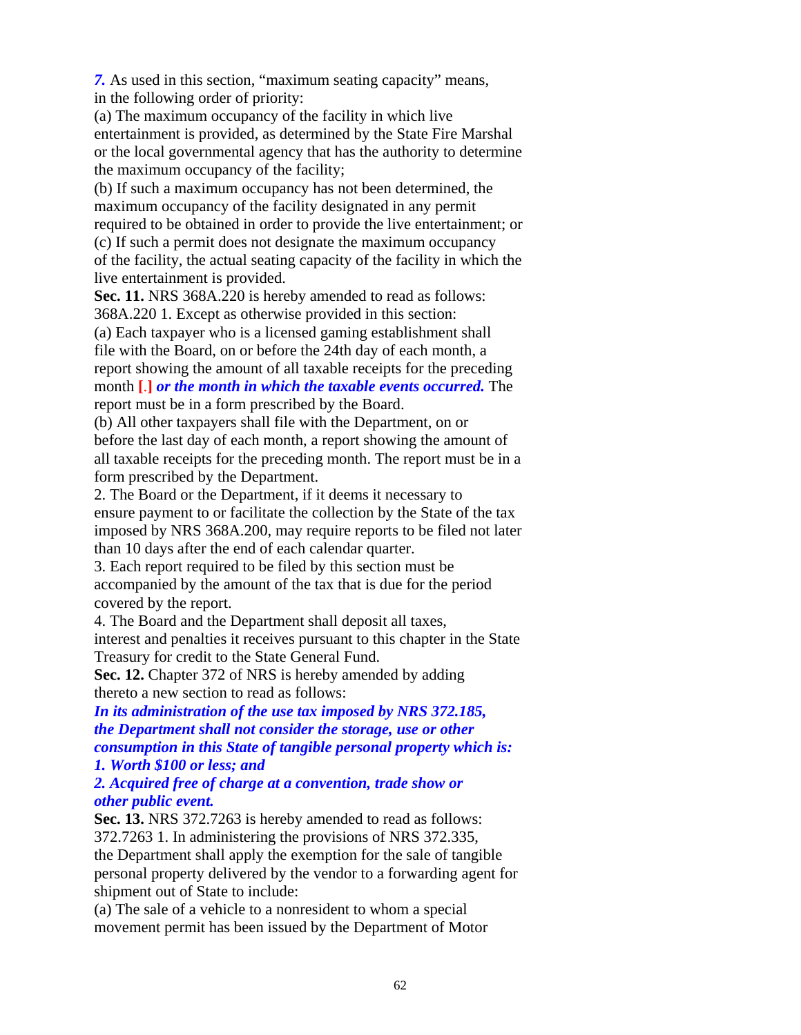*7.* As used in this section, "maximum seating capacity" means, in the following order of priority:

(a) The maximum occupancy of the facility in which live entertainment is provided, as determined by the State Fire Marshal or the local governmental agency that has the authority to determine the maximum occupancy of the facility;

(b) If such a maximum occupancy has not been determined, the maximum occupancy of the facility designated in any permit required to be obtained in order to provide the live entertainment; or

(c) If such a permit does not designate the maximum occupancy of the facility, the actual seating capacity of the facility in which the live entertainment is provided.

**Sec. 11.** NRS 368A.220 is hereby amended to read as follows:

368A.220 1. Except as otherwise provided in this section:

(a) Each taxpayer who is a licensed gaming establishment shall file with the Board, on or before the 24th day of each month, a report showing the amount of all taxable receipts for the preceding month **[.]** ***or the month in which the taxable events occurred.*** The report must be in a form prescribed by the Board.

(b) All other taxpayers shall file with the Department, on or before the last day of each month, a report showing the amount of all taxable receipts for the preceding month. The report must be in a form prescribed by the Department.

2. The Board or the Department, if it deems it necessary to ensure payment to or facilitate the collection by the State of the tax imposed by NRS 368A.200, may require reports to be filed not later than 10 days after the end of each calendar quarter.

3. Each report required to be filed by this section must be accompanied by the amount of the tax that is due for the period covered by the report.

4. The Board and the Department shall deposit all taxes, interest and penalties it receives pursuant to this chapter in the State Treasury for credit to the State General Fund.

**Sec. 12.** Chapter 372 of NRS is hereby amended by adding thereto a new section to read as follows:

***In its administration of the use tax imposed by NRS 372.185, the Department shall not consider the storage, use or other consumption in this State of tangible personal property which is:***

***1. Worth $100 or less; and***

***2. Acquired free of charge at a convention, trade show or other public event.***

**Sec. 13.** NRS 372.7263 is hereby amended to read as follows:

372.7263 1. In administering the provisions of NRS 372.335, the Department shall apply the exemption for the sale of tangible personal property delivered by the vendor to a forwarding agent for shipment out of State to include:

(a) The sale of a vehicle to a nonresident to whom a special movement permit has been issued by the Department of Motor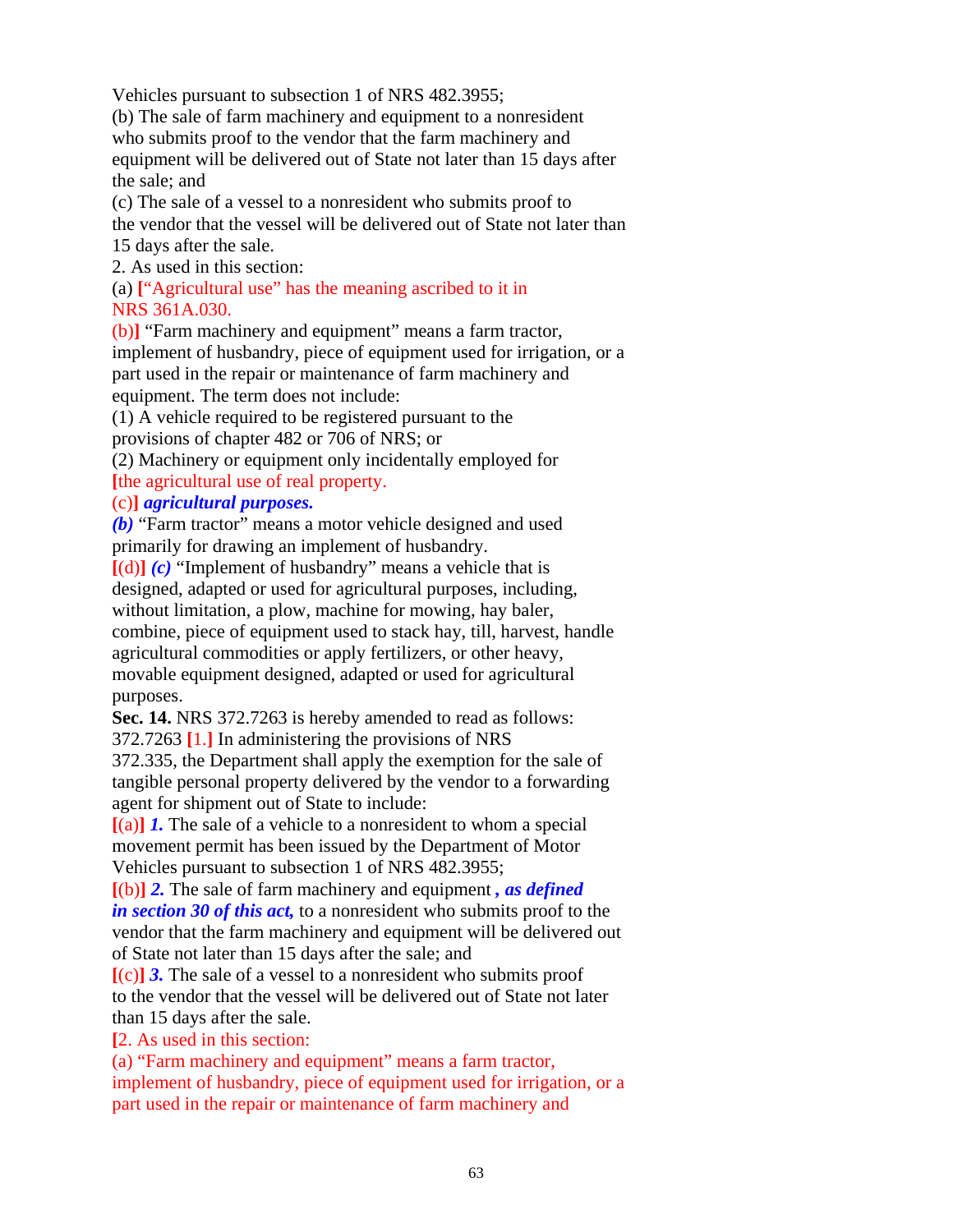Vehicles pursuant to subsection 1 of NRS 482.3955;

(b) The sale of farm machinery and equipment to a nonresident who submits proof to the vendor that the farm machinery and equipment will be delivered out of State not later than 15 days after the sale; and

(c) The sale of a vessel to a nonresident who submits proof to the vendor that the vessel will be delivered out of State not later than 15 days after the sale.

2. As used in this section:

(a) **[**"Agricultural use" has the meaning ascribed to it in NRS 361A.030.

(b)**]** "Farm machinery and equipment" means a farm tractor, implement of husbandry, piece of equipment used for irrigation, or a part used in the repair or maintenance of farm machinery and equipment. The term does not include:

(1) A vehicle required to be registered pursuant to the provisions of chapter 482 or 706 of NRS; or

(2) Machinery or equipment only incidentally employed for **[**the agricultural use of real property.

(c)**]** ***agricultural purposes.***

***(b)*** "Farm tractor" means a motor vehicle designed and used primarily for drawing an implement of husbandry.

**[**(d)**]** ***(c)*** "Implement of husbandry" means a vehicle that is designed, adapted or used for agricultural purposes, including, without limitation, a plow, machine for mowing, hay baler, combine, piece of equipment used to stack hay, till, harvest, handle agricultural commodities or apply fertilizers, or other heavy, movable equipment designed, adapted or used for agricultural purposes.

**Sec. 14.** NRS 372.7263 is hereby amended to read as follows:

372.7263 **[**1.**]** In administering the provisions of NRS 372.335, the Department shall apply the exemption for the sale of tangible personal property delivered by the vendor to a forwarding agent for shipment out of State to include:

**[**(a)**]** ***1.*** The sale of a vehicle to a nonresident to whom a special movement permit has been issued by the Department of Motor Vehicles pursuant to subsection 1 of NRS 482.3955;

**[**(b)**]** ***2.*** The sale of farm machinery and equipment ***, as defined in section 30 of this act,*** to a nonresident who submits proof to the vendor that the farm machinery and equipment will be delivered out of State not later than 15 days after the sale; and

**[**(c)**]** ***3.*** The sale of a vessel to a nonresident who submits proof to the vendor that the vessel will be delivered out of State not later than 15 days after the sale.

**[**2. As used in this section:

(a) "Farm machinery and equipment" means a farm tractor, implement of husbandry, piece of equipment used for irrigation, or a part used in the repair or maintenance of farm machinery and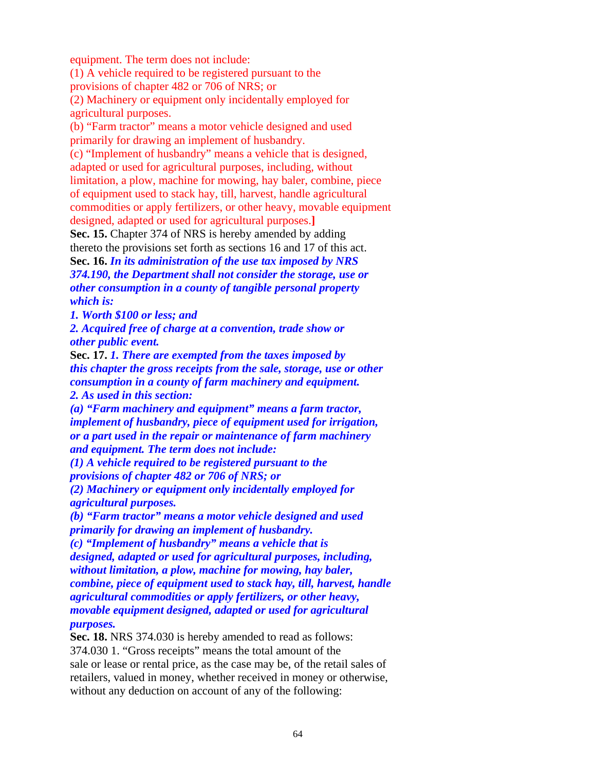equipment. The term does not include:
(1) A vehicle required to be registered pursuant to the provisions of chapter 482 or 706 of NRS; or
(2) Machinery or equipment only incidentally employed for agricultural purposes.
(b) "Farm tractor" means a motor vehicle designed and used primarily for drawing an implement of husbandry.
(c) "Implement of husbandry" means a vehicle that is designed, adapted or used for agricultural purposes, including, without limitation, a plow, machine for mowing, hay baler, combine, piece of equipment used to stack hay, till, harvest, handle agricultural commodities or apply fertilizers, or other heavy, movable equipment designed, adapted or used for agricultural purposes.]

**Sec. 15.** Chapter 374 of NRS is hereby amended by adding thereto the provisions set forth as sections 16 and 17 of this act.

**Sec. 16.** ***In its administration of the use tax imposed by NRS 374.190, the Department shall not consider the storage, use or other consumption in a county of tangible personal property which is:***
***1. Worth $100 or less; and***
***2. Acquired free of charge at a convention, trade show or other public event.***

**Sec. 17.** ***1. There are exempted from the taxes imposed by this chapter the gross receipts from the sale, storage, use or other consumption in a county of farm machinery and equipment.***
***2. As used in this section:***
***(a) "Farm machinery and equipment" means a farm tractor, implement of husbandry, piece of equipment used for irrigation, or a part used in the repair or maintenance of farm machinery and equipment. The term does not include:***
***(1) A vehicle required to be registered pursuant to the provisions of chapter 482 or 706 of NRS; or***
***(2) Machinery or equipment only incidentally employed for agricultural purposes.***
***(b) "Farm tractor" means a motor vehicle designed and used primarily for drawing an implement of husbandry.***
***(c) "Implement of husbandry" means a vehicle that is designed, adapted or used for agricultural purposes, including, without limitation, a plow, machine for mowing, hay baler, combine, piece of equipment used to stack hay, till, harvest, handle agricultural commodities or apply fertilizers, or other heavy, movable equipment designed, adapted or used for agricultural purposes.***

**Sec. 18.** NRS 374.030 is hereby amended to read as follows:
374.030 1. "Gross receipts" means the total amount of the sale or lease or rental price, as the case may be, of the retail sales of retailers, valued in money, whether received in money or otherwise, without any deduction on account of any of the following: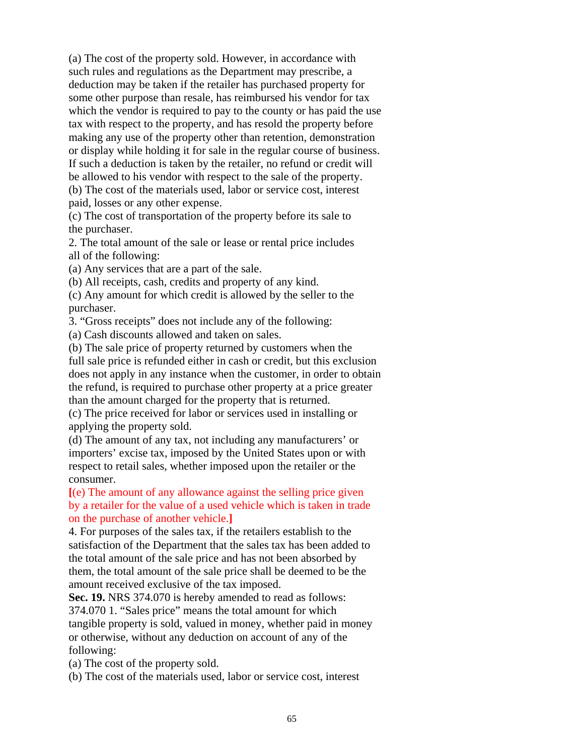(a) The cost of the property sold. However, in accordance with such rules and regulations as the Department may prescribe, a deduction may be taken if the retailer has purchased property for some other purpose than resale, has reimbursed his vendor for tax which the vendor is required to pay to the county or has paid the use tax with respect to the property, and has resold the property before making any use of the property other than retention, demonstration or display while holding it for sale in the regular course of business. If such a deduction is taken by the retailer, no refund or credit will be allowed to his vendor with respect to the sale of the property.

(b) The cost of the materials used, labor or service cost, interest paid, losses or any other expense.

(c) The cost of transportation of the property before its sale to the purchaser.

2. The total amount of the sale or lease or rental price includes all of the following:

(a) Any services that are a part of the sale.

(b) All receipts, cash, credits and property of any kind.

(c) Any amount for which credit is allowed by the seller to the purchaser.

3. "Gross receipts" does not include any of the following:

(a) Cash discounts allowed and taken on sales.

(b) The sale price of property returned by customers when the full sale price is refunded either in cash or credit, but this exclusion does not apply in any instance when the customer, in order to obtain the refund, is required to purchase other property at a price greater than the amount charged for the property that is returned.

(c) The price received for labor or services used in installing or applying the property sold.

(d) The amount of any tax, not including any manufacturers' or importers' excise tax, imposed by the United States upon or with respect to retail sales, whether imposed upon the retailer or the consumer.

**[**(e) The amount of any allowance against the selling price given by a retailer for the value of a used vehicle which is taken in trade on the purchase of another vehicle.**]**

4. For purposes of the sales tax, if the retailers establish to the satisfaction of the Department that the sales tax has been added to the total amount of the sale price and has not been absorbed by them, the total amount of the sale price shall be deemed to be the amount received exclusive of the tax imposed.

**Sec. 19.** NRS 374.070 is hereby amended to read as follows:

374.070 1. "Sales price" means the total amount for which tangible property is sold, valued in money, whether paid in money or otherwise, without any deduction on account of any of the following:

(a) The cost of the property sold.

(b) The cost of the materials used, labor or service cost, interest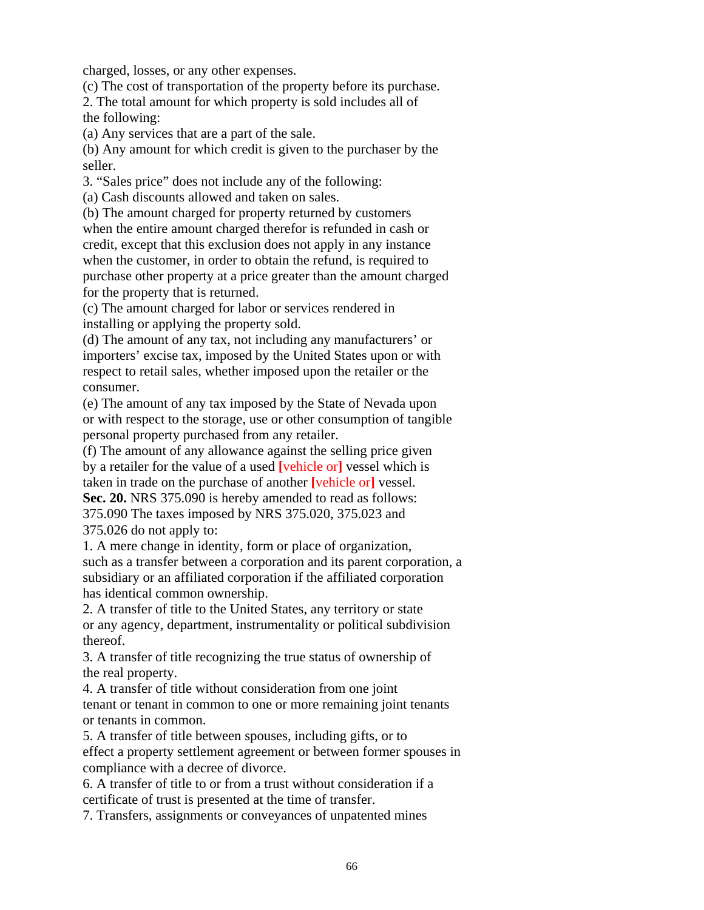charged, losses, or any other expenses.

(c) The cost of transportation of the property before its purchase.

2. The total amount for which property is sold includes all of the following:

(a) Any services that are a part of the sale.

(b) Any amount for which credit is given to the purchaser by the seller.

3. "Sales price" does not include any of the following:

(a) Cash discounts allowed and taken on sales.

(b) The amount charged for property returned by customers when the entire amount charged therefor is refunded in cash or credit, except that this exclusion does not apply in any instance when the customer, in order to obtain the refund, is required to purchase other property at a price greater than the amount charged for the property that is returned.

(c) The amount charged for labor or services rendered in installing or applying the property sold.

(d) The amount of any tax, not including any manufacturers' or importers' excise tax, imposed by the United States upon or with respect to retail sales, whether imposed upon the retailer or the consumer.

(e) The amount of any tax imposed by the State of Nevada upon or with respect to the storage, use or other consumption of tangible personal property purchased from any retailer.

(f) The amount of any allowance against the selling price given by a retailer for the value of a used **[**vehicle or**]** vessel which is taken in trade on the purchase of another **[**vehicle or**]** vessel.

**Sec. 20.** NRS 375.090 is hereby amended to read as follows:

375.090 The taxes imposed by NRS 375.020, 375.023 and 375.026 do not apply to:

1. A mere change in identity, form or place of organization, such as a transfer between a corporation and its parent corporation, a subsidiary or an affiliated corporation if the affiliated corporation has identical common ownership.

2. A transfer of title to the United States, any territory or state or any agency, department, instrumentality or political subdivision thereof.

3. A transfer of title recognizing the true status of ownership of the real property.

4. A transfer of title without consideration from one joint tenant or tenant in common to one or more remaining joint tenants or tenants in common.

5. A transfer of title between spouses, including gifts, or to effect a property settlement agreement or between former spouses in compliance with a decree of divorce.

6. A transfer of title to or from a trust without consideration if a certificate of trust is presented at the time of transfer.

7. Transfers, assignments or conveyances of unpatented mines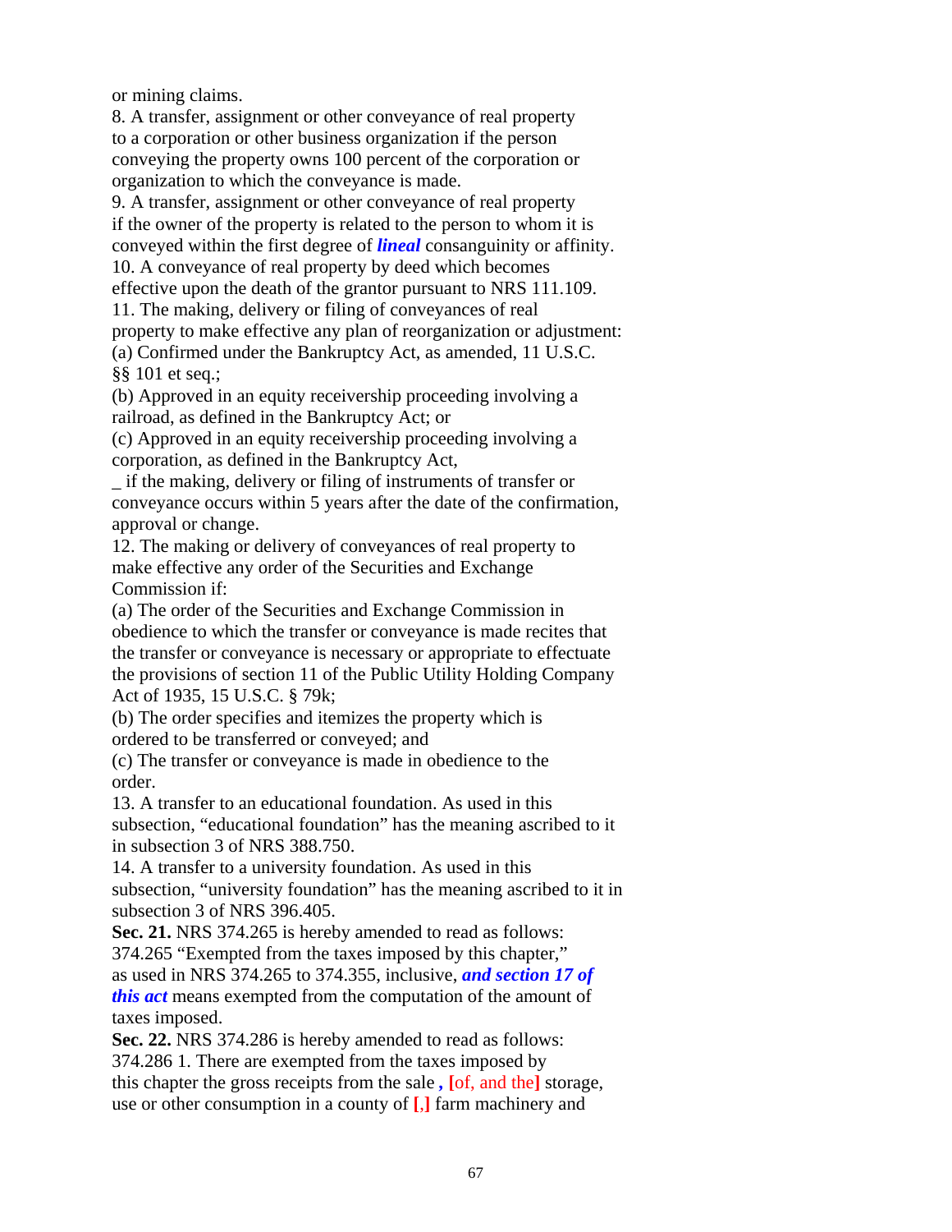or mining claims.

8. A transfer, assignment or other conveyance of real property to a corporation or other business organization if the person conveying the property owns 100 percent of the corporation or organization to which the conveyance is made.

9. A transfer, assignment or other conveyance of real property if the owner of the property is related to the person to whom it is conveyed within the first degree of ***lineal*** consanguinity or affinity.

10. A conveyance of real property by deed which becomes effective upon the death of the grantor pursuant to NRS 111.109.

11. The making, delivery or filing of conveyances of real property to make effective any plan of reorganization or adjustment:

(a) Confirmed under the Bankruptcy Act, as amended, 11 U.S.C. §§ 101 et seq.;

(b) Approved in an equity receivership proceeding involving a railroad, as defined in the Bankruptcy Act; or

(c) Approved in an equity receivership proceeding involving a corporation, as defined in the Bankruptcy Act,

_ if the making, delivery or filing of instruments of transfer or conveyance occurs within 5 years after the date of the confirmation, approval or change.

12. The making or delivery of conveyances of real property to make effective any order of the Securities and Exchange Commission if:

(a) The order of the Securities and Exchange Commission in obedience to which the transfer or conveyance is made recites that the transfer or conveyance is necessary or appropriate to effectuate the provisions of section 11 of the Public Utility Holding Company Act of 1935, 15 U.S.C. § 79k;

(b) The order specifies and itemizes the property which is ordered to be transferred or conveyed; and

(c) The transfer or conveyance is made in obedience to the order.

13. A transfer to an educational foundation. As used in this subsection, "educational foundation" has the meaning ascribed to it in subsection 3 of NRS 388.750.

14. A transfer to a university foundation. As used in this subsection, "university foundation" has the meaning ascribed to it in subsection 3 of NRS 396.405.

**Sec. 21.** NRS 374.265 is hereby amended to read as follows:

374.265 "Exempted from the taxes imposed by this chapter," as used in NRS 374.265 to 374.355, inclusive, ***and section 17 of this act*** means exempted from the computation of the amount of taxes imposed.

**Sec. 22.** NRS 374.286 is hereby amended to read as follows:

374.286 1. There are exempted from the taxes imposed by this chapter the gross receipts from the sale ***,*** [of, and the] storage, use or other consumption in a county of [,] farm machinery and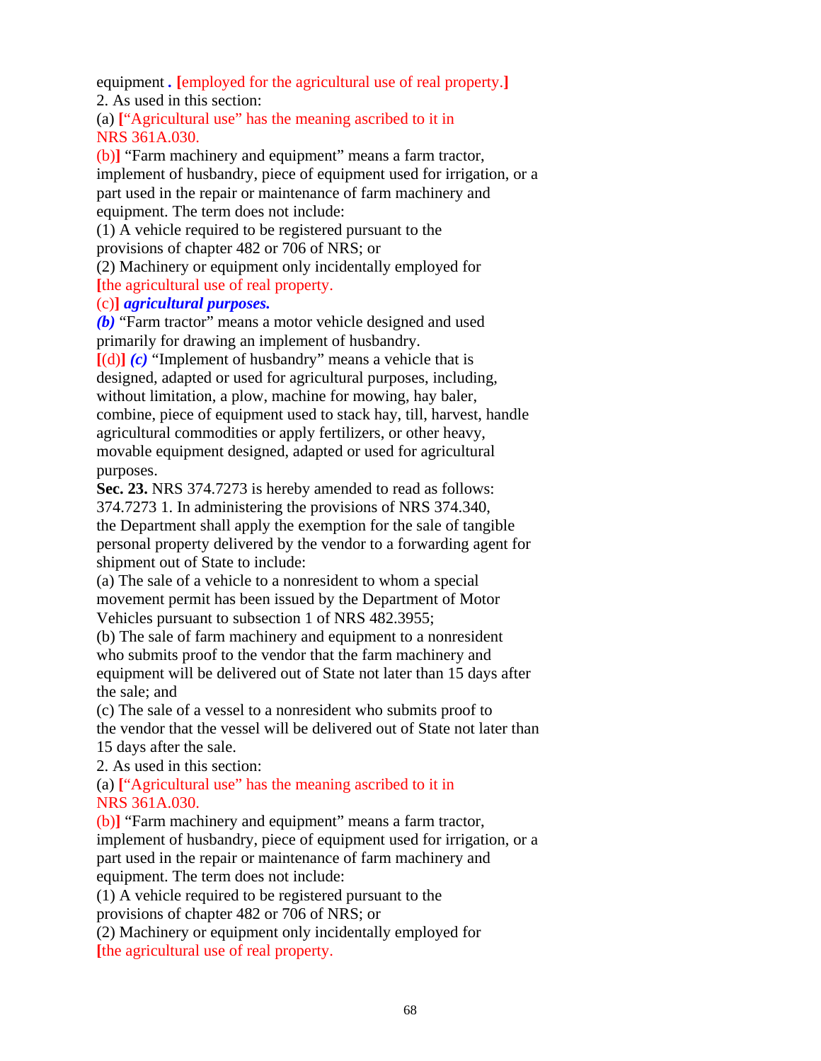equipment **.** [employed for the agricultural use of real property.]

2. As used in this section:

(a) ["Agricultural use" has the meaning ascribed to it in NRS 361A.030.

(b)] "Farm machinery and equipment" means a farm tractor, implement of husbandry, piece of equipment used for irrigation, or a part used in the repair or maintenance of farm machinery and equipment. The term does not include:

(1) A vehicle required to be registered pursuant to the provisions of chapter 482 or 706 of NRS; or

(2) Machinery or equipment only incidentally employed for [the agricultural use of real property.

(c)] ***agricultural purposes.***

***(b)*** "Farm tractor" means a motor vehicle designed and used primarily for drawing an implement of husbandry.

[(d)] ***(c)*** "Implement of husbandry" means a vehicle that is designed, adapted or used for agricultural purposes, including, without limitation, a plow, machine for mowing, hay baler, combine, piece of equipment used to stack hay, till, harvest, handle agricultural commodities or apply fertilizers, or other heavy, movable equipment designed, adapted or used for agricultural purposes.

**Sec. 23.** NRS 374.7273 is hereby amended to read as follows:

374.7273 1. In administering the provisions of NRS 374.340, the Department shall apply the exemption for the sale of tangible personal property delivered by the vendor to a forwarding agent for shipment out of State to include:

(a) The sale of a vehicle to a nonresident to whom a special movement permit has been issued by the Department of Motor Vehicles pursuant to subsection 1 of NRS 482.3955;

(b) The sale of farm machinery and equipment to a nonresident who submits proof to the vendor that the farm machinery and equipment will be delivered out of State not later than 15 days after the sale; and

(c) The sale of a vessel to a nonresident who submits proof to the vendor that the vessel will be delivered out of State not later than 15 days after the sale.

2. As used in this section:

(a) ["Agricultural use" has the meaning ascribed to it in NRS 361A.030.

(b)] "Farm machinery and equipment" means a farm tractor, implement of husbandry, piece of equipment used for irrigation, or a part used in the repair or maintenance of farm machinery and equipment. The term does not include:

(1) A vehicle required to be registered pursuant to the provisions of chapter 482 or 706 of NRS; or

(2) Machinery or equipment only incidentally employed for [the agricultural use of real property.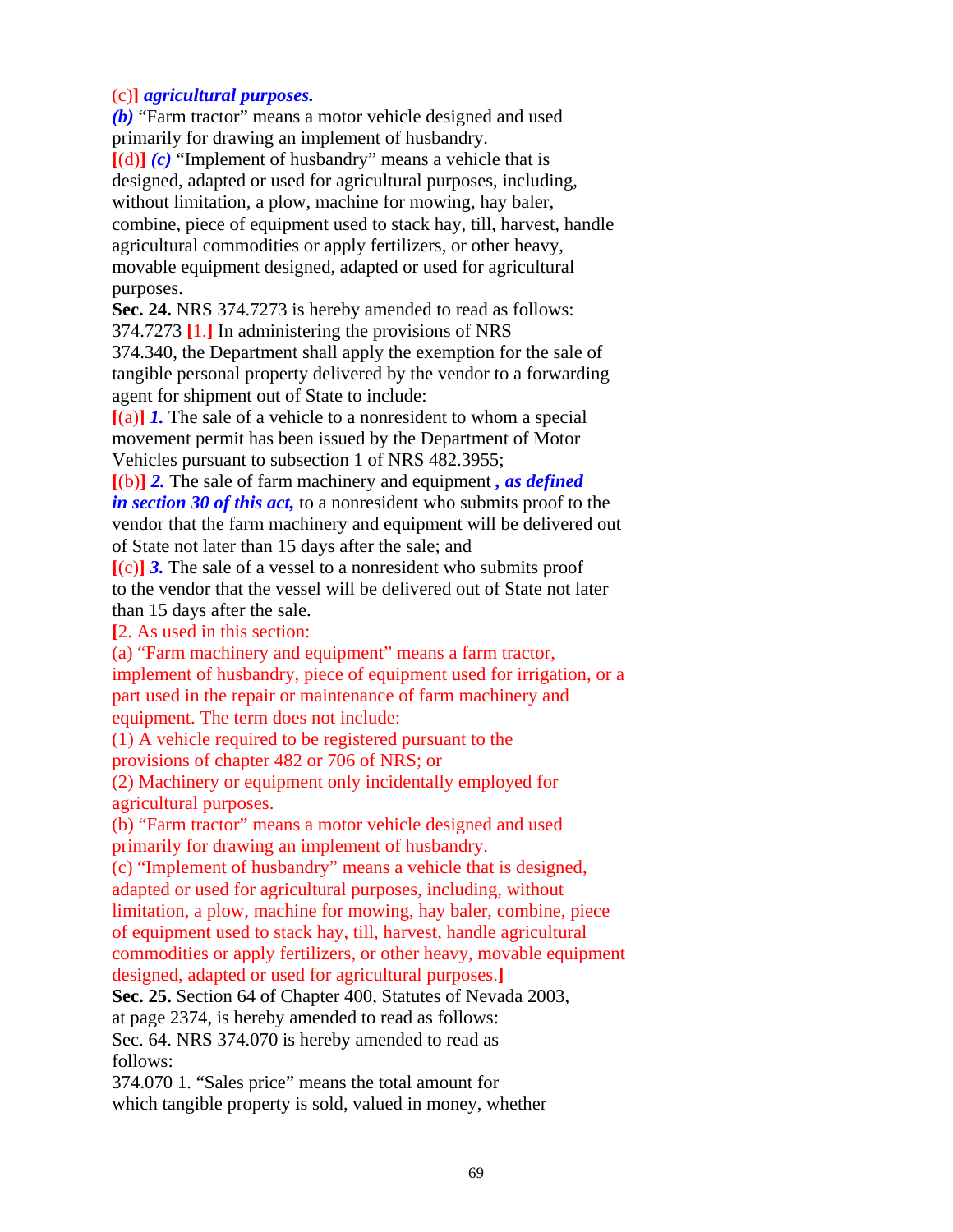(c)] ***agricultural purposes.***

***(b)*** "Farm tractor" means a motor vehicle designed and used primarily for drawing an implement of husbandry.

**[**(d)**]** ***(c)*** "Implement of husbandry" means a vehicle that is designed, adapted or used for agricultural purposes, including, without limitation, a plow, machine for mowing, hay baler, combine, piece of equipment used to stack hay, till, harvest, handle agricultural commodities or apply fertilizers, or other heavy, movable equipment designed, adapted or used for agricultural purposes.

**Sec. 24.** NRS 374.7273 is hereby amended to read as follows:

374.7273 **[**1.**]** In administering the provisions of NRS 374.340, the Department shall apply the exemption for the sale of tangible personal property delivered by the vendor to a forwarding agent for shipment out of State to include:

**[**(a)**]** ***1.*** The sale of a vehicle to a nonresident to whom a special movement permit has been issued by the Department of Motor Vehicles pursuant to subsection 1 of NRS 482.3955;

**[**(b)**]** ***2.*** The sale of farm machinery and equipment ***, as defined in section 30 of this act,*** to a nonresident who submits proof to the vendor that the farm machinery and equipment will be delivered out of State not later than 15 days after the sale; and

**[**(c)**]** ***3.*** The sale of a vessel to a nonresident who submits proof to the vendor that the vessel will be delivered out of State not later than 15 days after the sale.

**[**2. As used in this section:

(a) "Farm machinery and equipment" means a farm tractor, implement of husbandry, piece of equipment used for irrigation, or a part used in the repair or maintenance of farm machinery and equipment. The term does not include:

(1) A vehicle required to be registered pursuant to the provisions of chapter 482 or 706 of NRS; or

(2) Machinery or equipment only incidentally employed for agricultural purposes.

(b) "Farm tractor" means a motor vehicle designed and used primarily for drawing an implement of husbandry.

(c) "Implement of husbandry" means a vehicle that is designed, adapted or used for agricultural purposes, including, without limitation, a plow, machine for mowing, hay baler, combine, piece of equipment used to stack hay, till, harvest, handle agricultural commodities or apply fertilizers, or other heavy, movable equipment designed, adapted or used for agricultural purposes.**]**

**Sec. 25.** Section 64 of Chapter 400, Statutes of Nevada 2003, at page 2374, is hereby amended to read as follows:

Sec. 64. NRS 374.070 is hereby amended to read as follows:

374.070 1. "Sales price" means the total amount for which tangible property is sold, valued in money, whether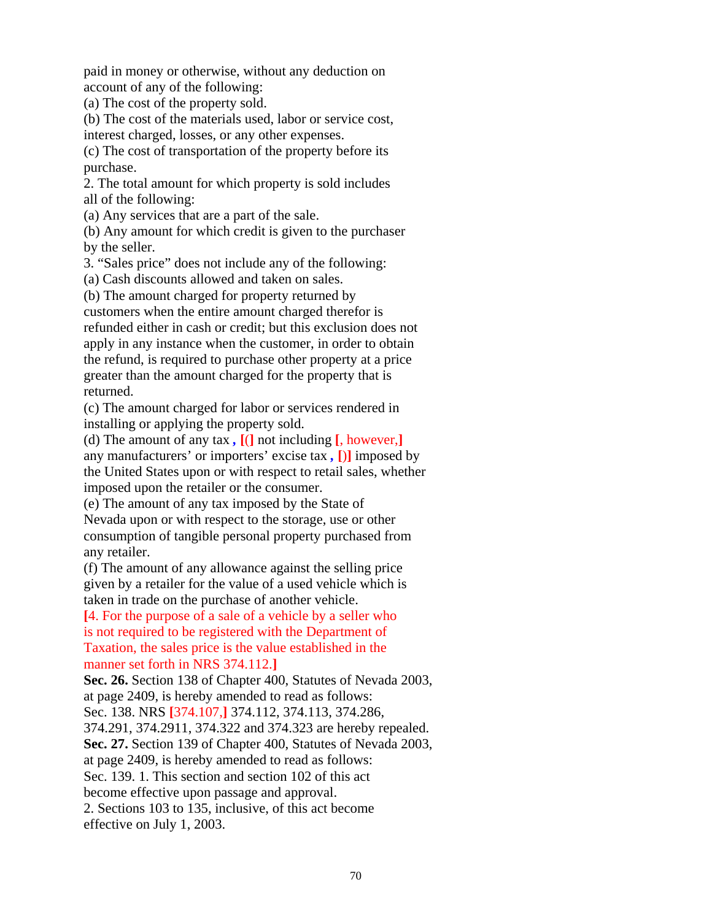paid in money or otherwise, without any deduction on account of any of the following:

(a) The cost of the property sold.

(b) The cost of the materials used, labor or service cost, interest charged, losses, or any other expenses.

(c) The cost of transportation of the property before its purchase.

2. The total amount for which property is sold includes all of the following:

(a) Any services that are a part of the sale.

(b) Any amount for which credit is given to the purchaser by the seller.

3. "Sales price" does not include any of the following:

(a) Cash discounts allowed and taken on sales.

(b) The amount charged for property returned by customers when the entire amount charged therefor is refunded either in cash or credit; but this exclusion does not apply in any instance when the customer, in order to obtain the refund, is required to purchase other property at a price greater than the amount charged for the property that is returned.

(c) The amount charged for labor or services rendered in installing or applying the property sold.

(d) The amount of any tax **,** **[(]** not including **[, however,]** any manufacturers' or importers' excise tax **,** **[)]** imposed by the United States upon or with respect to retail sales, whether imposed upon the retailer or the consumer.

(e) The amount of any tax imposed by the State of Nevada upon or with respect to the storage, use or other consumption of tangible personal property purchased from any retailer.

(f) The amount of any allowance against the selling price given by a retailer for the value of a used vehicle which is taken in trade on the purchase of another vehicle.

**[**4. For the purpose of a sale of a vehicle by a seller who is not required to be registered with the Department of Taxation, the sales price is the value established in the manner set forth in NRS 374.112.**]**

**Sec. 26.** Section 138 of Chapter 400, Statutes of Nevada 2003, at page 2409, is hereby amended to read as follows:

Sec. 138. NRS **[**374.107,**]** 374.112, 374.113, 374.286, 374.291, 374.2911, 374.322 and 374.323 are hereby repealed.

**Sec. 27.** Section 139 of Chapter 400, Statutes of Nevada 2003, at page 2409, is hereby amended to read as follows:

Sec. 139. 1. This section and section 102 of this act become effective upon passage and approval.

2. Sections 103 to 135, inclusive, of this act become effective on July 1, 2003.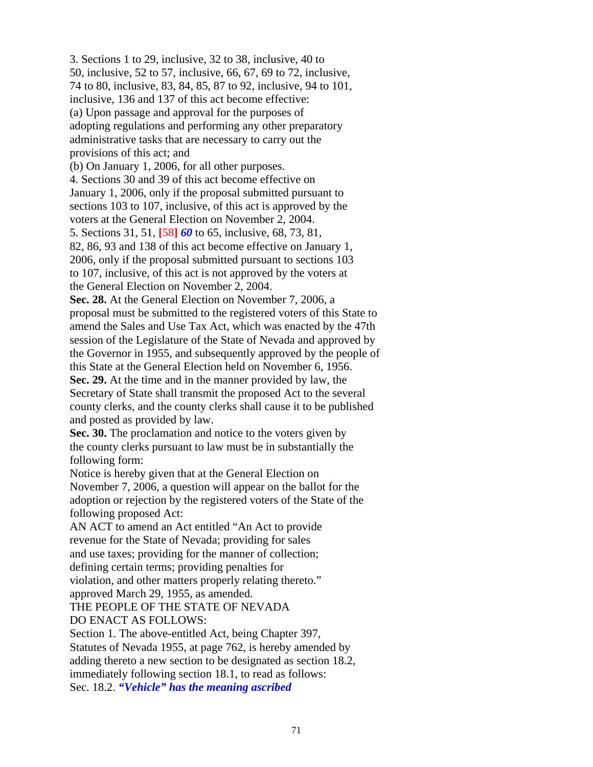3. Sections 1 to 29, inclusive, 32 to 38, inclusive, 40 to 50, inclusive, 52 to 57, inclusive, 66, 67, 69 to 72, inclusive, 74 to 80, inclusive, 83, 84, 85, 87 to 92, inclusive, 94 to 101, inclusive, 136 and 137 of this act become effective:

(a) Upon passage and approval for the purposes of adopting regulations and performing any other preparatory administrative tasks that are necessary to carry out the provisions of this act; and

(b) On January 1, 2006, for all other purposes.

4. Sections 30 and 39 of this act become effective on January 1, 2006, only if the proposal submitted pursuant to sections 103 to 107, inclusive, of this act is approved by the voters at the General Election on November 2, 2004.

5. Sections 31, 51, **[**58**]** ***60*** to 65, inclusive, 68, 73, 81, 82, 86, 93 and 138 of this act become effective on January 1, 2006, only if the proposal submitted pursuant to sections 103 to 107, inclusive, of this act is not approved by the voters at the General Election on November 2, 2004.

**Sec. 28.** At the General Election on November 7, 2006, a proposal must be submitted to the registered voters of this State to amend the Sales and Use Tax Act, which was enacted by the 47th session of the Legislature of the State of Nevada and approved by the Governor in 1955, and subsequently approved by the people of this State at the General Election held on November 6, 1956.

**Sec. 29.** At the time and in the manner provided by law, the Secretary of State shall transmit the proposed Act to the several county clerks, and the county clerks shall cause it to be published and posted as provided by law.

**Sec. 30.** The proclamation and notice to the voters given by the county clerks pursuant to law must be in substantially the following form:

Notice is hereby given that at the General Election on November 7, 2006, a question will appear on the ballot for the adoption or rejection by the registered voters of the State of the following proposed Act:

AN ACT to amend an Act entitled "An Act to provide revenue for the State of Nevada; providing for sales and use taxes; providing for the manner of collection; defining certain terms; providing penalties for violation, and other matters properly relating thereto." approved March 29, 1955, as amended.

THE PEOPLE OF THE STATE OF NEVADA DO ENACT AS FOLLOWS:

Section 1. The above-entitled Act, being Chapter 397, Statutes of Nevada 1955, at page 762, is hereby amended by adding thereto a new section to be designated as section 18.2, immediately following section 18.1, to read as follows:

Sec. 18.2. ***"Vehicle" has the meaning ascribed***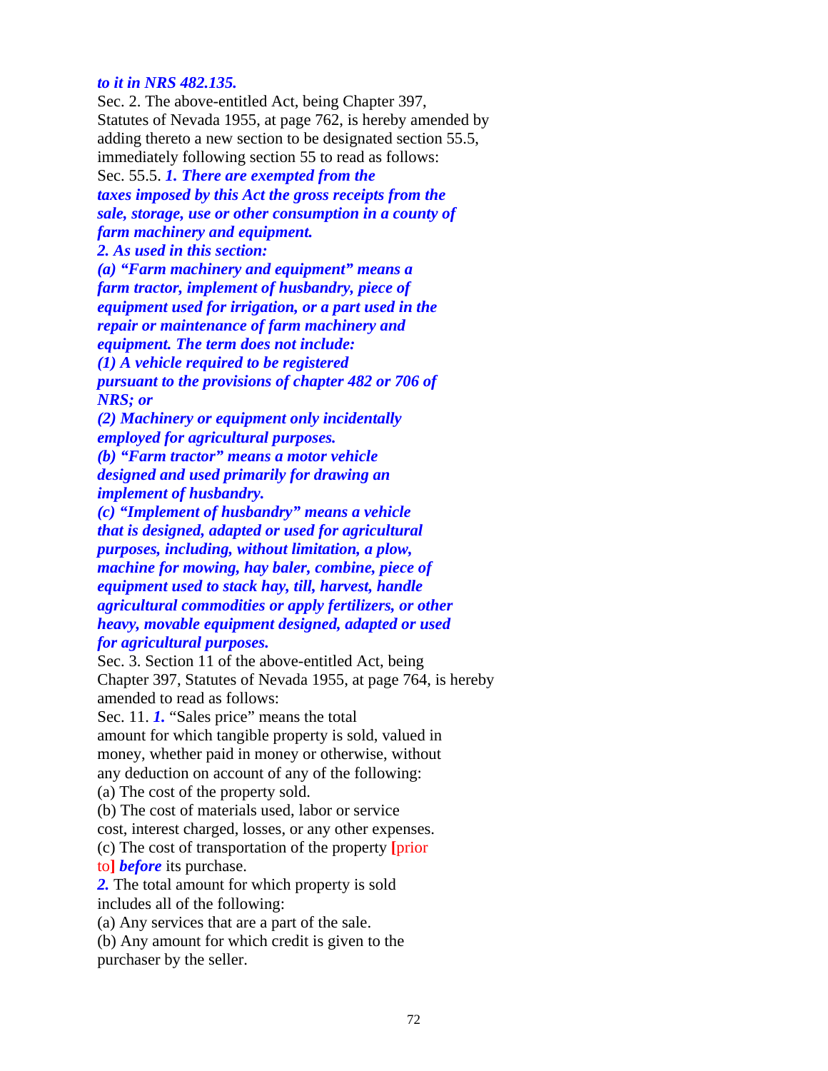***to it in NRS 482.135.***

Sec. 2. The above-entitled Act, being Chapter 397, Statutes of Nevada 1955, at page 762, is hereby amended by adding thereto a new section to be designated section 55.5, immediately following section 55 to read as follows:

Sec. 55.5. ***1. There are exempted from the taxes imposed by this Act the gross receipts from the sale, storage, use or other consumption in a county of farm machinery and equipment.***

***2. As used in this section:***

***(a) "Farm machinery and equipment" means a farm tractor, implement of husbandry, piece of equipment used for irrigation, or a part used in the repair or maintenance of farm machinery and equipment. The term does not include:***

***(1) A vehicle required to be registered pursuant to the provisions of chapter 482 or 706 of NRS; or***

***(2) Machinery or equipment only incidentally employed for agricultural purposes.***

***(b) "Farm tractor" means a motor vehicle designed and used primarily for drawing an implement of husbandry.***

***(c) "Implement of husbandry" means a vehicle that is designed, adapted or used for agricultural purposes, including, without limitation, a plow, machine for mowing, hay baler, combine, piece of equipment used to stack hay, till, harvest, handle agricultural commodities or apply fertilizers, or other heavy, movable equipment designed, adapted or used for agricultural purposes.***

Sec. 3. Section 11 of the above-entitled Act, being Chapter 397, Statutes of Nevada 1955, at page 764, is hereby amended to read as follows:

Sec. 11. ***1.*** "Sales price" means the total amount for which tangible property is sold, valued in money, whether paid in money or otherwise, without any deduction on account of any of the following:

(a) The cost of the property sold.

(b) The cost of materials used, labor or service cost, interest charged, losses, or any other expenses.

(c) The cost of transportation of the property **[**prior to**]** ***before*** its purchase.

***2.*** The total amount for which property is sold includes all of the following:

(a) Any services that are a part of the sale.

(b) Any amount for which credit is given to the purchaser by the seller.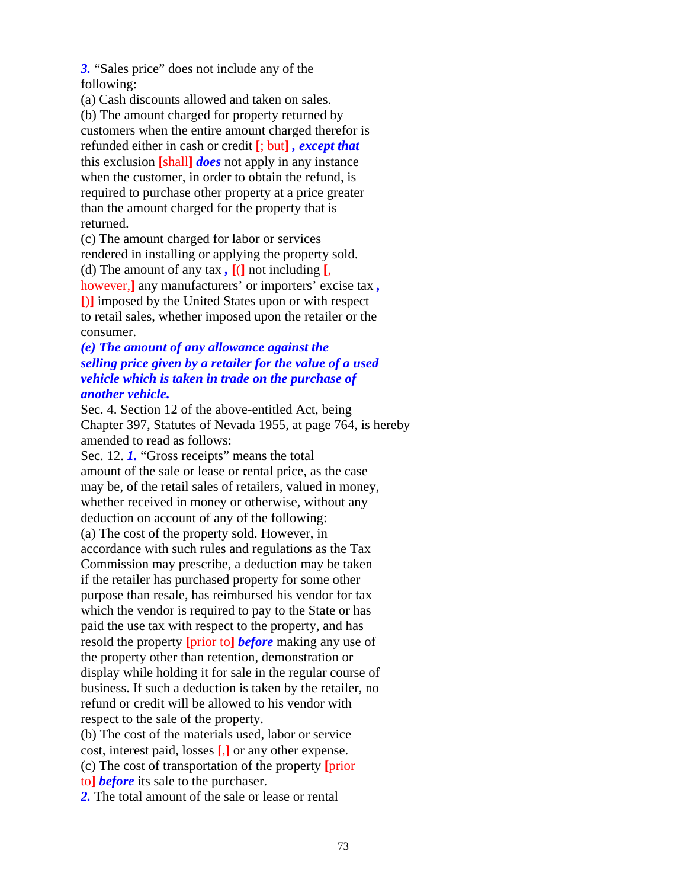***3.*** "Sales price" does not include any of the following:

(a) Cash discounts allowed and taken on sales.

(b) The amount charged for property returned by customers when the entire amount charged therefor is refunded either in cash or credit [; but] ***, except that*** this exclusion [shall] ***does*** not apply in any instance when the customer, in order to obtain the refund, is required to purchase other property at a price greater than the amount charged for the property that is returned.

(c) The amount charged for labor or services rendered in installing or applying the property sold.

(d) The amount of any tax ***,*** [(] not including [, however,] any manufacturers' or importers' excise tax ***,*** [)] imposed by the United States upon or with respect to retail sales, whether imposed upon the retailer or the consumer.

***(e) The amount of any allowance against the selling price given by a retailer for the value of a used vehicle which is taken in trade on the purchase of another vehicle.***

Sec. 4. Section 12 of the above-entitled Act, being Chapter 397, Statutes of Nevada 1955, at page 764, is hereby amended to read as follows:

Sec. 12. ***1.*** "Gross receipts" means the total amount of the sale or lease or rental price, as the case may be, of the retail sales of retailers, valued in money, whether received in money or otherwise, without any deduction on account of any of the following:

(a) The cost of the property sold. However, in accordance with such rules and regulations as the Tax Commission may prescribe, a deduction may be taken if the retailer has purchased property for some other purpose than resale, has reimbursed his vendor for tax which the vendor is required to pay to the State or has paid the use tax with respect to the property, and has resold the property [prior to] ***before*** making any use of the property other than retention, demonstration or display while holding it for sale in the regular course of business. If such a deduction is taken by the retailer, no refund or credit will be allowed to his vendor with respect to the sale of the property.

(b) The cost of the materials used, labor or service cost, interest paid, losses [,] or any other expense.

(c) The cost of transportation of the property [prior to] ***before*** its sale to the purchaser.

***2.*** The total amount of the sale or lease or rental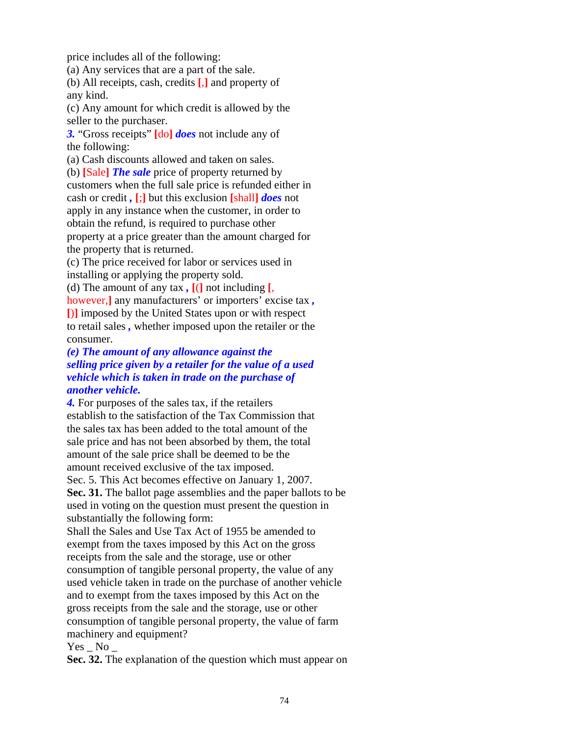price includes all of the following:

(a) Any services that are a part of the sale.

(b) All receipts, cash, credits [,] and property of any kind.

(c) Any amount for which credit is allowed by the seller to the purchaser.

***3.*** "Gross receipts" [do] ***does*** not include any of the following:

(a) Cash discounts allowed and taken on sales.

(b) [Sale] ***The sale*** price of property returned by customers when the full sale price is refunded either in cash or credit ***,*** [;] but this exclusion [shall] ***does*** not apply in any instance when the customer, in order to obtain the refund, is required to purchase other property at a price greater than the amount charged for the property that is returned.

(c) The price received for labor or services used in installing or applying the property sold.

(d) The amount of any tax ***,*** [(] not including [, however,] any manufacturers' or importers' excise tax ***,*** [)] imposed by the United States upon or with respect to retail sales ***,*** whether imposed upon the retailer or the consumer.

***(e) The amount of any allowance against the selling price given by a retailer for the value of a used vehicle which is taken in trade on the purchase of another vehicle.***

***4.*** For purposes of the sales tax, if the retailers establish to the satisfaction of the Tax Commission that the sales tax has been added to the total amount of the sale price and has not been absorbed by them, the total amount of the sale price shall be deemed to be the amount received exclusive of the tax imposed.

Sec. 5. This Act becomes effective on January 1, 2007.

**Sec. 31.** The ballot page assemblies and the paper ballots to be used in voting on the question must present the question in substantially the following form:

Shall the Sales and Use Tax Act of 1955 be amended to exempt from the taxes imposed by this Act on the gross receipts from the sale and the storage, use or other consumption of tangible personal property, the value of any used vehicle taken in trade on the purchase of another vehicle and to exempt from the taxes imposed by this Act on the gross receipts from the sale and the storage, use or other consumption of tangible personal property, the value of farm machinery and equipment?

Yes _ No _

**Sec. 32.** The explanation of the question which must appear on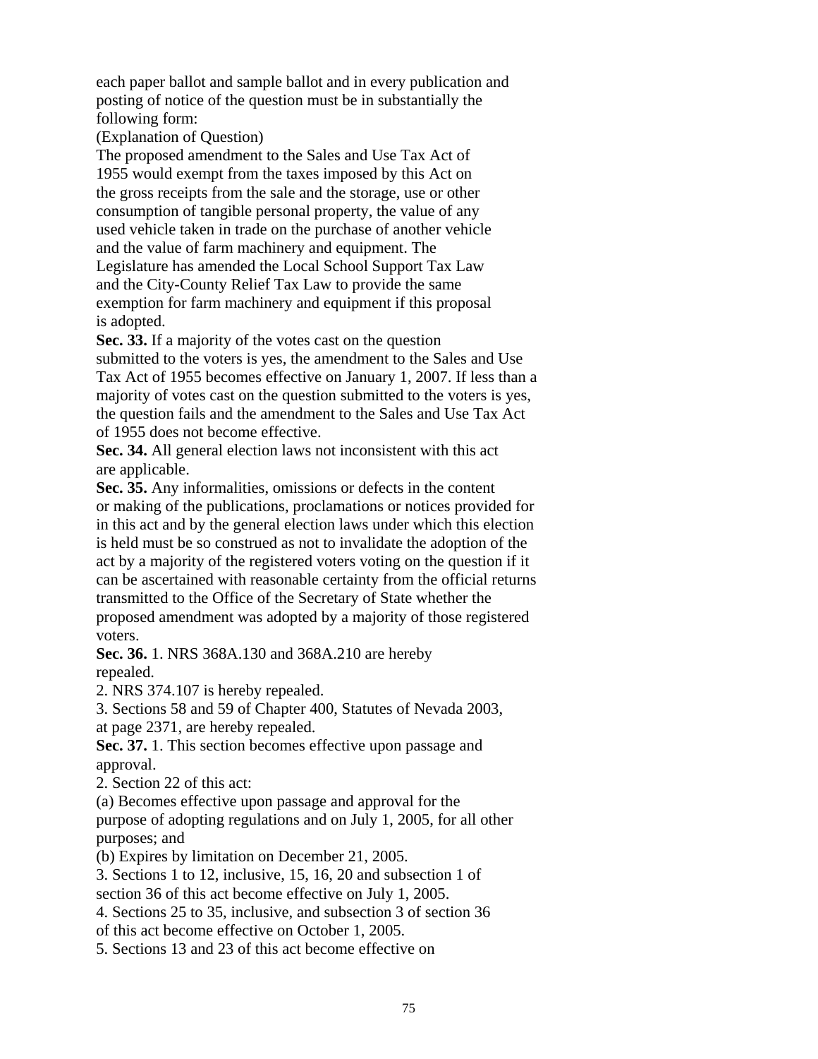each paper ballot and sample ballot and in every publication and posting of notice of the question must be in substantially the following form:

(Explanation of Question)

The proposed amendment to the Sales and Use Tax Act of 1955 would exempt from the taxes imposed by this Act on the gross receipts from the sale and the storage, use or other consumption of tangible personal property, the value of any used vehicle taken in trade on the purchase of another vehicle and the value of farm machinery and equipment. The Legislature has amended the Local School Support Tax Law and the City-County Relief Tax Law to provide the same exemption for farm machinery and equipment if this proposal is adopted.

**Sec. 33.** If a majority of the votes cast on the question submitted to the voters is yes, the amendment to the Sales and Use Tax Act of 1955 becomes effective on January 1, 2007. If less than a majority of votes cast on the question submitted to the voters is yes, the question fails and the amendment to the Sales and Use Tax Act of 1955 does not become effective.

**Sec. 34.** All general election laws not inconsistent with this act are applicable.

**Sec. 35.** Any informalities, omissions or defects in the content or making of the publications, proclamations or notices provided for in this act and by the general election laws under which this election is held must be so construed as not to invalidate the adoption of the act by a majority of the registered voters voting on the question if it can be ascertained with reasonable certainty from the official returns transmitted to the Office of the Secretary of State whether the proposed amendment was adopted by a majority of those registered voters.

**Sec. 36.** 1. NRS 368A.130 and 368A.210 are hereby repealed.

2. NRS 374.107 is hereby repealed.

3. Sections 58 and 59 of Chapter 400, Statutes of Nevada 2003, at page 2371, are hereby repealed.

**Sec. 37.** 1. This section becomes effective upon passage and approval.

2. Section 22 of this act:

(a) Becomes effective upon passage and approval for the purpose of adopting regulations and on July 1, 2005, for all other purposes; and

(b) Expires by limitation on December 21, 2005.

3. Sections 1 to 12, inclusive, 15, 16, 20 and subsection 1 of section 36 of this act become effective on July 1, 2005.

4. Sections 25 to 35, inclusive, and subsection 3 of section 36 of this act become effective on October 1, 2005.

5. Sections 13 and 23 of this act become effective on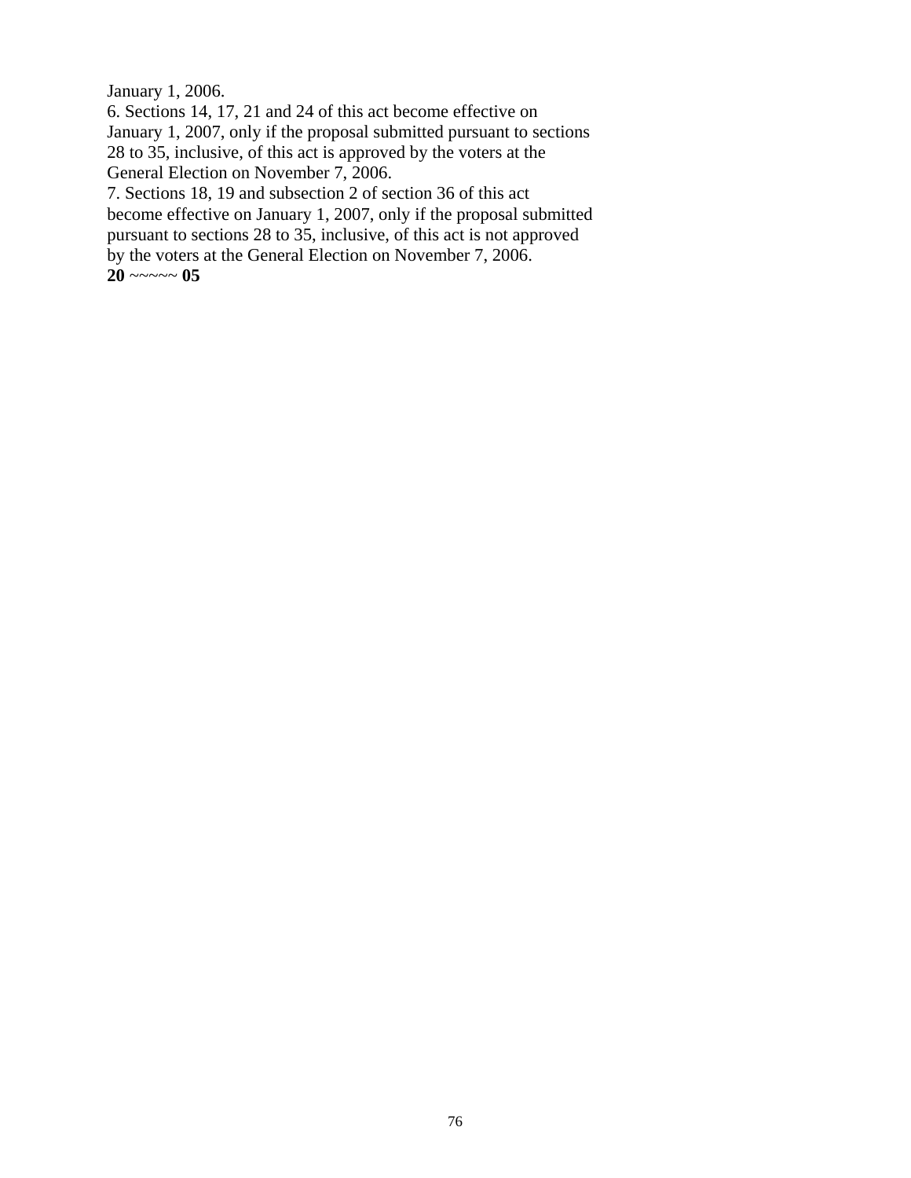January 1, 2006.

6. Sections 14, 17, 21 and 24 of this act become effective on January 1, 2007, only if the proposal submitted pursuant to sections 28 to 35, inclusive, of this act is approved by the voters at the General Election on November 7, 2006.

7. Sections 18, 19 and subsection 2 of section 36 of this act become effective on January 1, 2007, only if the proposal submitted pursuant to sections 28 to 35, inclusive, of this act is not approved by the voters at the General Election on November 7, 2006.

**20** ~~~~~ **05**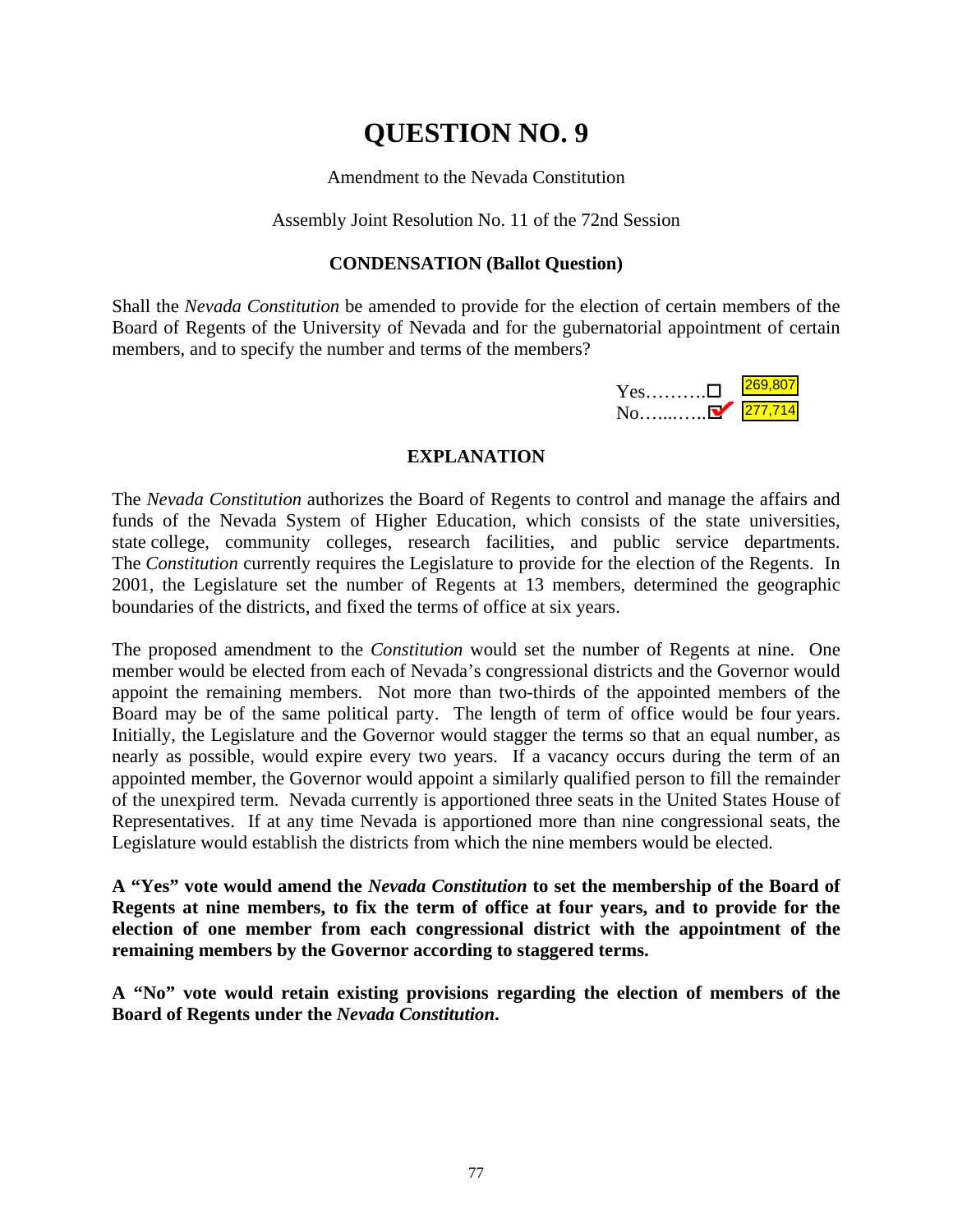# QUESTION NO. 9

Amendment to the Nevada Constitution

Assembly Joint Resolution No. 11 of the 72nd Session

**CONDENSATION (Ballot Question)**

Shall the *Nevada Constitution* be amended to provide for the election of certain members of the Board of Regents of the University of Nevada and for the gubernatorial appointment of certain members, and to specify the number and terms of the members?

Yes……….☐ 269,807
No…...…..☑ 277,714

**EXPLANATION**

The *Nevada Constitution* authorizes the Board of Regents to control and manage the affairs and funds of the Nevada System of Higher Education, which consists of the state universities, state college, community colleges, research facilities, and public service departments. The *Constitution* currently requires the Legislature to provide for the election of the Regents. In 2001, the Legislature set the number of Regents at 13 members, determined the geographic boundaries of the districts, and fixed the terms of office at six years.

The proposed amendment to the *Constitution* would set the number of Regents at nine. One member would be elected from each of Nevada's congressional districts and the Governor would appoint the remaining members. Not more than two-thirds of the appointed members of the Board may be of the same political party. The length of term of office would be four years. Initially, the Legislature and the Governor would stagger the terms so that an equal number, as nearly as possible, would expire every two years. If a vacancy occurs during the term of an appointed member, the Governor would appoint a similarly qualified person to fill the remainder of the unexpired term. Nevada currently is apportioned three seats in the United States House of Representatives. If at any time Nevada is apportioned more than nine congressional seats, the Legislature would establish the districts from which the nine members would be elected.

**A "Yes" vote would amend the *Nevada Constitution* to set the membership of the Board of Regents at nine members, to fix the term of office at four years, and to provide for the election of one member from each congressional district with the appointment of the remaining members by the Governor according to staggered terms.**

**A "No" vote would retain existing provisions regarding the election of members of the Board of Regents under the *Nevada Constitution*.**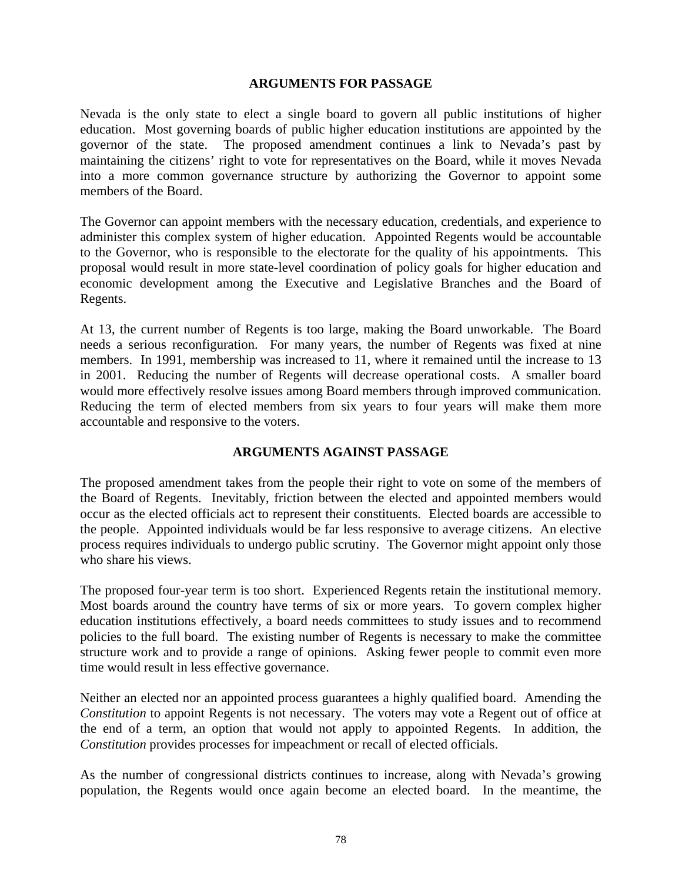## ARGUMENTS FOR PASSAGE

Nevada is the only state to elect a single board to govern all public institutions of higher education. Most governing boards of public higher education institutions are appointed by the governor of the state. The proposed amendment continues a link to Nevada's past by maintaining the citizens' right to vote for representatives on the Board, while it moves Nevada into a more common governance structure by authorizing the Governor to appoint some members of the Board.

The Governor can appoint members with the necessary education, credentials, and experience to administer this complex system of higher education. Appointed Regents would be accountable to the Governor, who is responsible to the electorate for the quality of his appointments. This proposal would result in more state-level coordination of policy goals for higher education and economic development among the Executive and Legislative Branches and the Board of Regents.

At 13, the current number of Regents is too large, making the Board unworkable. The Board needs a serious reconfiguration. For many years, the number of Regents was fixed at nine members. In 1991, membership was increased to 11, where it remained until the increase to 13 in 2001. Reducing the number of Regents will decrease operational costs. A smaller board would more effectively resolve issues among Board members through improved communication. Reducing the term of elected members from six years to four years will make them more accountable and responsive to the voters.

## ARGUMENTS AGAINST PASSAGE

The proposed amendment takes from the people their right to vote on some of the members of the Board of Regents. Inevitably, friction between the elected and appointed members would occur as the elected officials act to represent their constituents. Elected boards are accessible to the people. Appointed individuals would be far less responsive to average citizens. An elective process requires individuals to undergo public scrutiny. The Governor might appoint only those who share his views.

The proposed four-year term is too short. Experienced Regents retain the institutional memory. Most boards around the country have terms of six or more years. To govern complex higher education institutions effectively, a board needs committees to study issues and to recommend policies to the full board. The existing number of Regents is necessary to make the committee structure work and to provide a range of opinions. Asking fewer people to commit even more time would result in less effective governance.

Neither an elected nor an appointed process guarantees a highly qualified board. Amending the *Constitution* to appoint Regents is not necessary. The voters may vote a Regent out of office at the end of a term, an option that would not apply to appointed Regents. In addition, the *Constitution* provides processes for impeachment or recall of elected officials.

As the number of congressional districts continues to increase, along with Nevada's growing population, the Regents would once again become an elected board. In the meantime, the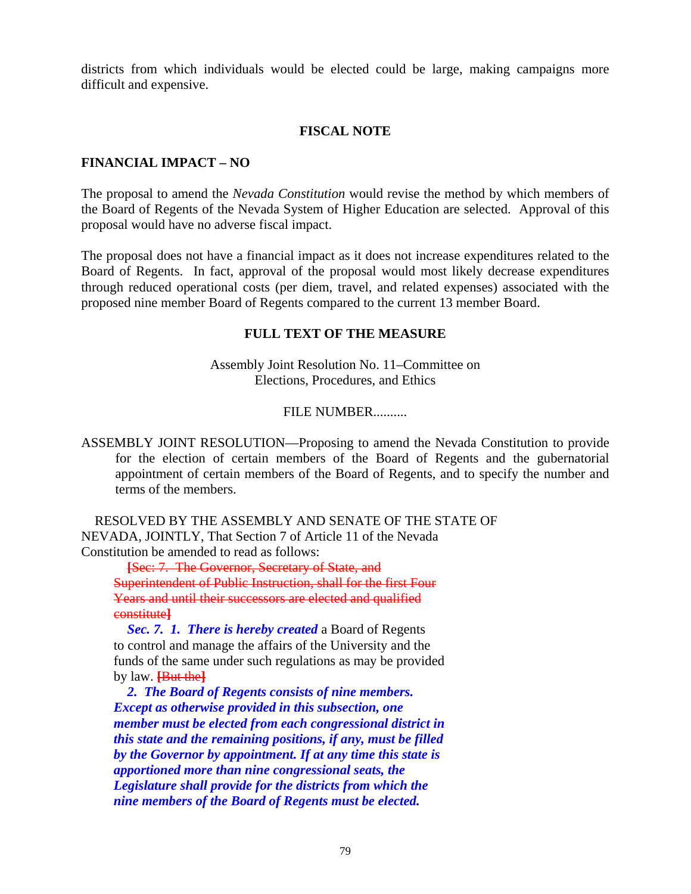districts from which individuals would be elected could be large, making campaigns more difficult and expensive.

## FISCAL NOTE

### FINANCIAL IMPACT – NO

The proposal to amend the *Nevada Constitution* would revise the method by which members of the Board of Regents of the Nevada System of Higher Education are selected. Approval of this proposal would have no adverse fiscal impact.

The proposal does not have a financial impact as it does not increase expenditures related to the Board of Regents. In fact, approval of the proposal would most likely decrease expenditures through reduced operational costs (per diem, travel, and related expenses) associated with the proposed nine member Board of Regents compared to the current 13 member Board.

## FULL TEXT OF THE MEASURE

Assembly Joint Resolution No. 11–Committee on Elections, Procedures, and Ethics

FILE NUMBER..........

ASSEMBLY JOINT RESOLUTION—Proposing to amend the Nevada Constitution to provide for the election of certain members of the Board of Regents and the gubernatorial appointment of certain members of the Board of Regents, and to specify the number and terms of the members.

RESOLVED BY THE ASSEMBLY AND SENATE OF THE STATE OF NEVADA, JOINTLY, That Section 7 of Article 11 of the Nevada Constitution be amended to read as follows:

~~[Sec: 7. The Governor, Secretary of State, and Superintendent of Public Instruction, shall for the first Four Years and until their successors are elected and qualified constitute]~~

***Sec. 7. 1. There is hereby created*** a Board of Regents to control and manage the affairs of the University and the funds of the same under such regulations as may be provided by law. ~~[But the]~~

***2. The Board of Regents consists of nine members. Except as otherwise provided in this subsection, one member must be elected from each congressional district in this state and the remaining positions, if any, must be filled by the Governor by appointment. If at any time this state is apportioned more than nine congressional seats, the Legislature shall provide for the districts from which the nine members of the Board of Regents must be elected.***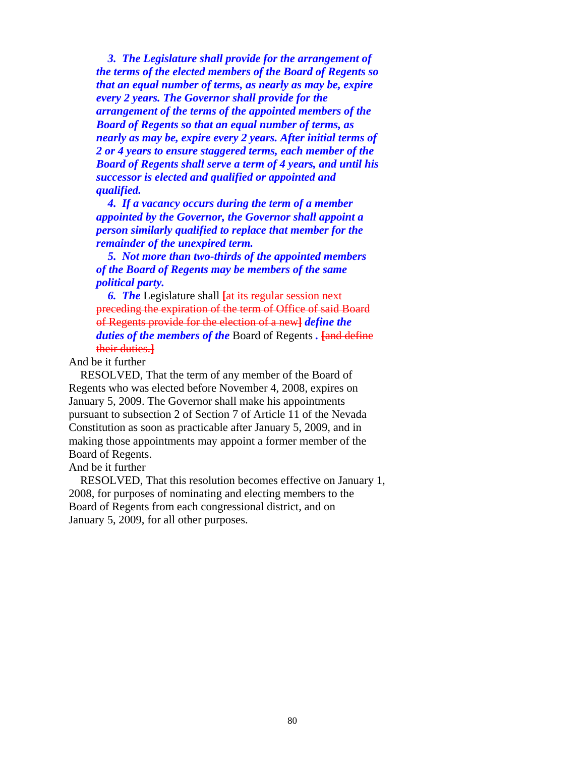***3. The Legislature shall provide for the arrangement of the terms of the elected members of the Board of Regents so that an equal number of terms, as nearly as may be, expire every 2 years. The Governor shall provide for the arrangement of the terms of the appointed members of the Board of Regents so that an equal number of terms, as nearly as may be, expire every 2 years. After initial terms of 2 or 4 years to ensure staggered terms, each member of the Board of Regents shall serve a term of 4 years, and until his successor is elected and qualified or appointed and qualified.***

***4. If a vacancy occurs during the term of a member appointed by the Governor, the Governor shall appoint a person similarly qualified to replace that member for the remainder of the unexpired term.***

***5. Not more than two-thirds of the appointed members of the Board of Regents may be members of the same political party.***

***6. The*** Legislature shall ~~[at its regular session next preceding the expiration of the term of Office of said Board of Regents provide for the election of a new]~~ ***define the duties of the members of the*** Board of Regents ***.*** ~~[and define their duties.]~~

And be it further

RESOLVED, That the term of any member of the Board of Regents who was elected before November 4, 2008, expires on January 5, 2009. The Governor shall make his appointments pursuant to subsection 2 of Section 7 of Article 11 of the Nevada Constitution as soon as practicable after January 5, 2009, and in making those appointments may appoint a former member of the Board of Regents.

And be it further

RESOLVED, That this resolution becomes effective on January 1, 2008, for purposes of nominating and electing members to the Board of Regents from each congressional district, and on January 5, 2009, for all other purposes.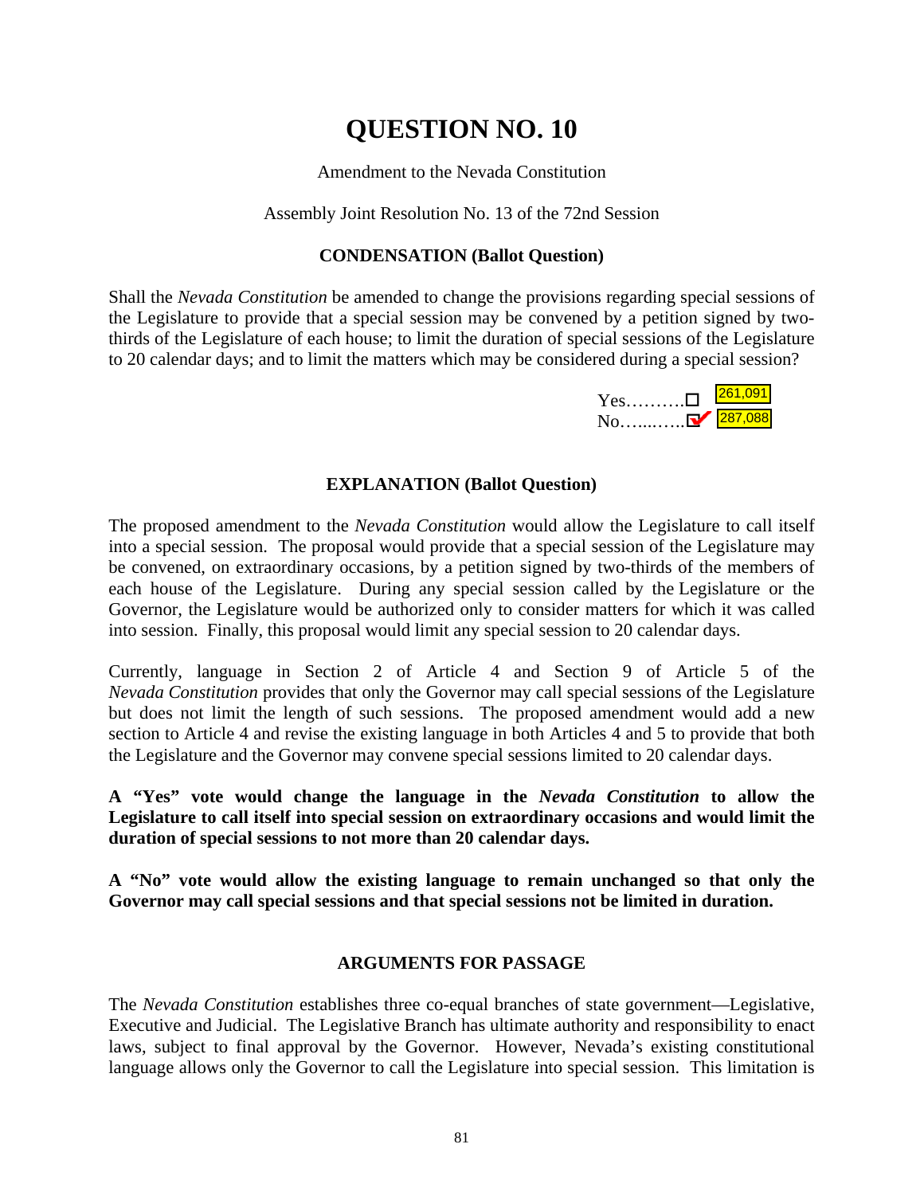# QUESTION NO. 10

Amendment to the Nevada Constitution

Assembly Joint Resolution No. 13 of the 72nd Session

### CONDENSATION (Ballot Question)

Shall the *Nevada Constitution* be amended to change the provisions regarding special sessions of the Legislature to provide that a special session may be convened by a petition signed by two-thirds of the Legislature of each house; to limit the duration of special sessions of the Legislature to 20 calendar days; and to limit the matters which may be considered during a special session?

Yes……….☐ 261,091
No…....…..☑ 287,088

### EXPLANATION (Ballot Question)

The proposed amendment to the *Nevada Constitution* would allow the Legislature to call itself into a special session. The proposal would provide that a special session of the Legislature may be convened, on extraordinary occasions, by a petition signed by two-thirds of the members of each house of the Legislature. During any special session called by the Legislature or the Governor, the Legislature would be authorized only to consider matters for which it was called into session. Finally, this proposal would limit any special session to 20 calendar days.

Currently, language in Section 2 of Article 4 and Section 9 of Article 5 of the *Nevada Constitution* provides that only the Governor may call special sessions of the Legislature but does not limit the length of such sessions. The proposed amendment would add a new section to Article 4 and revise the existing language in both Articles 4 and 5 to provide that both the Legislature and the Governor may convene special sessions limited to 20 calendar days.

**A "Yes" vote would change the language in the *Nevada Constitution* to allow the Legislature to call itself into special session on extraordinary occasions and would limit the duration of special sessions to not more than 20 calendar days.**

**A "No" vote would allow the existing language to remain unchanged so that only the Governor may call special sessions and that special sessions not be limited in duration.**

### ARGUMENTS FOR PASSAGE

The *Nevada Constitution* establishes three co-equal branches of state government—Legislative, Executive and Judicial. The Legislative Branch has ultimate authority and responsibility to enact laws, subject to final approval by the Governor. However, Nevada's existing constitutional language allows only the Governor to call the Legislature into special session. This limitation is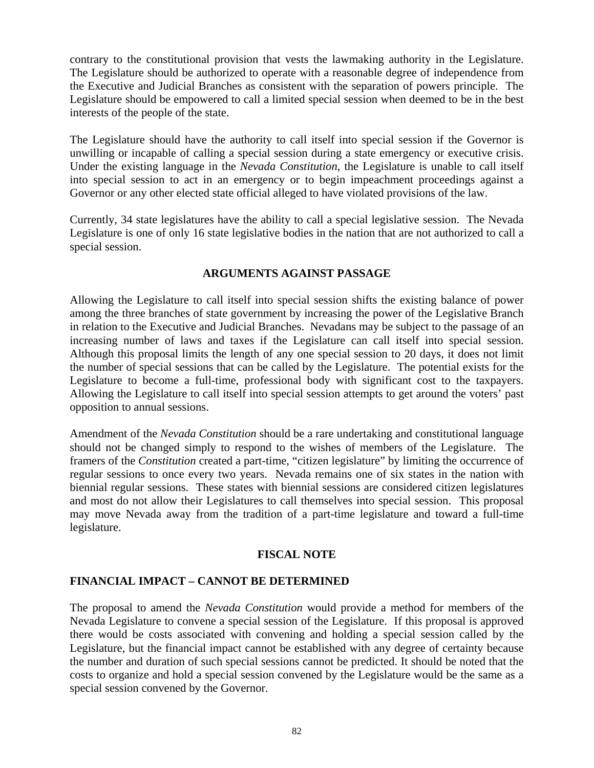contrary to the constitutional provision that vests the lawmaking authority in the Legislature. The Legislature should be authorized to operate with a reasonable degree of independence from the Executive and Judicial Branches as consistent with the separation of powers principle. The Legislature should be empowered to call a limited special session when deemed to be in the best interests of the people of the state.

The Legislature should have the authority to call itself into special session if the Governor is unwilling or incapable of calling a special session during a state emergency or executive crisis. Under the existing language in the *Nevada Constitution*, the Legislature is unable to call itself into special session to act in an emergency or to begin impeachment proceedings against a Governor or any other elected state official alleged to have violated provisions of the law.

Currently, 34 state legislatures have the ability to call a special legislative session. The Nevada Legislature is one of only 16 state legislative bodies in the nation that are not authorized to call a special session.

## ARGUMENTS AGAINST PASSAGE

Allowing the Legislature to call itself into special session shifts the existing balance of power among the three branches of state government by increasing the power of the Legislative Branch in relation to the Executive and Judicial Branches. Nevadans may be subject to the passage of an increasing number of laws and taxes if the Legislature can call itself into special session. Although this proposal limits the length of any one special session to 20 days, it does not limit the number of special sessions that can be called by the Legislature. The potential exists for the Legislature to become a full-time, professional body with significant cost to the taxpayers. Allowing the Legislature to call itself into special session attempts to get around the voters' past opposition to annual sessions.

Amendment of the *Nevada Constitution* should be a rare undertaking and constitutional language should not be changed simply to respond to the wishes of members of the Legislature. The framers of the *Constitution* created a part-time, "citizen legislature" by limiting the occurrence of regular sessions to once every two years. Nevada remains one of six states in the nation with biennial regular sessions. These states with biennial sessions are considered citizen legislatures and most do not allow their Legislatures to call themselves into special session. This proposal may move Nevada away from the tradition of a part-time legislature and toward a full-time legislature.

## FISCAL NOTE

### FINANCIAL IMPACT – CANNOT BE DETERMINED

The proposal to amend the *Nevada Constitution* would provide a method for members of the Nevada Legislature to convene a special session of the Legislature. If this proposal is approved there would be costs associated with convening and holding a special session called by the Legislature, but the financial impact cannot be established with any degree of certainty because the number and duration of such special sessions cannot be predicted. It should be noted that the costs to organize and hold a special session convened by the Legislature would be the same as a special session convened by the Governor.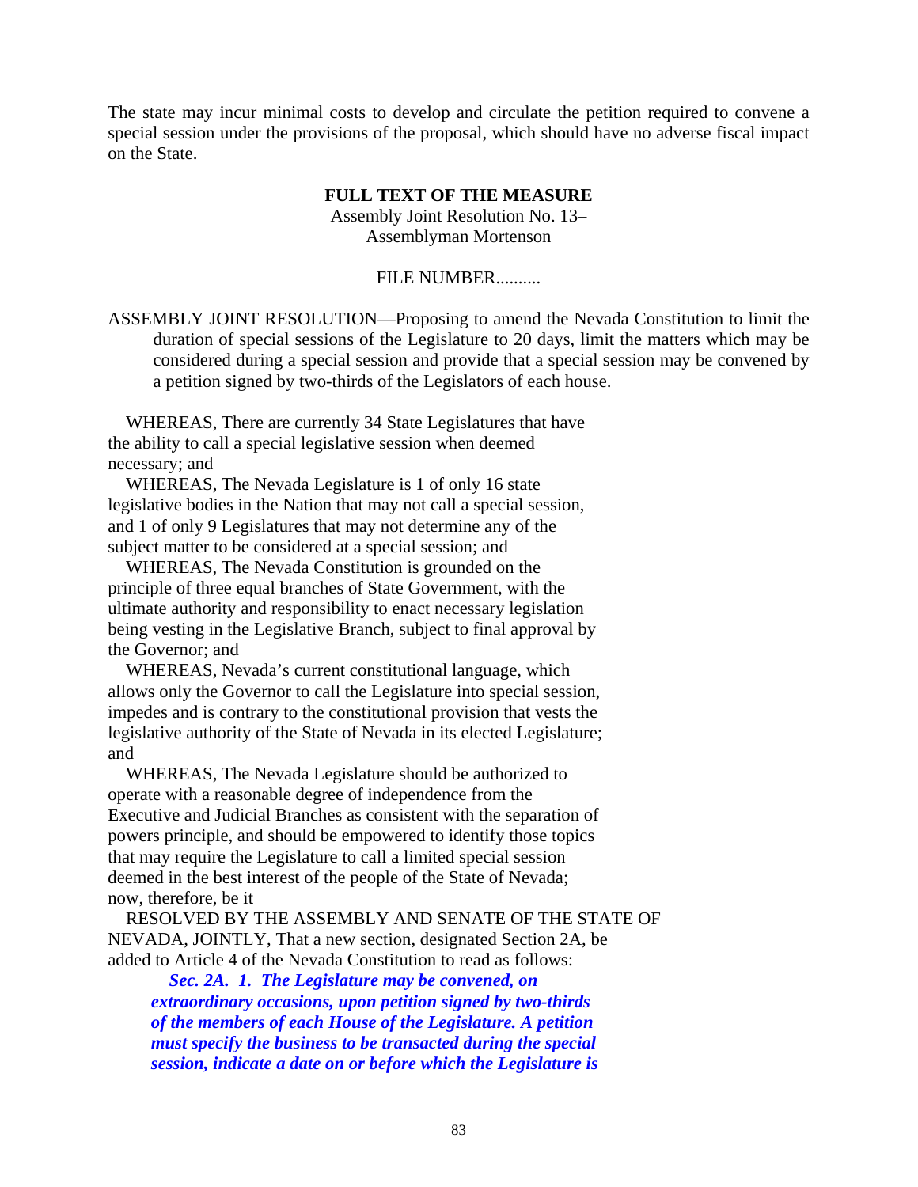The state may incur minimal costs to develop and circulate the petition required to convene a special session under the provisions of the proposal, which should have no adverse fiscal impact on the State.

**FULL TEXT OF THE MEASURE**

Assembly Joint Resolution No. 13–
Assemblyman Mortenson

FILE NUMBER..........

ASSEMBLY JOINT RESOLUTION—Proposing to amend the Nevada Constitution to limit the duration of special sessions of the Legislature to 20 days, limit the matters which may be considered during a special session and provide that a special session may be convened by a petition signed by two-thirds of the Legislators of each house.

WHEREAS, There are currently 34 State Legislatures that have the ability to call a special legislative session when deemed necessary; and

WHEREAS, The Nevada Legislature is 1 of only 16 state legislative bodies in the Nation that may not call a special session, and 1 of only 9 Legislatures that may not determine any of the subject matter to be considered at a special session; and

WHEREAS, The Nevada Constitution is grounded on the principle of three equal branches of State Government, with the ultimate authority and responsibility to enact necessary legislation being vesting in the Legislative Branch, subject to final approval by the Governor; and

WHEREAS, Nevada's current constitutional language, which allows only the Governor to call the Legislature into special session, impedes and is contrary to the constitutional provision that vests the legislative authority of the State of Nevada in its elected Legislature; and

WHEREAS, The Nevada Legislature should be authorized to operate with a reasonable degree of independence from the Executive and Judicial Branches as consistent with the separation of powers principle, and should be empowered to identify those topics that may require the Legislature to call a limited special session deemed in the best interest of the people of the State of Nevada; now, therefore, be it

RESOLVED BY THE ASSEMBLY AND SENATE OF THE STATE OF NEVADA, JOINTLY, That a new section, designated Section 2A, be added to Article 4 of the Nevada Constitution to read as follows:

***Sec. 2A. 1. The Legislature may be convened, on extraordinary occasions, upon petition signed by two-thirds of the members of each House of the Legislature. A petition must specify the business to be transacted during the special session, indicate a date on or before which the Legislature is***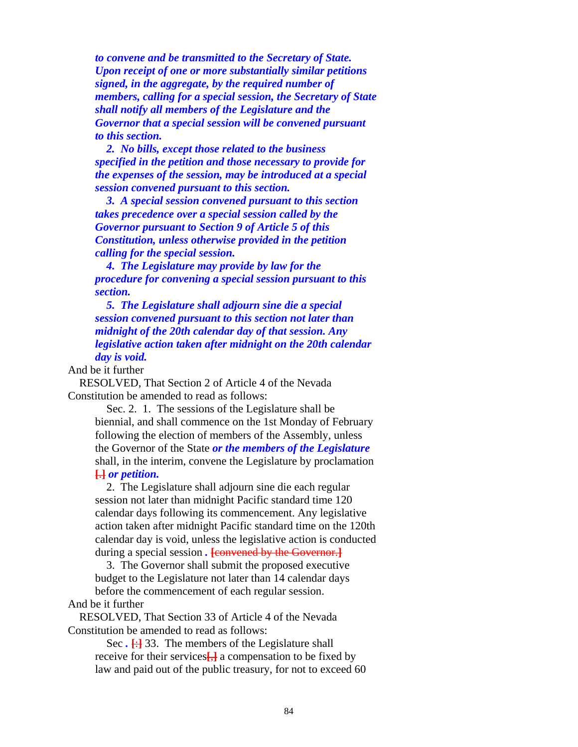***to convene and be transmitted to the Secretary of State. Upon receipt of one or more substantially similar petitions signed, in the aggregate, by the required number of members, calling for a special session, the Secretary of State shall notify all members of the Legislature and the Governor that a special session will be convened pursuant to this section.***

***2. No bills, except those related to the business specified in the petition and those necessary to provide for the expenses of the session, may be introduced at a special session convened pursuant to this section.***

***3. A special session convened pursuant to this section takes precedence over a special session called by the Governor pursuant to Section 9 of Article 5 of this Constitution, unless otherwise provided in the petition calling for the special session.***

***4. The Legislature may provide by law for the procedure for convening a special session pursuant to this section.***

***5. The Legislature shall adjourn sine die a special session convened pursuant to this section not later than midnight of the 20th calendar day of that session. Any legislative action taken after midnight on the 20th calendar day is void.***

And be it further

RESOLVED, That Section 2 of Article 4 of the Nevada Constitution be amended to read as follows:

Sec. 2. 1. The sessions of the Legislature shall be biennial, and shall commence on the 1st Monday of February following the election of members of the Assembly, unless the Governor of the State ***or the members of the Legislature*** shall, in the interim, convene the Legislature by proclamation **[.]** ***or petition.***

2. The Legislature shall adjourn sine die each regular session not later than midnight Pacific standard time 120 calendar days following its commencement. Any legislative action taken after midnight Pacific standard time on the 120th calendar day is void, unless the legislative action is conducted during a special session **.** **[convened by the Governor.]**

3. The Governor shall submit the proposed executive budget to the Legislature not later than 14 calendar days before the commencement of each regular session.

And be it further

RESOLVED, That Section 33 of Article 4 of the Nevada Constitution be amended to read as follows:

Sec **.** **[:]** 33. The members of the Legislature shall receive for their services**[,]** a compensation to be fixed by law and paid out of the public treasury, for not to exceed 60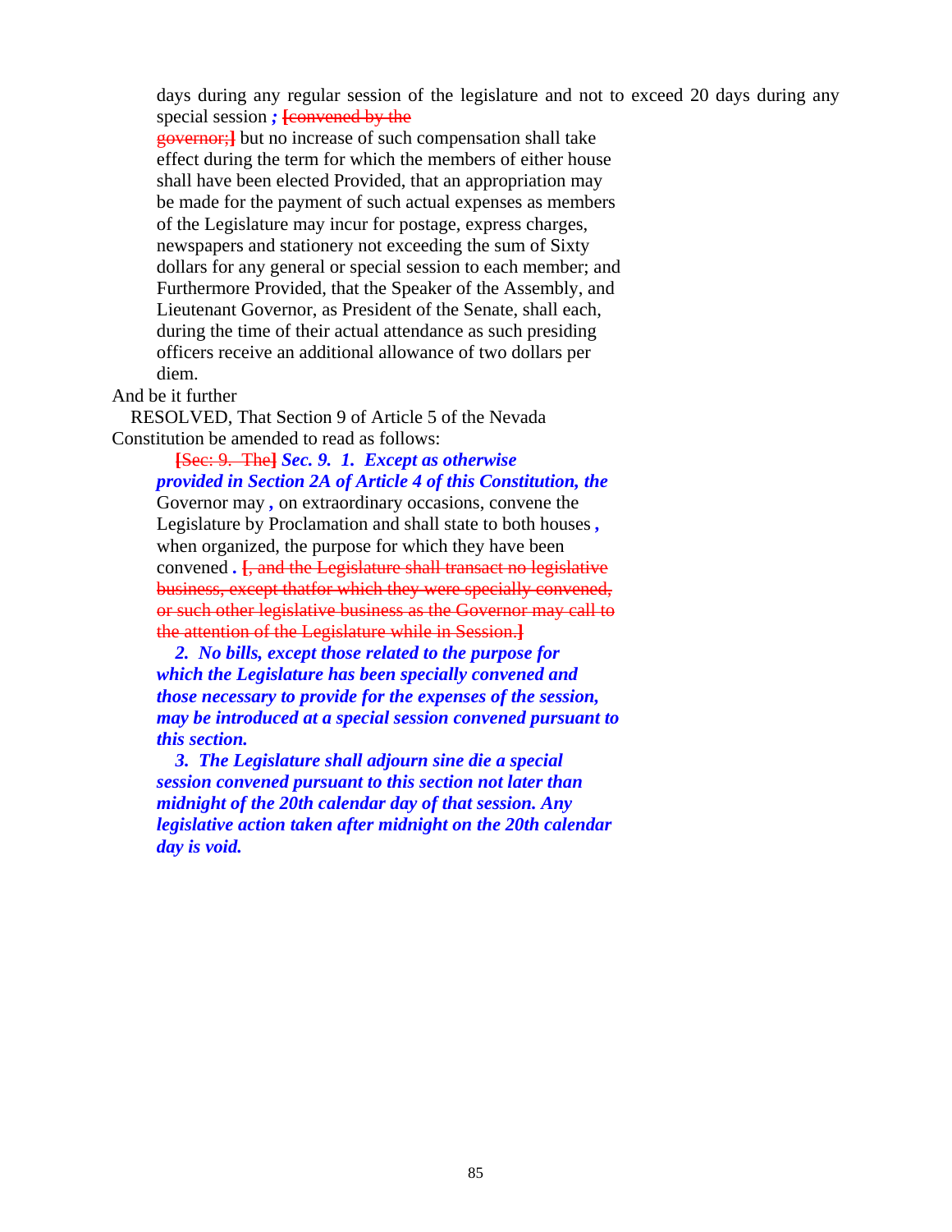days during any regular session of the legislature and not to exceed 20 days during any special session ***;*** ~~[convened by the governor;]~~ but no increase of such compensation shall take effect during the term for which the members of either house shall have been elected Provided, that an appropriation may be made for the payment of such actual expenses as members of the Legislature may incur for postage, express charges, newspapers and stationery not exceeding the sum of Sixty dollars for any general or special session to each member; and Furthermore Provided, that the Speaker of the Assembly, and Lieutenant Governor, as President of the Senate, shall each, during the time of their actual attendance as such presiding officers receive an additional allowance of two dollars per diem.

And be it further

RESOLVED, That Section 9 of Article 5 of the Nevada Constitution be amended to read as follows:

~~[Sec: 9. The]~~ ***Sec. 9. 1. Except as otherwise provided in Section 2A of Article 4 of this Constitution, the*** Governor may ***,*** on extraordinary occasions, convene the Legislature by Proclamation and shall state to both houses ***,*** when organized, the purpose for which they have been convened ***.*** ~~[, and the Legislature shall transact no legislative business, except thatfor which they were specially convened, or such other legislative business as the Governor may call to the attention of the Legislature while in Session.]~~

***2. No bills, except those related to the purpose for which the Legislature has been specially convened and those necessary to provide for the expenses of the session, may be introduced at a special session convened pursuant to this section.***

***3. The Legislature shall adjourn sine die a special session convened pursuant to this section not later than midnight of the 20th calendar day of that session. Any legislative action taken after midnight on the 20th calendar day is void.***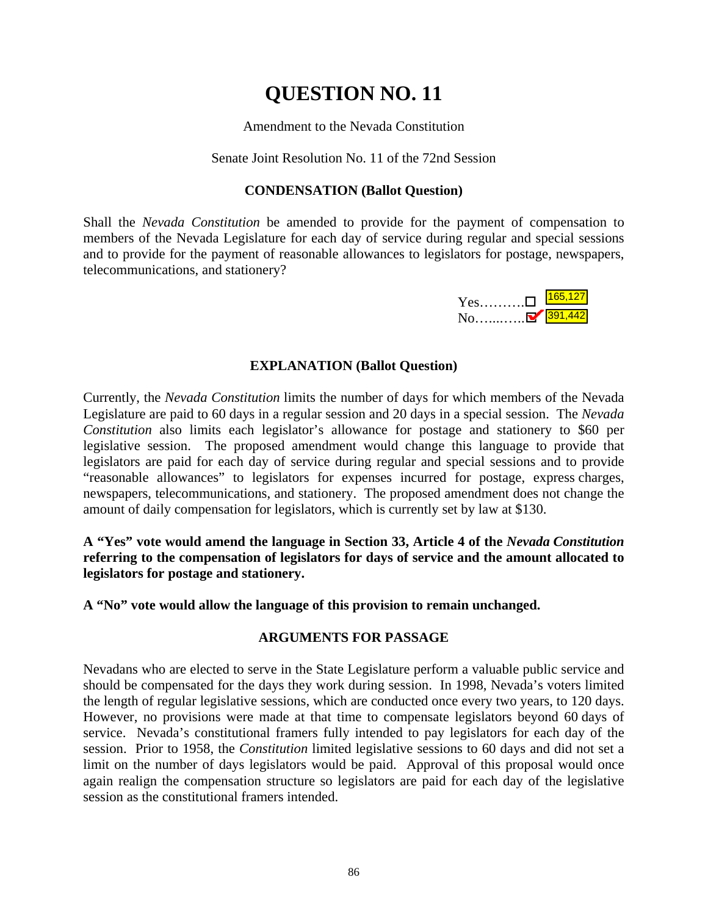# QUESTION NO. 11

Amendment to the Nevada Constitution

Senate Joint Resolution No. 11 of the 72nd Session

### CONDENSATION (Ballot Question)

Shall the *Nevada Constitution* be amended to provide for the payment of compensation to members of the Nevada Legislature for each day of service during regular and special sessions and to provide for the payment of reasonable allowances to legislators for postage, newspapers, telecommunications, and stationery?

Yes.......... ☐ 165,127
No............ ☑ 391,442

### EXPLANATION (Ballot Question)

Currently, the *Nevada Constitution* limits the number of days for which members of the Nevada Legislature are paid to 60 days in a regular session and 20 days in a special session. The *Nevada Constitution* also limits each legislator's allowance for postage and stationery to $60 per legislative session. The proposed amendment would change this language to provide that legislators are paid for each day of service during regular and special sessions and to provide "reasonable allowances" to legislators for expenses incurred for postage, express charges, newspapers, telecommunications, and stationery. The proposed amendment does not change the amount of daily compensation for legislators, which is currently set by law at $130.

**A "Yes" vote would amend the language in Section 33, Article 4 of the *Nevada Constitution* referring to the compensation of legislators for days of service and the amount allocated to legislators for postage and stationery.**

**A "No" vote would allow the language of this provision to remain unchanged.**

### ARGUMENTS FOR PASSAGE

Nevadans who are elected to serve in the State Legislature perform a valuable public service and should be compensated for the days they work during session. In 1998, Nevada's voters limited the length of regular legislative sessions, which are conducted once every two years, to 120 days. However, no provisions were made at that time to compensate legislators beyond 60 days of service. Nevada's constitutional framers fully intended to pay legislators for each day of the session. Prior to 1958, the *Constitution* limited legislative sessions to 60 days and did not set a limit on the number of days legislators would be paid. Approval of this proposal would once again realign the compensation structure so legislators are paid for each day of the legislative session as the constitutional framers intended.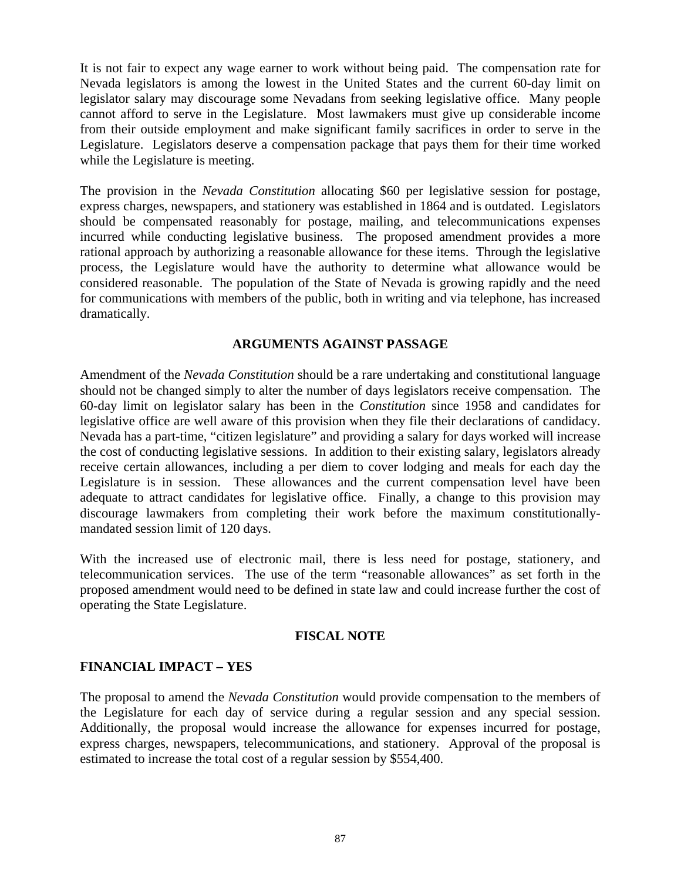It is not fair to expect any wage earner to work without being paid. The compensation rate for Nevada legislators is among the lowest in the United States and the current 60-day limit on legislator salary may discourage some Nevadans from seeking legislative office. Many people cannot afford to serve in the Legislature. Most lawmakers must give up considerable income from their outside employment and make significant family sacrifices in order to serve in the Legislature. Legislators deserve a compensation package that pays them for their time worked while the Legislature is meeting.

The provision in the *Nevada Constitution* allocating $60 per legislative session for postage, express charges, newspapers, and stationery was established in 1864 and is outdated. Legislators should be compensated reasonably for postage, mailing, and telecommunications expenses incurred while conducting legislative business. The proposed amendment provides a more rational approach by authorizing a reasonable allowance for these items. Through the legislative process, the Legislature would have the authority to determine what allowance would be considered reasonable. The population of the State of Nevada is growing rapidly and the need for communications with members of the public, both in writing and via telephone, has increased dramatically.

## ARGUMENTS AGAINST PASSAGE

Amendment of the *Nevada Constitution* should be a rare undertaking and constitutional language should not be changed simply to alter the number of days legislators receive compensation. The 60-day limit on legislator salary has been in the *Constitution* since 1958 and candidates for legislative office are well aware of this provision when they file their declarations of candidacy. Nevada has a part-time, "citizen legislature" and providing a salary for days worked will increase the cost of conducting legislative sessions. In addition to their existing salary, legislators already receive certain allowances, including a per diem to cover lodging and meals for each day the Legislature is in session. These allowances and the current compensation level have been adequate to attract candidates for legislative office. Finally, a change to this provision may discourage lawmakers from completing their work before the maximum constitutionally-mandated session limit of 120 days.

With the increased use of electronic mail, there is less need for postage, stationery, and telecommunication services. The use of the term "reasonable allowances" as set forth in the proposed amendment would need to be defined in state law and could increase further the cost of operating the State Legislature.

## FISCAL NOTE

### FINANCIAL IMPACT – YES

The proposal to amend the *Nevada Constitution* would provide compensation to the members of the Legislature for each day of service during a regular session and any special session. Additionally, the proposal would increase the allowance for expenses incurred for postage, express charges, newspapers, telecommunications, and stationery. Approval of the proposal is estimated to increase the total cost of a regular session by $554,400.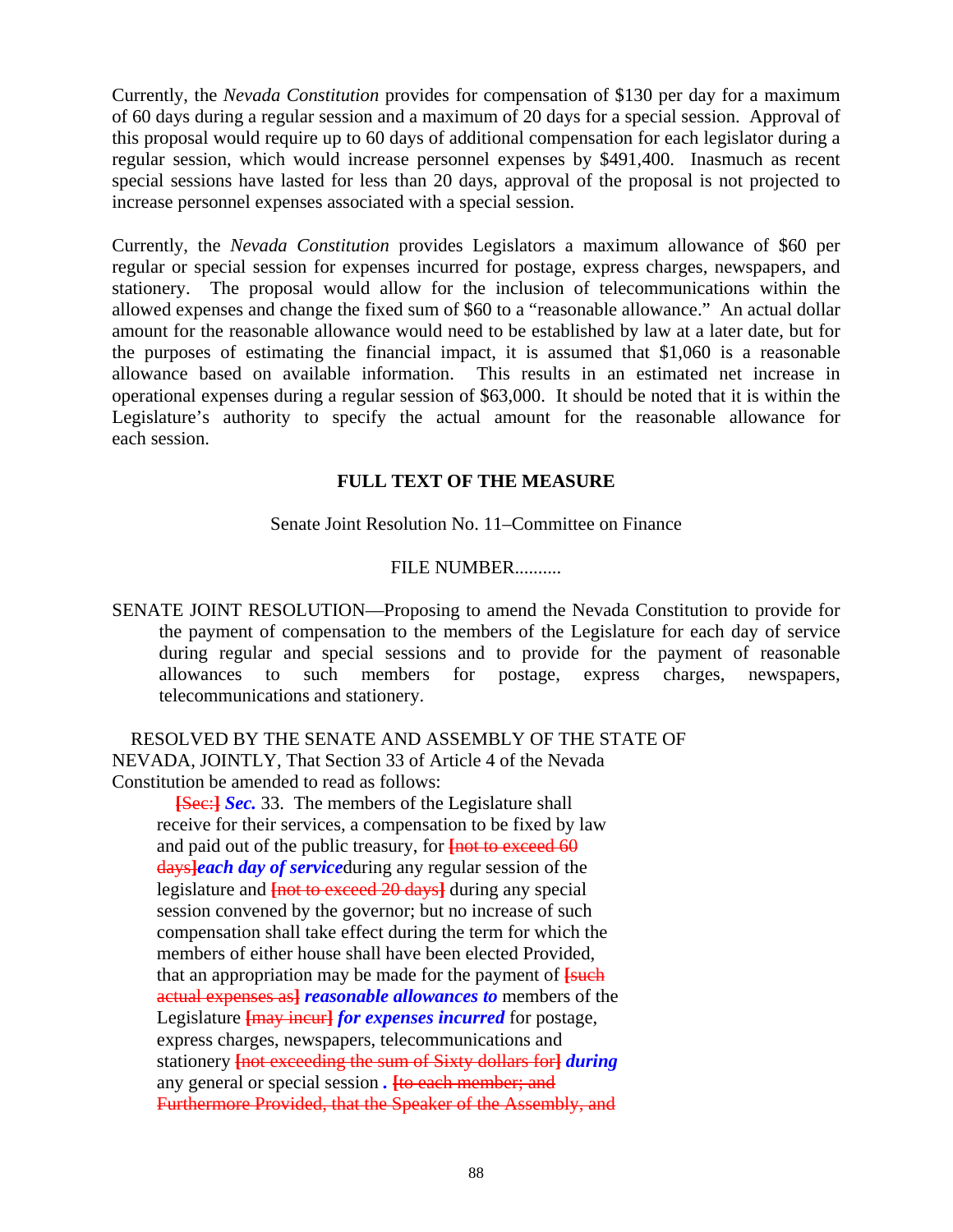Currently, the *Nevada Constitution* provides for compensation of $130 per day for a maximum of 60 days during a regular session and a maximum of 20 days for a special session. Approval of this proposal would require up to 60 days of additional compensation for each legislator during a regular session, which would increase personnel expenses by $491,400. Inasmuch as recent special sessions have lasted for less than 20 days, approval of the proposal is not projected to increase personnel expenses associated with a special session.

Currently, the *Nevada Constitution* provides Legislators a maximum allowance of $60 per regular or special session for expenses incurred for postage, express charges, newspapers, and stationery. The proposal would allow for the inclusion of telecommunications within the allowed expenses and change the fixed sum of $60 to a "reasonable allowance." An actual dollar amount for the reasonable allowance would need to be established by law at a later date, but for the purposes of estimating the financial impact, it is assumed that $1,060 is a reasonable allowance based on available information. This results in an estimated net increase in operational expenses during a regular session of $63,000. It should be noted that it is within the Legislature's authority to specify the actual amount for the reasonable allowance for each session.

## FULL TEXT OF THE MEASURE

Senate Joint Resolution No. 11–Committee on Finance

FILE NUMBER..........

SENATE JOINT RESOLUTION—Proposing to amend the Nevada Constitution to provide for the payment of compensation to the members of the Legislature for each day of service during regular and special sessions and to provide for the payment of reasonable allowances to such members for postage, express charges, newspapers, telecommunications and stationery.

RESOLVED BY THE SENATE AND ASSEMBLY OF THE STATE OF NEVADA, JOINTLY, That Section 33 of Article 4 of the Nevada Constitution be amended to read as follows:

~~[Sec:]~~ ***Sec.*** 33. The members of the Legislature shall receive for their services, a compensation to be fixed by law and paid out of the public treasury, for ~~[not to exceed 60 days]~~***each day of service*** during any regular session of the legislature and ~~[not to exceed 20 days]~~ during any special session convened by the governor; but no increase of such compensation shall take effect during the term for which the members of either house shall have been elected Provided, that an appropriation may be made for the payment of ~~[such actual expenses as]~~ ***reasonable allowances to*** members of the Legislature ~~[may incur]~~ ***for expenses incurred*** for postage, express charges, newspapers, telecommunications and stationery ~~[not exceeding the sum of Sixty dollars for]~~ ***during*** any general or special session ***.*** ~~[to each member; and Furthermore Provided, that the Speaker of the Assembly, and~~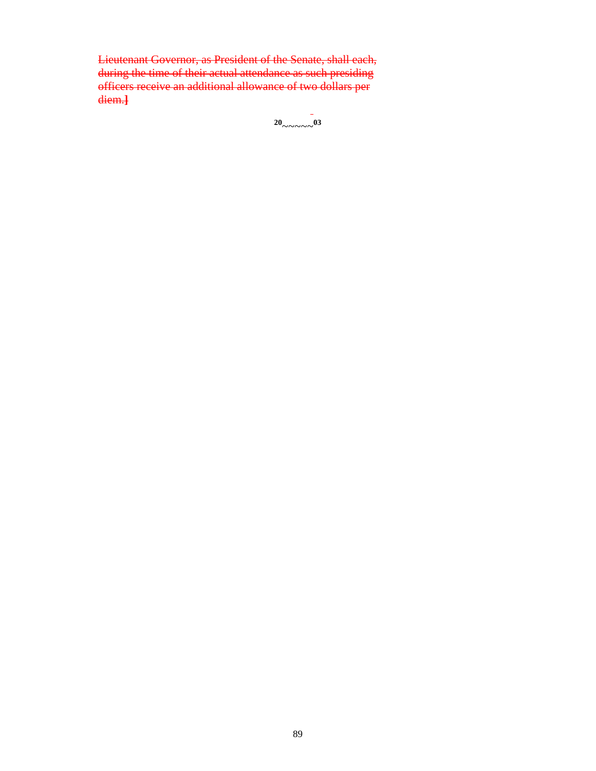~~Lieutenant Governor, as President of the Senate, shall each, during the time of their actual attendance as such presiding officers receive an additional allowance of two dollars per diem.]~~

**20~~~~~~03**